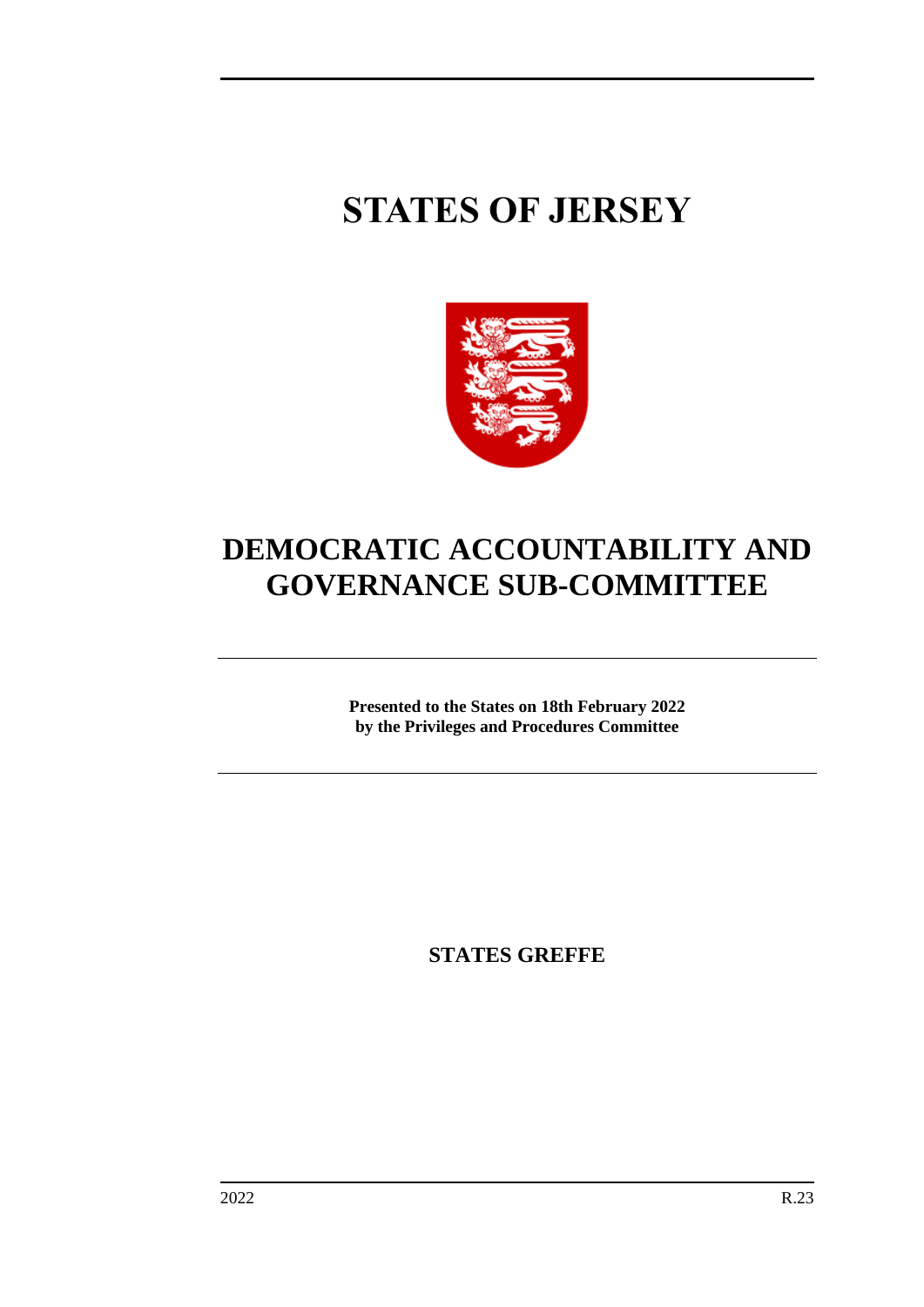# STATES OF JERSEY

# DEMOCRATIC ACCOUNTABILITY AND GOVERNANCE SUB-COMMITTEE

**Presented to the States on 18th February 2022**
**by the Privileges and Procedures Committee**

**STATES GREFFE**

2022 R.23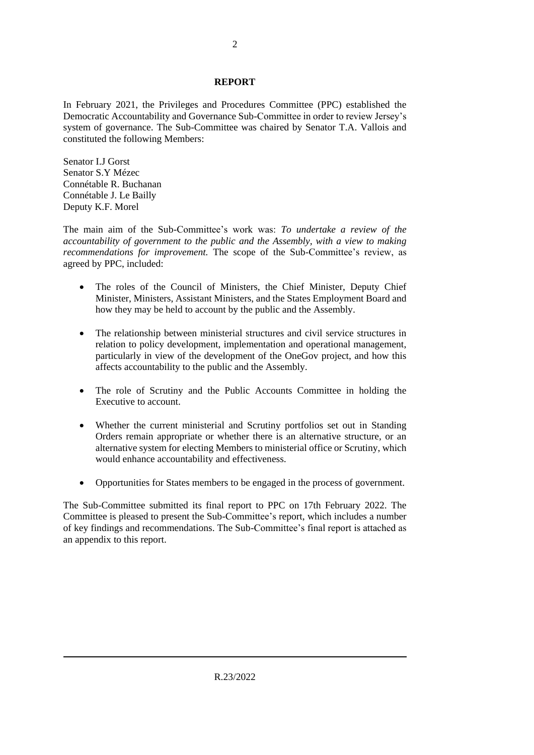## REPORT

In February 2021, the Privileges and Procedures Committee (PPC) established the Democratic Accountability and Governance Sub-Committee in order to review Jersey's system of governance. The Sub-Committee was chaired by Senator T.A. Vallois and constituted the following Members:

Senator I.J Gorst
Senator S.Y Mézec
Connétable R. Buchanan
Connétable J. Le Bailly
Deputy K.F. Morel

The main aim of the Sub-Committee's work was: *To undertake a review of the accountability of government to the public and the Assembly, with a view to making recommendations for improvement.* The scope of the Sub-Committee's review, as agreed by PPC, included:

- The roles of the Council of Ministers, the Chief Minister, Deputy Chief Minister, Ministers, Assistant Ministers, and the States Employment Board and how they may be held to account by the public and the Assembly.

- The relationship between ministerial structures and civil service structures in relation to policy development, implementation and operational management, particularly in view of the development of the OneGov project, and how this affects accountability to the public and the Assembly.

- The role of Scrutiny and the Public Accounts Committee in holding the Executive to account.

- Whether the current ministerial and Scrutiny portfolios set out in Standing Orders remain appropriate or whether there is an alternative structure, or an alternative system for electing Members to ministerial office or Scrutiny, which would enhance accountability and effectiveness.

- Opportunities for States members to be engaged in the process of government.

The Sub-Committee submitted its final report to PPC on 17th February 2022. The Committee is pleased to present the Sub-Committee's report, which includes a number of key findings and recommendations. The Sub-Committee's final report is attached as an appendix to this report.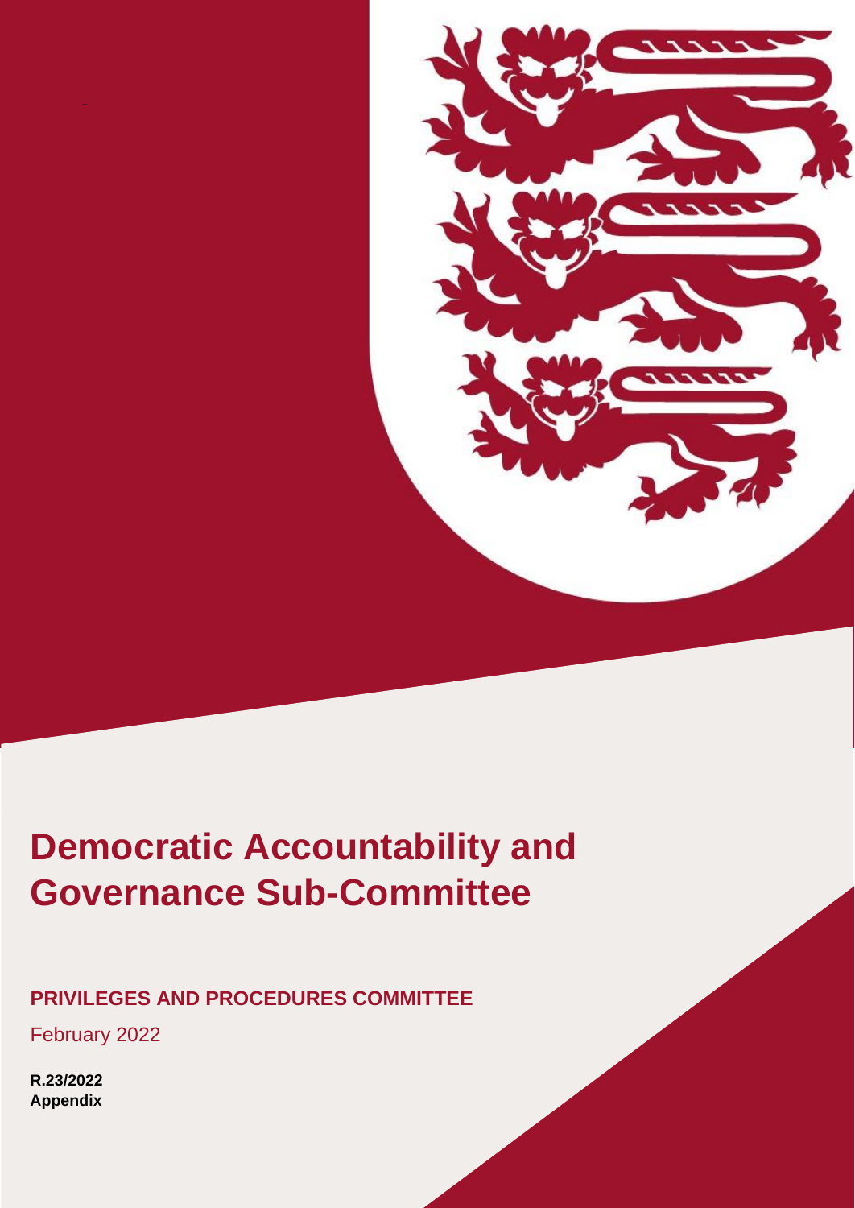# Democratic Accountability and Governance Sub-Committee

**PRIVILEGES AND PROCEDURES COMMITTEE**

February 2022

**R.23/2022**
**Appendix**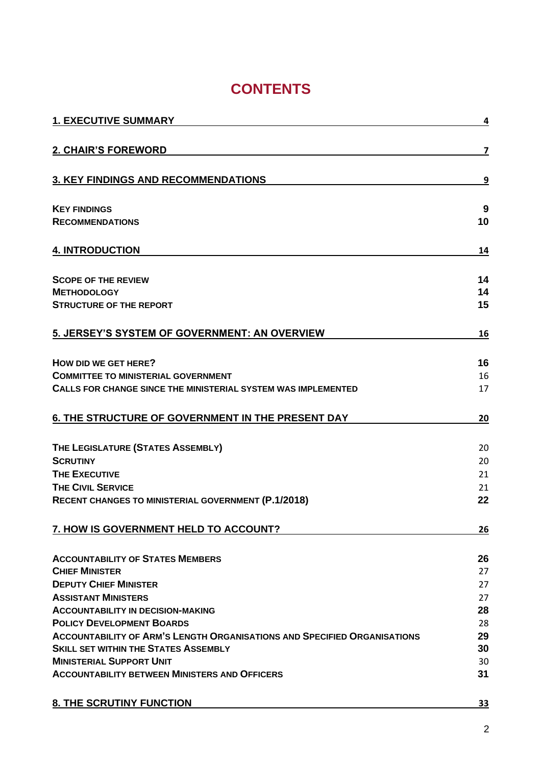# CONTENTS

| | |
|---|---|
| **1. EXECUTIVE SUMMARY** | **4** |
| **2. CHAIR'S FOREWORD** | **7** |
| **3. KEY FINDINGS AND RECOMMENDATIONS** | **9** |
| **KEY FINDINGS** | **9** |
| **RECOMMENDATIONS** | **10** |
| **4. INTRODUCTION** | **14** |
| **SCOPE OF THE REVIEW** | **14** |
| **METHODOLOGY** | **14** |
| **STRUCTURE OF THE REPORT** | **15** |
| **5. JERSEY'S SYSTEM OF GOVERNMENT: AN OVERVIEW** | **16** |
| **HOW DID WE GET HERE?** | **16** |
| **COMMITTEE TO MINISTERIAL GOVERNMENT** | 16 |
| **CALLS FOR CHANGE SINCE THE MINISTERIAL SYSTEM WAS IMPLEMENTED** | 17 |
| **6. THE STRUCTURE OF GOVERNMENT IN THE PRESENT DAY** | **20** |
| **THE LEGISLATURE (STATES ASSEMBLY)** | 20 |
| **SCRUTINY** | 20 |
| **THE EXECUTIVE** | 21 |
| **THE CIVIL SERVICE** | 21 |
| **RECENT CHANGES TO MINISTERIAL GOVERNMENT (P.1/2018)** | **22** |
| **7. HOW IS GOVERNMENT HELD TO ACCOUNT?** | **26** |
| **ACCOUNTABILITY OF STATES MEMBERS** | **26** |
| **CHIEF MINISTER** | 27 |
| **DEPUTY CHIEF MINISTER** | 27 |
| **ASSISTANT MINISTERS** | 27 |
| **ACCOUNTABILITY IN DECISION-MAKING** | **28** |
| **POLICY DEVELOPMENT BOARDS** | 28 |
| **ACCOUNTABILITY OF ARM'S LENGTH ORGANISATIONS AND SPECIFIED ORGANISATIONS** | **29** |
| **SKILL SET WITHIN THE STATES ASSEMBLY** | **30** |
| **MINISTERIAL SUPPORT UNIT** | 30 |
| **ACCOUNTABILITY BETWEEN MINISTERS AND OFFICERS** | **31** |
| **8. THE SCRUTINY FUNCTION** | **33** |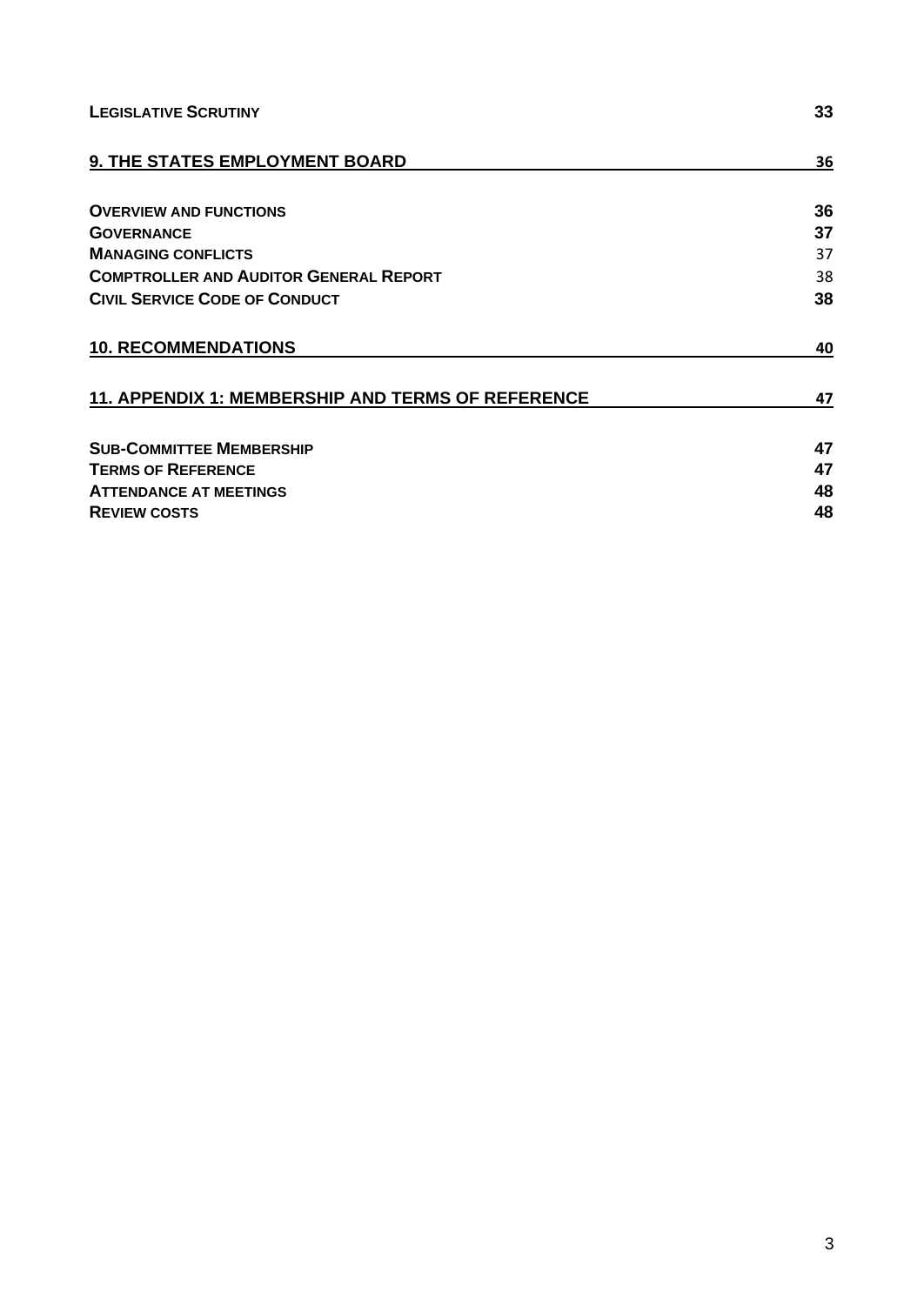| | |
|---|---|
| **LEGISLATIVE SCRUTINY** | **33** |
| **9. THE STATES EMPLOYMENT BOARD** | **36** |
| **OVERVIEW AND FUNCTIONS** | **36** |
| **GOVERNANCE** | **37** |
| **MANAGING CONFLICTS** | 37 |
| **COMPTROLLER AND AUDITOR GENERAL REPORT** | 38 |
| **CIVIL SERVICE CODE OF CONDUCT** | **38** |
| **10. RECOMMENDATIONS** | **40** |
| **11. APPENDIX 1: MEMBERSHIP AND TERMS OF REFERENCE** | **47** |
| **SUB-COMMITTEE MEMBERSHIP** | **47** |
| **TERMS OF REFERENCE** | **47** |
| **ATTENDANCE AT MEETINGS** | **48** |
| **REVIEW COSTS** | **48** |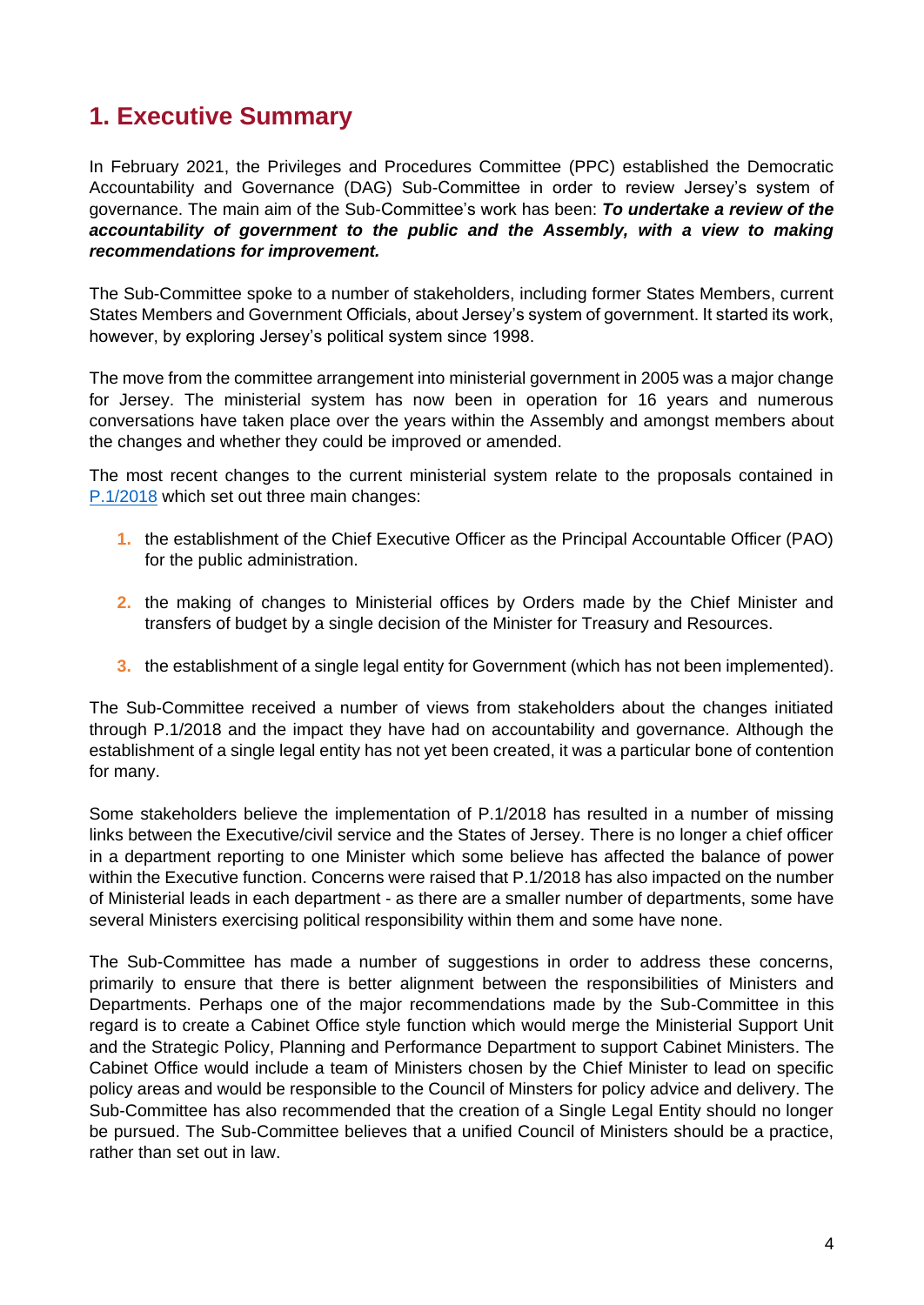# 1. Executive Summary

In February 2021, the Privileges and Procedures Committee (PPC) established the Democratic Accountability and Governance (DAG) Sub-Committee in order to review Jersey's system of governance. The main aim of the Sub-Committee's work has been: ***To undertake a review of the accountability of government to the public and the Assembly, with a view to making recommendations for improvement.***

The Sub-Committee spoke to a number of stakeholders, including former States Members, current States Members and Government Officials, about Jersey's system of government. It started its work, however, by exploring Jersey's political system since 1998.

The move from the committee arrangement into ministerial government in 2005 was a major change for Jersey. The ministerial system has now been in operation for 16 years and numerous conversations have taken place over the years within the Assembly and amongst members about the changes and whether they could be improved or amended.

The most recent changes to the current ministerial system relate to the proposals contained in P.1/2018 which set out three main changes:

1. the establishment of the Chief Executive Officer as the Principal Accountable Officer (PAO) for the public administration.
2. the making of changes to Ministerial offices by Orders made by the Chief Minister and transfers of budget by a single decision of the Minister for Treasury and Resources.
3. the establishment of a single legal entity for Government (which has not been implemented).

The Sub-Committee received a number of views from stakeholders about the changes initiated through P.1/2018 and the impact they have had on accountability and governance. Although the establishment of a single legal entity has not yet been created, it was a particular bone of contention for many.

Some stakeholders believe the implementation of P.1/2018 has resulted in a number of missing links between the Executive/civil service and the States of Jersey. There is no longer a chief officer in a department reporting to one Minister which some believe has affected the balance of power within the Executive function. Concerns were raised that P.1/2018 has also impacted on the number of Ministerial leads in each department - as there are a smaller number of departments, some have several Ministers exercising political responsibility within them and some have none.

The Sub-Committee has made a number of suggestions in order to address these concerns, primarily to ensure that there is better alignment between the responsibilities of Ministers and Departments. Perhaps one of the major recommendations made by the Sub-Committee in this regard is to create a Cabinet Office style function which would merge the Ministerial Support Unit and the Strategic Policy, Planning and Performance Department to support Cabinet Ministers. The Cabinet Office would include a team of Ministers chosen by the Chief Minister to lead on specific policy areas and would be responsible to the Council of Minsters for policy advice and delivery. The Sub-Committee has also recommended that the creation of a Single Legal Entity should no longer be pursued. The Sub-Committee believes that a unified Council of Ministers should be a practice, rather than set out in law.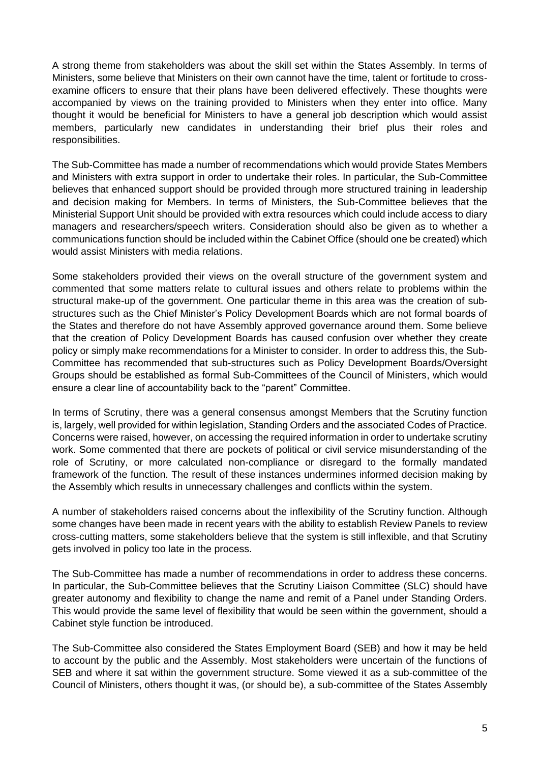A strong theme from stakeholders was about the skill set within the States Assembly. In terms of Ministers, some believe that Ministers on their own cannot have the time, talent or fortitude to cross-examine officers to ensure that their plans have been delivered effectively. These thoughts were accompanied by views on the training provided to Ministers when they enter into office. Many thought it would be beneficial for Ministers to have a general job description which would assist members, particularly new candidates in understanding their brief plus their roles and responsibilities.

The Sub-Committee has made a number of recommendations which would provide States Members and Ministers with extra support in order to undertake their roles. In particular, the Sub-Committee believes that enhanced support should be provided through more structured training in leadership and decision making for Members. In terms of Ministers, the Sub-Committee believes that the Ministerial Support Unit should be provided with extra resources which could include access to diary managers and researchers/speech writers. Consideration should also be given as to whether a communications function should be included within the Cabinet Office (should one be created) which would assist Ministers with media relations.

Some stakeholders provided their views on the overall structure of the government system and commented that some matters relate to cultural issues and others relate to problems within the structural make-up of the government. One particular theme in this area was the creation of sub-structures such as the Chief Minister's Policy Development Boards which are not formal boards of the States and therefore do not have Assembly approved governance around them. Some believe that the creation of Policy Development Boards has caused confusion over whether they create policy or simply make recommendations for a Minister to consider. In order to address this, the Sub-Committee has recommended that sub-structures such as Policy Development Boards/Oversight Groups should be established as formal Sub-Committees of the Council of Ministers, which would ensure a clear line of accountability back to the "parent" Committee.

In terms of Scrutiny, there was a general consensus amongst Members that the Scrutiny function is, largely, well provided for within legislation, Standing Orders and the associated Codes of Practice. Concerns were raised, however, on accessing the required information in order to undertake scrutiny work. Some commented that there are pockets of political or civil service misunderstanding of the role of Scrutiny, or more calculated non-compliance or disregard to the formally mandated framework of the function. The result of these instances undermines informed decision making by the Assembly which results in unnecessary challenges and conflicts within the system.

A number of stakeholders raised concerns about the inflexibility of the Scrutiny function. Although some changes have been made in recent years with the ability to establish Review Panels to review cross-cutting matters, some stakeholders believe that the system is still inflexible, and that Scrutiny gets involved in policy too late in the process.

The Sub-Committee has made a number of recommendations in order to address these concerns. In particular, the Sub-Committee believes that the Scrutiny Liaison Committee (SLC) should have greater autonomy and flexibility to change the name and remit of a Panel under Standing Orders. This would provide the same level of flexibility that would be seen within the government, should a Cabinet style function be introduced.

The Sub-Committee also considered the States Employment Board (SEB) and how it may be held to account by the public and the Assembly. Most stakeholders were uncertain of the functions of SEB and where it sat within the government structure. Some viewed it as a sub-committee of the Council of Ministers, others thought it was, (or should be), a sub-committee of the States Assembly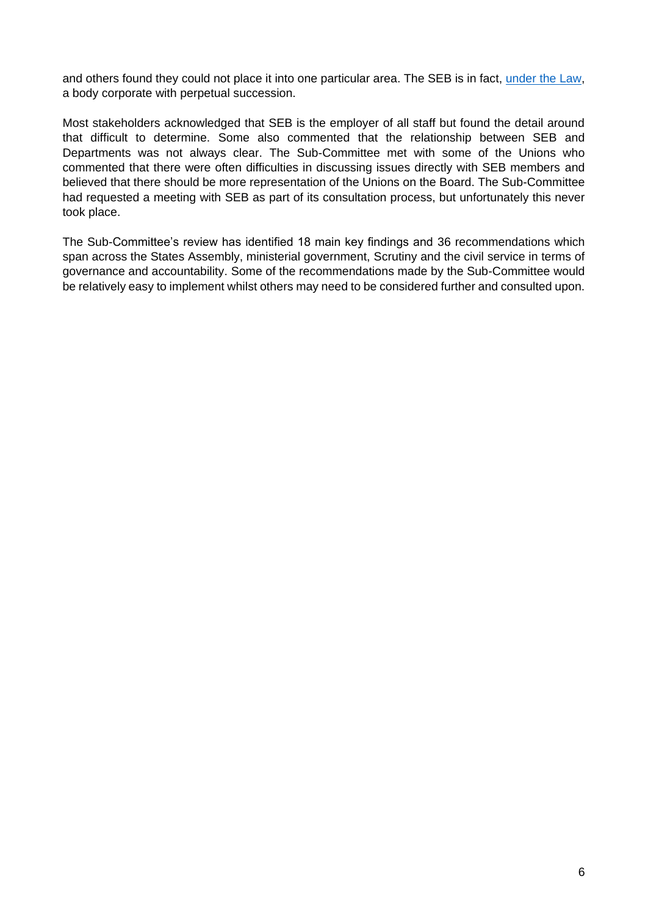and others found they could not place it into one particular area. The SEB is in fact, under the Law, a body corporate with perpetual succession.

Most stakeholders acknowledged that SEB is the employer of all staff but found the detail around that difficult to determine. Some also commented that the relationship between SEB and Departments was not always clear. The Sub-Committee met with some of the Unions who commented that there were often difficulties in discussing issues directly with SEB members and believed that there should be more representation of the Unions on the Board. The Sub-Committee had requested a meeting with SEB as part of its consultation process, but unfortunately this never took place.

The Sub-Committee's review has identified 18 main key findings and 36 recommendations which span across the States Assembly, ministerial government, Scrutiny and the civil service in terms of governance and accountability. Some of the recommendations made by the Sub-Committee would be relatively easy to implement whilst others may need to be considered further and consulted upon.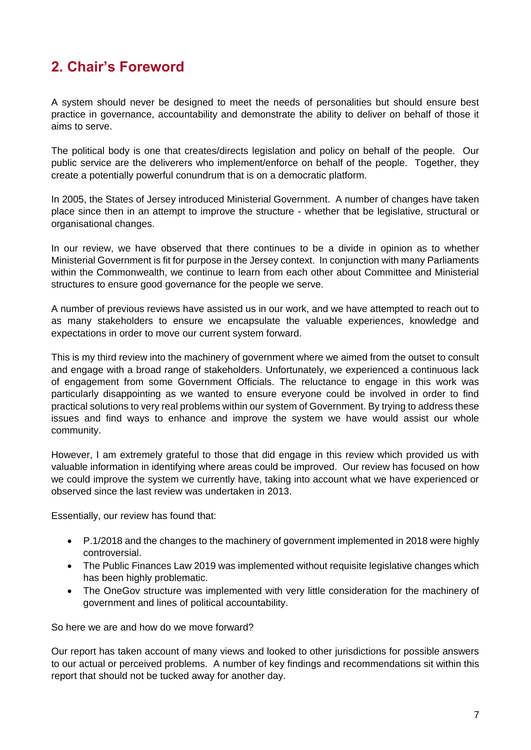## 2. Chair's Foreword

A system should never be designed to meet the needs of personalities but should ensure best practice in governance, accountability and demonstrate the ability to deliver on behalf of those it aims to serve.

The political body is one that creates/directs legislation and policy on behalf of the people. Our public service are the deliverers who implement/enforce on behalf of the people. Together, they create a potentially powerful conundrum that is on a democratic platform.

In 2005, the States of Jersey introduced Ministerial Government. A number of changes have taken place since then in an attempt to improve the structure - whether that be legislative, structural or organisational changes.

In our review, we have observed that there continues to be a divide in opinion as to whether Ministerial Government is fit for purpose in the Jersey context. In conjunction with many Parliaments within the Commonwealth, we continue to learn from each other about Committee and Ministerial structures to ensure good governance for the people we serve.

A number of previous reviews have assisted us in our work, and we have attempted to reach out to as many stakeholders to ensure we encapsulate the valuable experiences, knowledge and expectations in order to move our current system forward.

This is my third review into the machinery of government where we aimed from the outset to consult and engage with a broad range of stakeholders. Unfortunately, we experienced a continuous lack of engagement from some Government Officials. The reluctance to engage in this work was particularly disappointing as we wanted to ensure everyone could be involved in order to find practical solutions to very real problems within our system of Government. By trying to address these issues and find ways to enhance and improve the system we have would assist our whole community.

However, I am extremely grateful to those that did engage in this review which provided us with valuable information in identifying where areas could be improved. Our review has focused on how we could improve the system we currently have, taking into account what we have experienced or observed since the last review was undertaken in 2013.

Essentially, our review has found that:

- P.1/2018 and the changes to the machinery of government implemented in 2018 were highly controversial.
- The Public Finances Law 2019 was implemented without requisite legislative changes which has been highly problematic.
- The OneGov structure was implemented with very little consideration for the machinery of government and lines of political accountability.

So here we are and how do we move forward?

Our report has taken account of many views and looked to other jurisdictions for possible answers to our actual or perceived problems. A number of key findings and recommendations sit within this report that should not be tucked away for another day.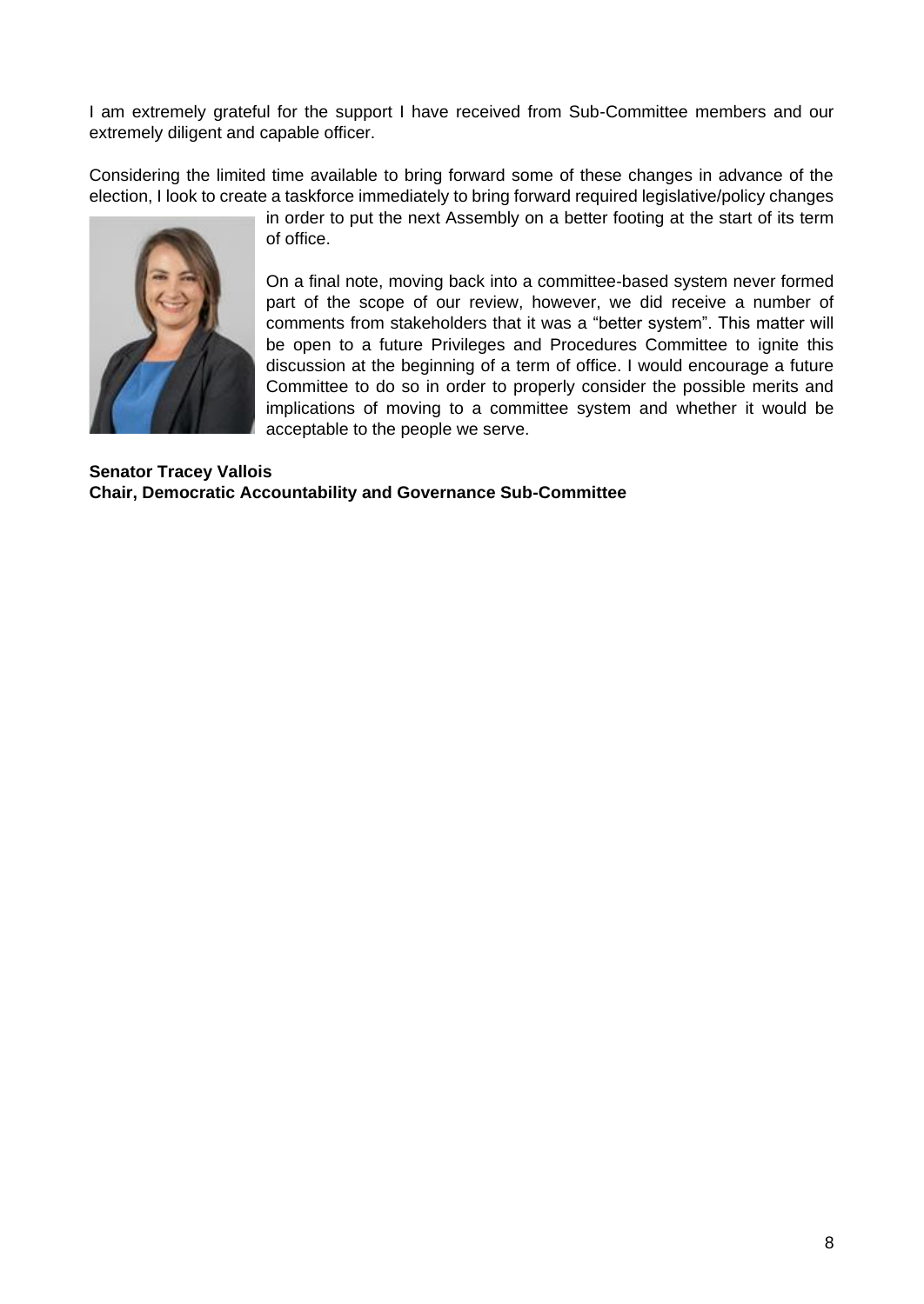I am extremely grateful for the support I have received from Sub-Committee members and our extremely diligent and capable officer.

Considering the limited time available to bring forward some of these changes in advance of the election, I look to create a taskforce immediately to bring forward required legislative/policy changes in order to put the next Assembly on a better footing at the start of its term of office.

On a final note, moving back into a committee-based system never formed part of the scope of our review, however, we did receive a number of comments from stakeholders that it was a "better system". This matter will be open to a future Privileges and Procedures Committee to ignite this discussion at the beginning of a term of office. I would encourage a future Committee to do so in order to properly consider the possible merits and implications of moving to a committee system and whether it would be acceptable to the people we serve.

**Senator Tracey Vallois**
**Chair, Democratic Accountability and Governance Sub-Committee**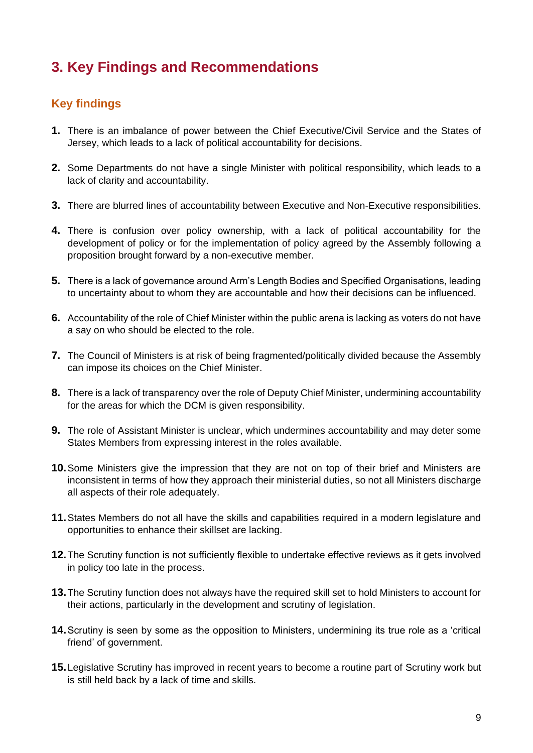# 3. Key Findings and Recommendations

## Key findings

1. There is an imbalance of power between the Chief Executive/Civil Service and the States of Jersey, which leads to a lack of political accountability for decisions.

2. Some Departments do not have a single Minister with political responsibility, which leads to a lack of clarity and accountability.

3. There are blurred lines of accountability between Executive and Non-Executive responsibilities.

4. There is confusion over policy ownership, with a lack of political accountability for the development of policy or for the implementation of policy agreed by the Assembly following a proposition brought forward by a non-executive member.

5. There is a lack of governance around Arm's Length Bodies and Specified Organisations, leading to uncertainty about to whom they are accountable and how their decisions can be influenced.

6. Accountability of the role of Chief Minister within the public arena is lacking as voters do not have a say on who should be elected to the role.

7. The Council of Ministers is at risk of being fragmented/politically divided because the Assembly can impose its choices on the Chief Minister.

8. There is a lack of transparency over the role of Deputy Chief Minister, undermining accountability for the areas for which the DCM is given responsibility.

9. The role of Assistant Minister is unclear, which undermines accountability and may deter some States Members from expressing interest in the roles available.

10. Some Ministers give the impression that they are not on top of their brief and Ministers are inconsistent in terms of how they approach their ministerial duties, so not all Ministers discharge all aspects of their role adequately.

11. States Members do not all have the skills and capabilities required in a modern legislature and opportunities to enhance their skillset are lacking.

12. The Scrutiny function is not sufficiently flexible to undertake effective reviews as it gets involved in policy too late in the process.

13. The Scrutiny function does not always have the required skill set to hold Ministers to account for their actions, particularly in the development and scrutiny of legislation.

14. Scrutiny is seen by some as the opposition to Ministers, undermining its true role as a 'critical friend' of government.

15. Legislative Scrutiny has improved in recent years to become a routine part of Scrutiny work but is still held back by a lack of time and skills.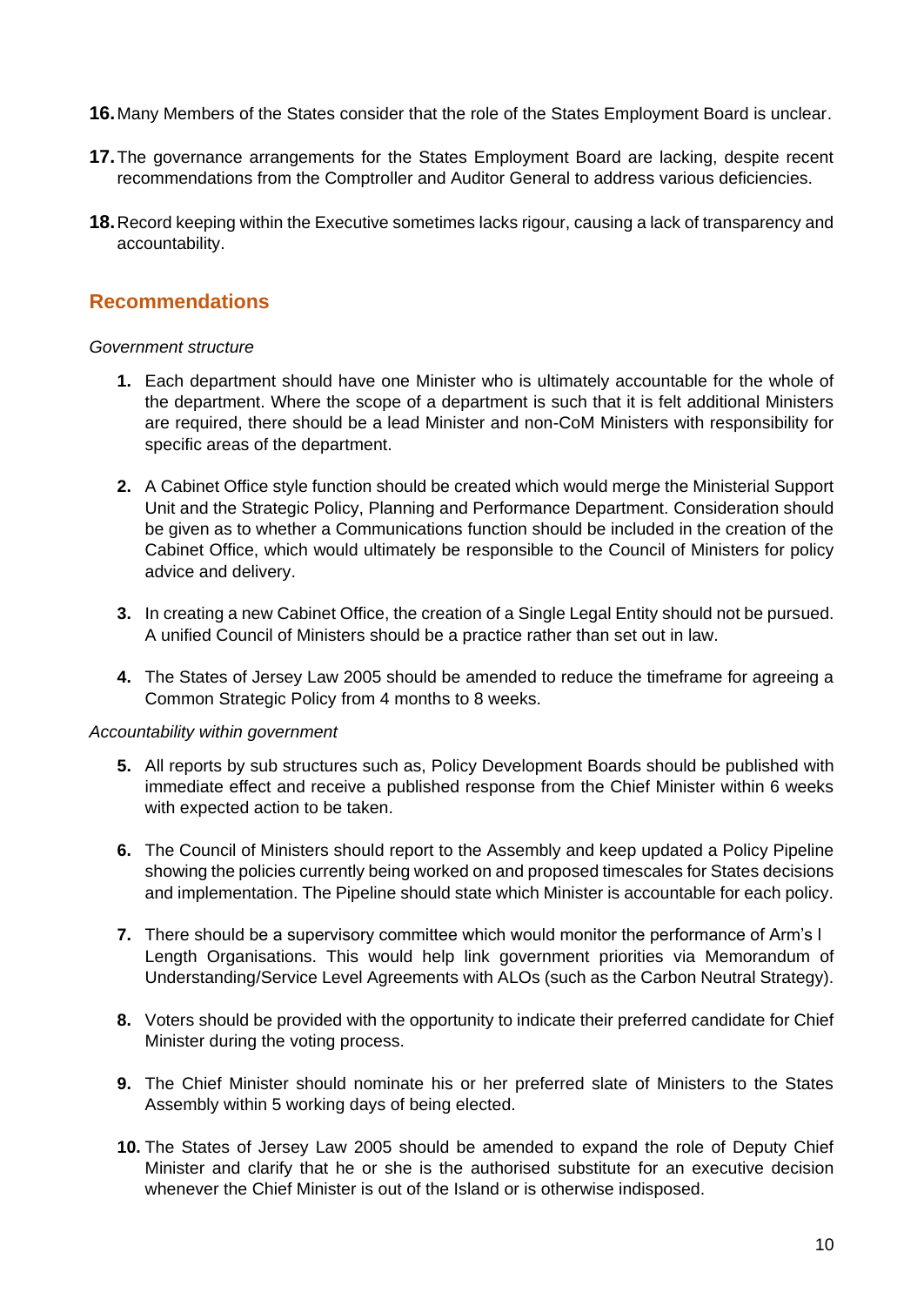16. Many Members of the States consider that the role of the States Employment Board is unclear.

17. The governance arrangements for the States Employment Board are lacking, despite recent recommendations from the Comptroller and Auditor General to address various deficiencies.

18. Record keeping within the Executive sometimes lacks rigour, causing a lack of transparency and accountability.

## Recommendations

*Government structure*

1. Each department should have one Minister who is ultimately accountable for the whole of the department. Where the scope of a department is such that it is felt additional Ministers are required, there should be a lead Minister and non-CoM Ministers with responsibility for specific areas of the department.

2. A Cabinet Office style function should be created which would merge the Ministerial Support Unit and the Strategic Policy, Planning and Performance Department. Consideration should be given as to whether a Communications function should be included in the creation of the Cabinet Office, which would ultimately be responsible to the Council of Ministers for policy advice and delivery.

3. In creating a new Cabinet Office, the creation of a Single Legal Entity should not be pursued. A unified Council of Ministers should be a practice rather than set out in law.

4. The States of Jersey Law 2005 should be amended to reduce the timeframe for agreeing a Common Strategic Policy from 4 months to 8 weeks.

*Accountability within government*

5. All reports by sub structures such as, Policy Development Boards should be published with immediate effect and receive a published response from the Chief Minister within 6 weeks with expected action to be taken.

6. The Council of Ministers should report to the Assembly and keep updated a Policy Pipeline showing the policies currently being worked on and proposed timescales for States decisions and implementation. The Pipeline should state which Minister is accountable for each policy.

7. There should be a supervisory committee which would monitor the performance of Arm's l Length Organisations. This would help link government priorities via Memorandum of Understanding/Service Level Agreements with ALOs (such as the Carbon Neutral Strategy).

8. Voters should be provided with the opportunity to indicate their preferred candidate for Chief Minister during the voting process.

9. The Chief Minister should nominate his or her preferred slate of Ministers to the States Assembly within 5 working days of being elected.

10. The States of Jersey Law 2005 should be amended to expand the role of Deputy Chief Minister and clarify that he or she is the authorised substitute for an executive decision whenever the Chief Minister is out of the Island or is otherwise indisposed.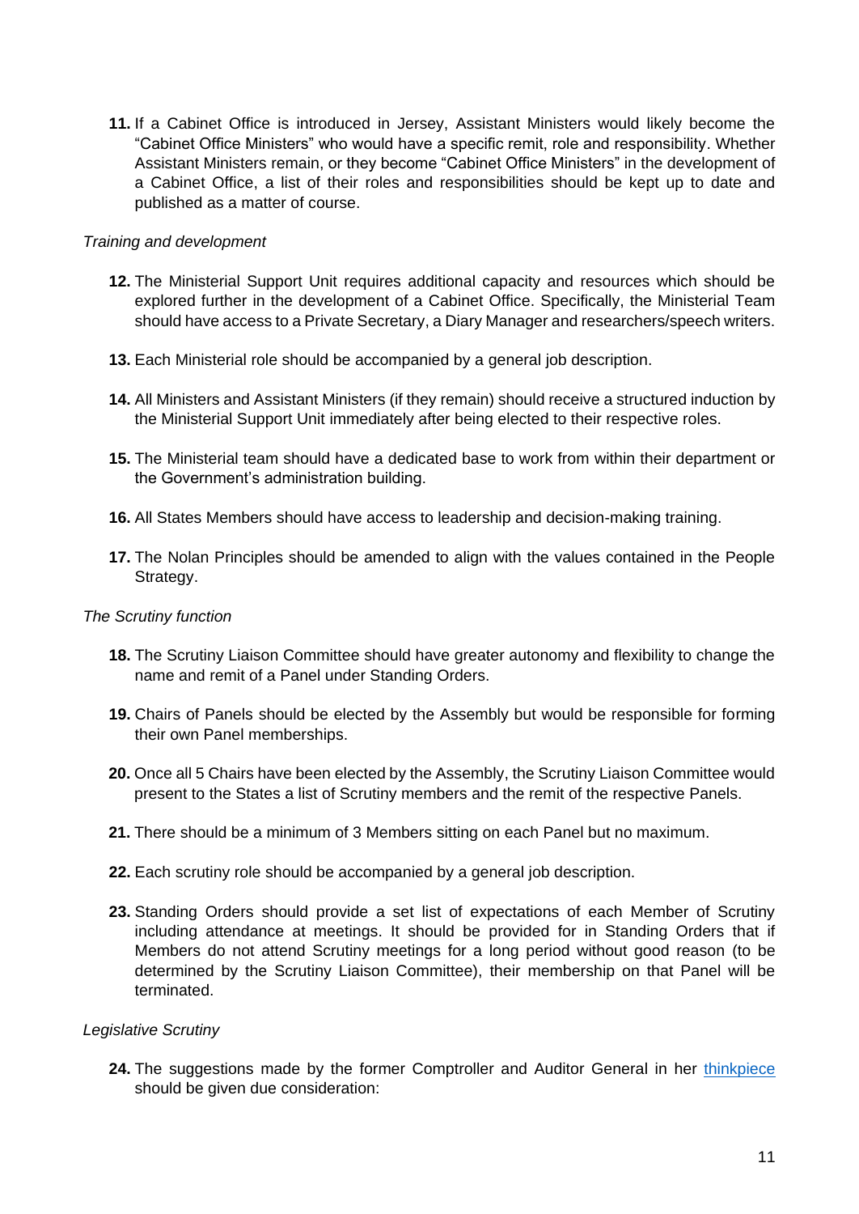11. If a Cabinet Office is introduced in Jersey, Assistant Ministers would likely become the “Cabinet Office Ministers” who would have a specific remit, role and responsibility. Whether Assistant Ministers remain, or they become “Cabinet Office Ministers” in the development of a Cabinet Office, a list of their roles and responsibilities should be kept up to date and published as a matter of course.

*Training and development*

12. The Ministerial Support Unit requires additional capacity and resources which should be explored further in the development of a Cabinet Office. Specifically, the Ministerial Team should have access to a Private Secretary, a Diary Manager and researchers/speech writers.

13. Each Ministerial role should be accompanied by a general job description.

14. All Ministers and Assistant Ministers (if they remain) should receive a structured induction by the Ministerial Support Unit immediately after being elected to their respective roles.

15. The Ministerial team should have a dedicated base to work from within their department or the Government’s administration building.

16. All States Members should have access to leadership and decision-making training.

17. The Nolan Principles should be amended to align with the values contained in the People Strategy.

*The Scrutiny function*

18. The Scrutiny Liaison Committee should have greater autonomy and flexibility to change the name and remit of a Panel under Standing Orders.

19. Chairs of Panels should be elected by the Assembly but would be responsible for forming their own Panel memberships.

20. Once all 5 Chairs have been elected by the Assembly, the Scrutiny Liaison Committee would present to the States a list of Scrutiny members and the remit of the respective Panels.

21. There should be a minimum of 3 Members sitting on each Panel but no maximum.

22. Each scrutiny role should be accompanied by a general job description.

23. Standing Orders should provide a set list of expectations of each Member of Scrutiny including attendance at meetings. It should be provided for in Standing Orders that if Members do not attend Scrutiny meetings for a long period without good reason (to be determined by the Scrutiny Liaison Committee), their membership on that Panel will be terminated.

*Legislative Scrutiny*

24. The suggestions made by the former Comptroller and Auditor General in her thinkpiece should be given due consideration: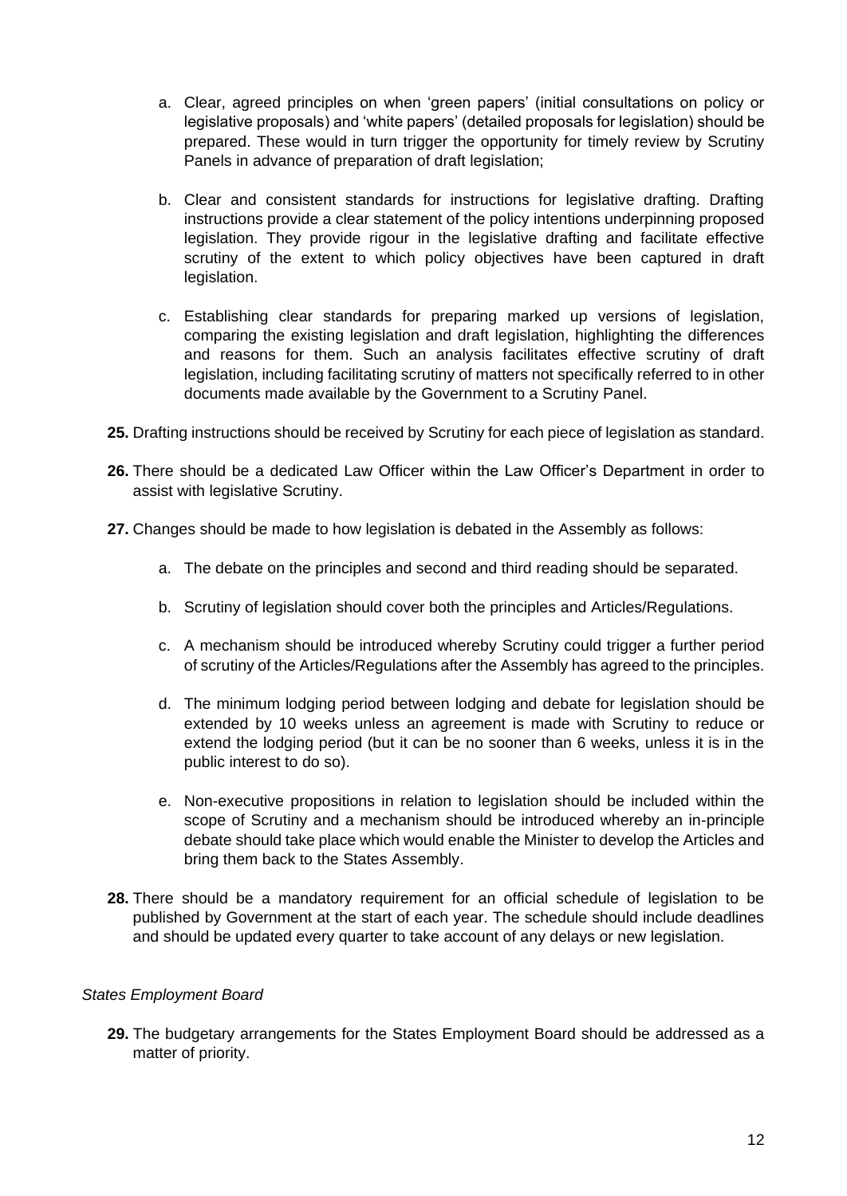a. Clear, agreed principles on when 'green papers' (initial consultations on policy or legislative proposals) and 'white papers' (detailed proposals for legislation) should be prepared. These would in turn trigger the opportunity for timely review by Scrutiny Panels in advance of preparation of draft legislation;

b. Clear and consistent standards for instructions for legislative drafting. Drafting instructions provide a clear statement of the policy intentions underpinning proposed legislation. They provide rigour in the legislative drafting and facilitate effective scrutiny of the extent to which policy objectives have been captured in draft legislation.

c. Establishing clear standards for preparing marked up versions of legislation, comparing the existing legislation and draft legislation, highlighting the differences and reasons for them. Such an analysis facilitates effective scrutiny of draft legislation, including facilitating scrutiny of matters not specifically referred to in other documents made available by the Government to a Scrutiny Panel.

**25.** Drafting instructions should be received by Scrutiny for each piece of legislation as standard.

**26.** There should be a dedicated Law Officer within the Law Officer's Department in order to assist with legislative Scrutiny.

**27.** Changes should be made to how legislation is debated in the Assembly as follows:

a. The debate on the principles and second and third reading should be separated.

b. Scrutiny of legislation should cover both the principles and Articles/Regulations.

c. A mechanism should be introduced whereby Scrutiny could trigger a further period of scrutiny of the Articles/Regulations after the Assembly has agreed to the principles.

d. The minimum lodging period between lodging and debate for legislation should be extended by 10 weeks unless an agreement is made with Scrutiny to reduce or extend the lodging period (but it can be no sooner than 6 weeks, unless it is in the public interest to do so).

e. Non-executive propositions in relation to legislation should be included within the scope of Scrutiny and a mechanism should be introduced whereby an in-principle debate should take place which would enable the Minister to develop the Articles and bring them back to the States Assembly.

**28.** There should be a mandatory requirement for an official schedule of legislation to be published by Government at the start of each year. The schedule should include deadlines and should be updated every quarter to take account of any delays or new legislation.

*States Employment Board*

**29.** The budgetary arrangements for the States Employment Board should be addressed as a matter of priority.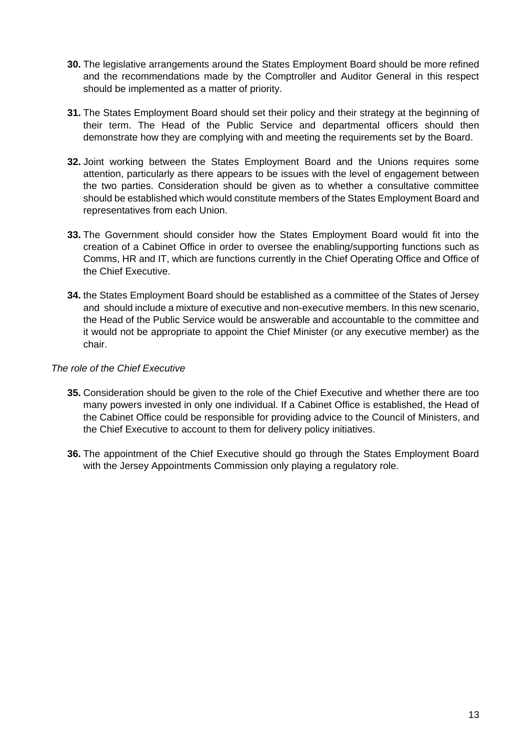**30.** The legislative arrangements around the States Employment Board should be more refined and the recommendations made by the Comptroller and Auditor General in this respect should be implemented as a matter of priority.

**31.** The States Employment Board should set their policy and their strategy at the beginning of their term. The Head of the Public Service and departmental officers should then demonstrate how they are complying with and meeting the requirements set by the Board.

**32.** Joint working between the States Employment Board and the Unions requires some attention, particularly as there appears to be issues with the level of engagement between the two parties. Consideration should be given as to whether a consultative committee should be established which would constitute members of the States Employment Board and representatives from each Union.

**33.** The Government should consider how the States Employment Board would fit into the creation of a Cabinet Office in order to oversee the enabling/supporting functions such as Comms, HR and IT, which are functions currently in the Chief Operating Office and Office of the Chief Executive.

**34.** the States Employment Board should be established as a committee of the States of Jersey and should include a mixture of executive and non-executive members. In this new scenario, the Head of the Public Service would be answerable and accountable to the committee and it would not be appropriate to appoint the Chief Minister (or any executive member) as the chair.

*The role of the Chief Executive*

**35.** Consideration should be given to the role of the Chief Executive and whether there are too many powers invested in only one individual. If a Cabinet Office is established, the Head of the Cabinet Office could be responsible for providing advice to the Council of Ministers, and the Chief Executive to account to them for delivery policy initiatives.

**36.** The appointment of the Chief Executive should go through the States Employment Board with the Jersey Appointments Commission only playing a regulatory role.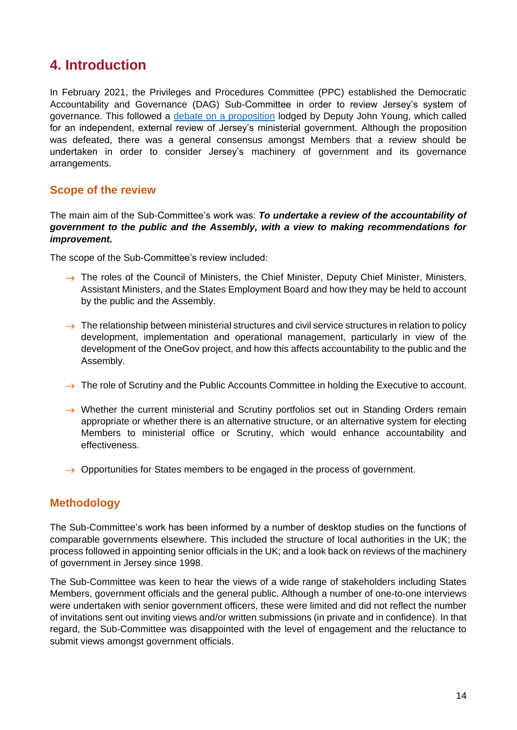# 4. Introduction

In February 2021, the Privileges and Procedures Committee (PPC) established the Democratic Accountability and Governance (DAG) Sub-Committee in order to review Jersey's system of governance. This followed a debate on a proposition lodged by Deputy John Young, which called for an independent, external review of Jersey's ministerial government. Although the proposition was defeated, there was a general consensus amongst Members that a review should be undertaken in order to consider Jersey's machinery of government and its governance arrangements.

## Scope of the review

The main aim of the Sub-Committee's work was: ***To undertake a review of the accountability of government to the public and the Assembly, with a view to making recommendations for improvement.***

The scope of the Sub-Committee's review included:

- → The roles of the Council of Ministers, the Chief Minister, Deputy Chief Minister, Ministers, Assistant Ministers, and the States Employment Board and how they may be held to account by the public and the Assembly.
- → The relationship between ministerial structures and civil service structures in relation to policy development, implementation and operational management, particularly in view of the development of the OneGov project, and how this affects accountability to the public and the Assembly.
- → The role of Scrutiny and the Public Accounts Committee in holding the Executive to account.
- → Whether the current ministerial and Scrutiny portfolios set out in Standing Orders remain appropriate or whether there is an alternative structure, or an alternative system for electing Members to ministerial office or Scrutiny, which would enhance accountability and effectiveness.
- → Opportunities for States members to be engaged in the process of government.

## Methodology

The Sub-Committee's work has been informed by a number of desktop studies on the functions of comparable governments elsewhere. This included the structure of local authorities in the UK; the process followed in appointing senior officials in the UK; and a look back on reviews of the machinery of government in Jersey since 1998.

The Sub-Committee was keen to hear the views of a wide range of stakeholders including States Members, government officials and the general public. Although a number of one-to-one interviews were undertaken with senior government officers, these were limited and did not reflect the number of invitations sent out inviting views and/or written submissions (in private and in confidence). In that regard, the Sub-Committee was disappointed with the level of engagement and the reluctance to submit views amongst government officials.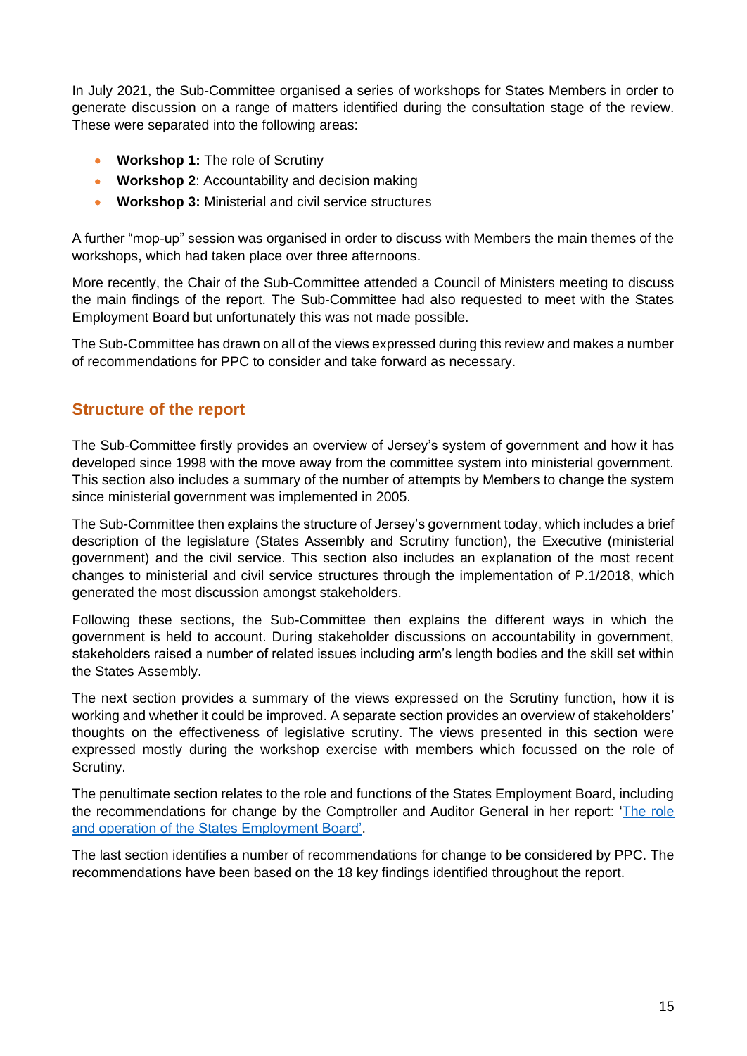In July 2021, the Sub-Committee organised a series of workshops for States Members in order to generate discussion on a range of matters identified during the consultation stage of the review. These were separated into the following areas:

- **Workshop 1:** The role of Scrutiny
- **Workshop 2**: Accountability and decision making
- **Workshop 3:** Ministerial and civil service structures

A further "mop-up" session was organised in order to discuss with Members the main themes of the workshops, which had taken place over three afternoons.

More recently, the Chair of the Sub-Committee attended a Council of Ministers meeting to discuss the main findings of the report. The Sub-Committee had also requested to meet with the States Employment Board but unfortunately this was not made possible.

The Sub-Committee has drawn on all of the views expressed during this review and makes a number of recommendations for PPC to consider and take forward as necessary.

## Structure of the report

The Sub-Committee firstly provides an overview of Jersey's system of government and how it has developed since 1998 with the move away from the committee system into ministerial government. This section also includes a summary of the number of attempts by Members to change the system since ministerial government was implemented in 2005.

The Sub-Committee then explains the structure of Jersey's government today, which includes a brief description of the legislature (States Assembly and Scrutiny function), the Executive (ministerial government) and the civil service. This section also includes an explanation of the most recent changes to ministerial and civil service structures through the implementation of P.1/2018, which generated the most discussion amongst stakeholders.

Following these sections, the Sub-Committee then explains the different ways in which the government is held to account. During stakeholder discussions on accountability in government, stakeholders raised a number of related issues including arm's length bodies and the skill set within the States Assembly.

The next section provides a summary of the views expressed on the Scrutiny function, how it is working and whether it could be improved. A separate section provides an overview of stakeholders' thoughts on the effectiveness of legislative scrutiny. The views presented in this section were expressed mostly during the workshop exercise with members which focussed on the role of Scrutiny.

The penultimate section relates to the role and functions of the States Employment Board, including the recommendations for change by the Comptroller and Auditor General in her report: '[The role and operation of the States Employment Board](#)'.

The last section identifies a number of recommendations for change to be considered by PPC. The recommendations have been based on the 18 key findings identified throughout the report.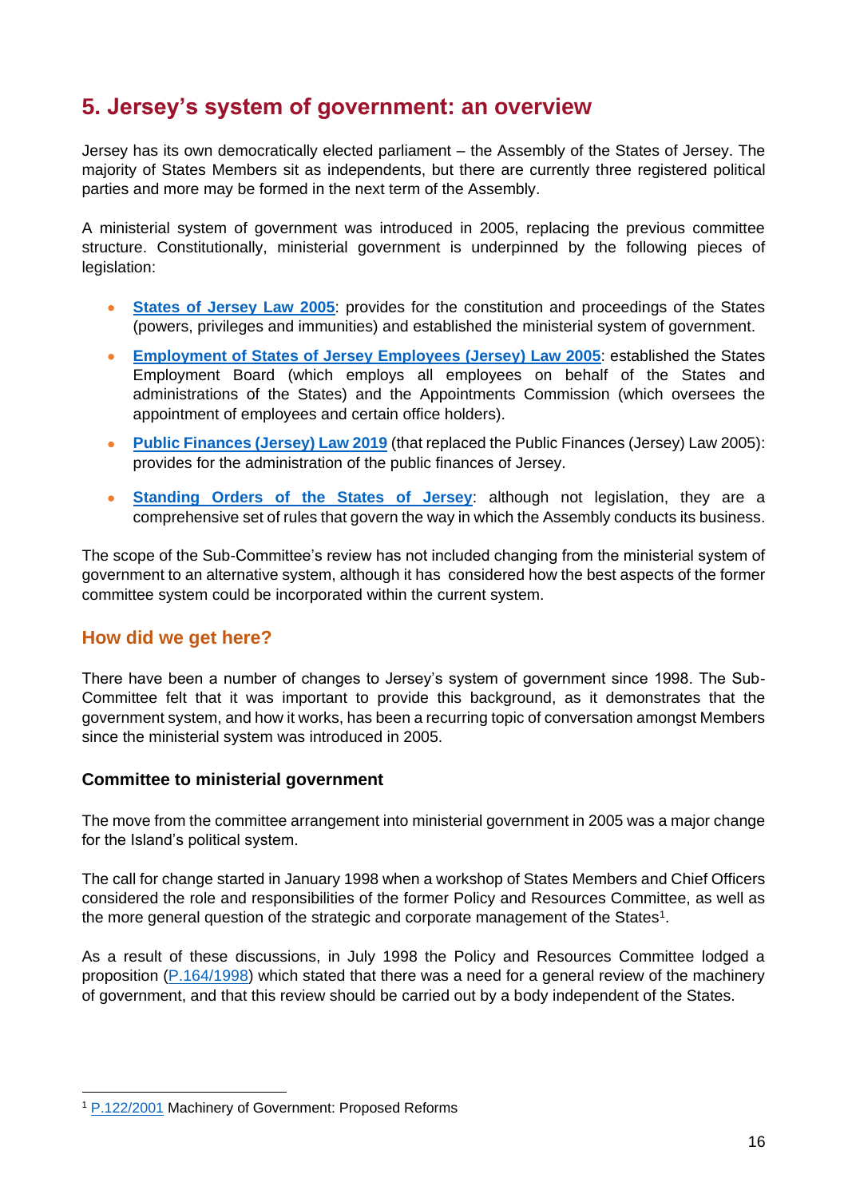## 5. Jersey's system of government: an overview

Jersey has its own democratically elected parliament – the Assembly of the States of Jersey. The majority of States Members sit as independents, but there are currently three registered political parties and more may be formed in the next term of the Assembly.

A ministerial system of government was introduced in 2005, replacing the previous committee structure. Constitutionally, ministerial government is underpinned by the following pieces of legislation:

- **States of Jersey Law 2005**: provides for the constitution and proceedings of the States (powers, privileges and immunities) and established the ministerial system of government.
- **Employment of States of Jersey Employees (Jersey) Law 2005**: established the States Employment Board (which employs all employees on behalf of the States and administrations of the States) and the Appointments Commission (which oversees the appointment of employees and certain office holders).
- **Public Finances (Jersey) Law 2019** (that replaced the Public Finances (Jersey) Law 2005): provides for the administration of the public finances of Jersey.
- **Standing Orders of the States of Jersey**: although not legislation, they are a comprehensive set of rules that govern the way in which the Assembly conducts its business.

The scope of the Sub-Committee's review has not included changing from the ministerial system of government to an alternative system, although it has considered how the best aspects of the former committee system could be incorporated within the current system.

### How did we get here?

There have been a number of changes to Jersey's system of government since 1998. The Sub-Committee felt that it was important to provide this background, as it demonstrates that the government system, and how it works, has been a recurring topic of conversation amongst Members since the ministerial system was introduced in 2005.

#### Committee to ministerial government

The move from the committee arrangement into ministerial government in 2005 was a major change for the Island's political system.

The call for change started in January 1998 when a workshop of States Members and Chief Officers considered the role and responsibilities of the former Policy and Resources Committee, as well as the more general question of the strategic and corporate management of the States[1].

As a result of these discussions, in July 1998 the Policy and Resources Committee lodged a proposition (P.164/1998) which stated that there was a need for a general review of the machinery of government, and that this review should be carried out by a body independent of the States.

[1] P.122/2001 Machinery of Government: Proposed Reforms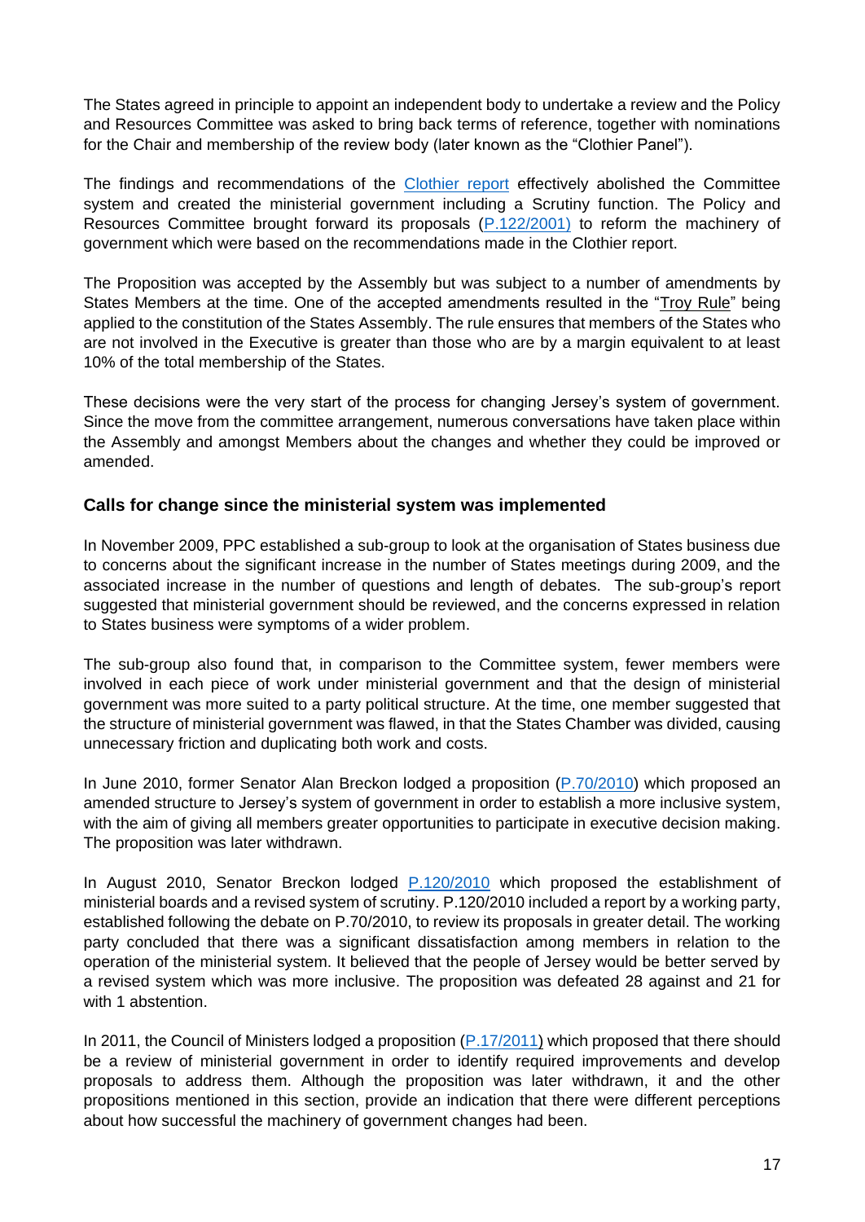The States agreed in principle to appoint an independent body to undertake a review and the Policy and Resources Committee was asked to bring back terms of reference, together with nominations for the Chair and membership of the review body (later known as the "Clothier Panel").

The findings and recommendations of the Clothier report effectively abolished the Committee system and created the ministerial government including a Scrutiny function. The Policy and Resources Committee brought forward its proposals (P.122/2001) to reform the machinery of government which were based on the recommendations made in the Clothier report.

The Proposition was accepted by the Assembly but was subject to a number of amendments by States Members at the time. One of the accepted amendments resulted in the "Troy Rule" being applied to the constitution of the States Assembly. The rule ensures that members of the States who are not involved in the Executive is greater than those who are by a margin equivalent to at least 10% of the total membership of the States.

These decisions were the very start of the process for changing Jersey's system of government. Since the move from the committee arrangement, numerous conversations have taken place within the Assembly and amongst Members about the changes and whether they could be improved or amended.

### Calls for change since the ministerial system was implemented

In November 2009, PPC established a sub-group to look at the organisation of States business due to concerns about the significant increase in the number of States meetings during 2009, and the associated increase in the number of questions and length of debates. The sub-group's report suggested that ministerial government should be reviewed, and the concerns expressed in relation to States business were symptoms of a wider problem.

The sub-group also found that, in comparison to the Committee system, fewer members were involved in each piece of work under ministerial government and that the design of ministerial government was more suited to a party political structure. At the time, one member suggested that the structure of ministerial government was flawed, in that the States Chamber was divided, causing unnecessary friction and duplicating both work and costs.

In June 2010, former Senator Alan Breckon lodged a proposition (P.70/2010) which proposed an amended structure to Jersey's system of government in order to establish a more inclusive system, with the aim of giving all members greater opportunities to participate in executive decision making. The proposition was later withdrawn.

In August 2010, Senator Breckon lodged P.120/2010 which proposed the establishment of ministerial boards and a revised system of scrutiny. P.120/2010 included a report by a working party, established following the debate on P.70/2010, to review its proposals in greater detail. The working party concluded that there was a significant dissatisfaction among members in relation to the operation of the ministerial system. It believed that the people of Jersey would be better served by a revised system which was more inclusive. The proposition was defeated 28 against and 21 for with 1 abstention.

In 2011, the Council of Ministers lodged a proposition (P.17/2011) which proposed that there should be a review of ministerial government in order to identify required improvements and develop proposals to address them. Although the proposition was later withdrawn, it and the other propositions mentioned in this section, provide an indication that there were different perceptions about how successful the machinery of government changes had been.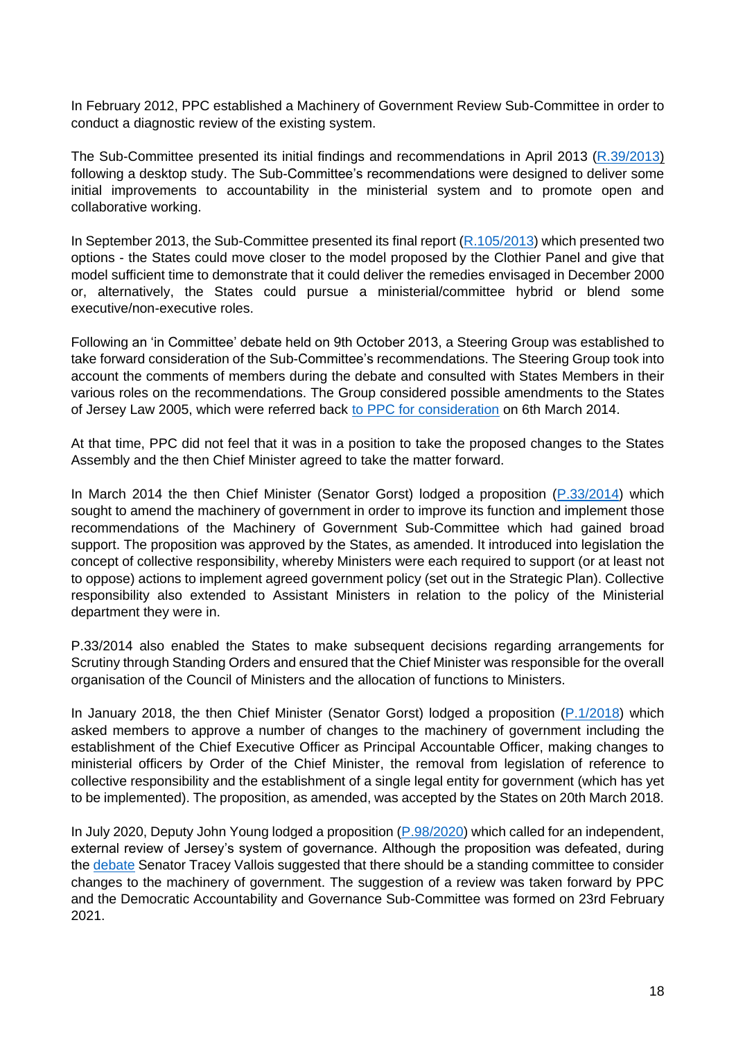In February 2012, PPC established a Machinery of Government Review Sub-Committee in order to conduct a diagnostic review of the existing system.

The Sub-Committee presented its initial findings and recommendations in April 2013 (R.39/2013) following a desktop study. The Sub-Committee's recommendations were designed to deliver some initial improvements to accountability in the ministerial system and to promote open and collaborative working.

In September 2013, the Sub-Committee presented its final report (R.105/2013) which presented two options - the States could move closer to the model proposed by the Clothier Panel and give that model sufficient time to demonstrate that it could deliver the remedies envisaged in December 2000 or, alternatively, the States could pursue a ministerial/committee hybrid or blend some executive/non-executive roles.

Following an 'in Committee' debate held on 9th October 2013, a Steering Group was established to take forward consideration of the Sub-Committee's recommendations. The Steering Group took into account the comments of members during the debate and consulted with States Members in their various roles on the recommendations. The Group considered possible amendments to the States of Jersey Law 2005, which were referred back to PPC for consideration on 6th March 2014.

At that time, PPC did not feel that it was in a position to take the proposed changes to the States Assembly and the then Chief Minister agreed to take the matter forward.

In March 2014 the then Chief Minister (Senator Gorst) lodged a proposition (P.33/2014) which sought to amend the machinery of government in order to improve its function and implement those recommendations of the Machinery of Government Sub-Committee which had gained broad support. The proposition was approved by the States, as amended. It introduced into legislation the concept of collective responsibility, whereby Ministers were each required to support (or at least not to oppose) actions to implement agreed government policy (set out in the Strategic Plan). Collective responsibility also extended to Assistant Ministers in relation to the policy of the Ministerial department they were in.

P.33/2014 also enabled the States to make subsequent decisions regarding arrangements for Scrutiny through Standing Orders and ensured that the Chief Minister was responsible for the overall organisation of the Council of Ministers and the allocation of functions to Ministers.

In January 2018, the then Chief Minister (Senator Gorst) lodged a proposition (P.1/2018) which asked members to approve a number of changes to the machinery of government including the establishment of the Chief Executive Officer as Principal Accountable Officer, making changes to ministerial officers by Order of the Chief Minister, the removal from legislation of reference to collective responsibility and the establishment of a single legal entity for government (which has yet to be implemented). The proposition, as amended, was accepted by the States on 20th March 2018.

In July 2020, Deputy John Young lodged a proposition (P.98/2020) which called for an independent, external review of Jersey's system of governance. Although the proposition was defeated, during the debate Senator Tracey Vallois suggested that there should be a standing committee to consider changes to the machinery of government. The suggestion of a review was taken forward by PPC and the Democratic Accountability and Governance Sub-Committee was formed on 23rd February 2021.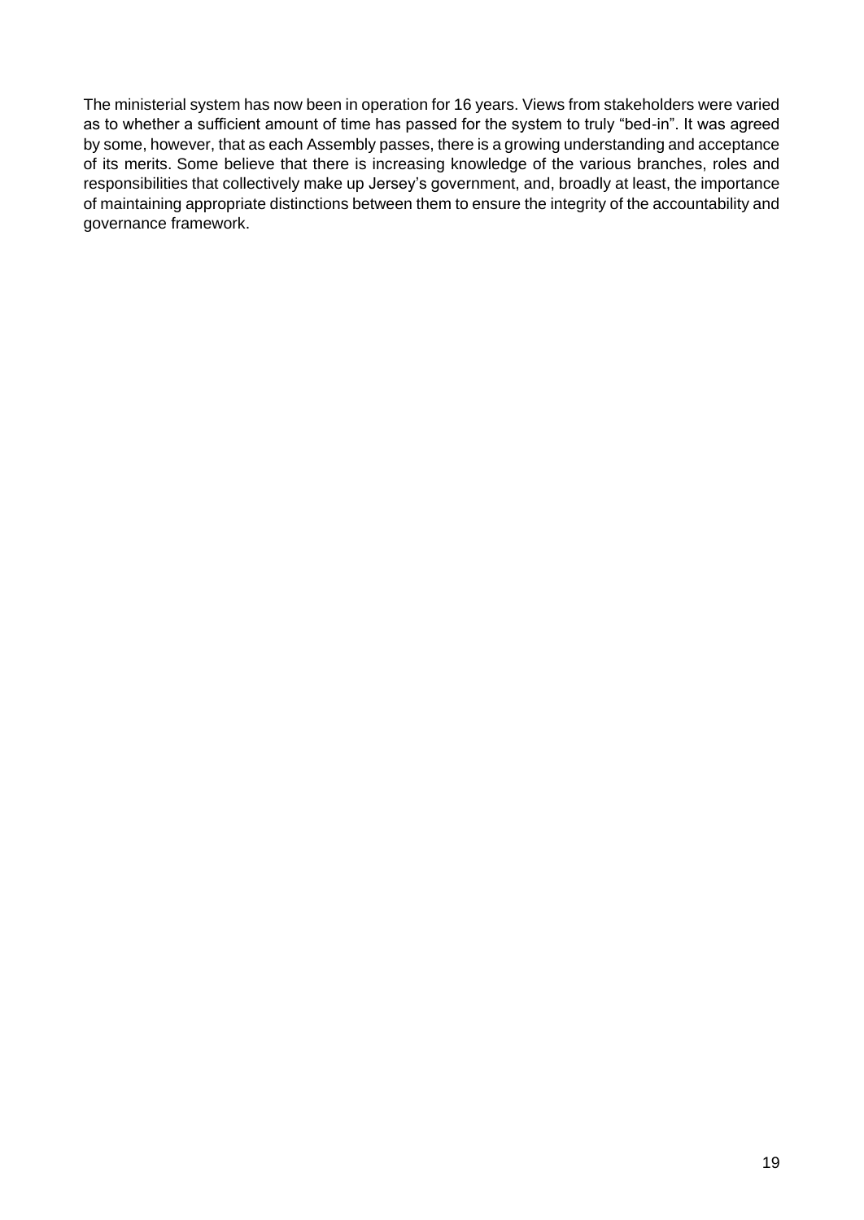The ministerial system has now been in operation for 16 years. Views from stakeholders were varied as to whether a sufficient amount of time has passed for the system to truly "bed-in". It was agreed by some, however, that as each Assembly passes, there is a growing understanding and acceptance of its merits. Some believe that there is increasing knowledge of the various branches, roles and responsibilities that collectively make up Jersey's government, and, broadly at least, the importance of maintaining appropriate distinctions between them to ensure the integrity of the accountability and governance framework.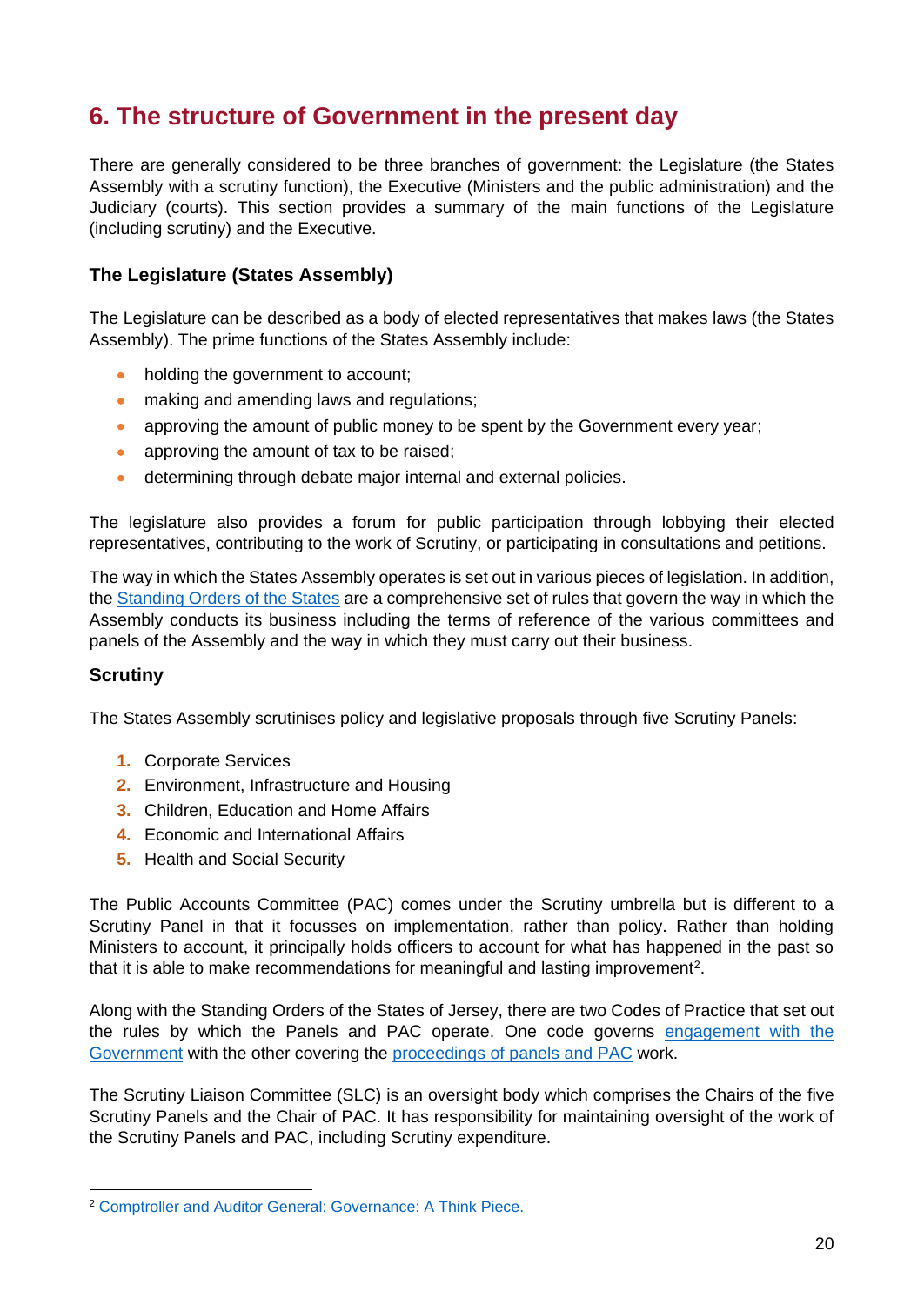## 6. The structure of Government in the present day

There are generally considered to be three branches of government: the Legislature (the States Assembly with a scrutiny function), the Executive (Ministers and the public administration) and the Judiciary (courts). This section provides a summary of the main functions of the Legislature (including scrutiny) and the Executive.

### The Legislature (States Assembly)

The Legislature can be described as a body of elected representatives that makes laws (the States Assembly). The prime functions of the States Assembly include:

- holding the government to account;
- making and amending laws and regulations;
- approving the amount of public money to be spent by the Government every year;
- approving the amount of tax to be raised;
- determining through debate major internal and external policies.

The legislature also provides a forum for public participation through lobbying their elected representatives, contributing to the work of Scrutiny, or participating in consultations and petitions.

The way in which the States Assembly operates is set out in various pieces of legislation. In addition, the Standing Orders of the States are a comprehensive set of rules that govern the way in which the Assembly conducts its business including the terms of reference of the various committees and panels of the Assembly and the way in which they must carry out their business.

### Scrutiny

The States Assembly scrutinises policy and legislative proposals through five Scrutiny Panels:

1. Corporate Services
2. Environment, Infrastructure and Housing
3. Children, Education and Home Affairs
4. Economic and International Affairs
5. Health and Social Security

The Public Accounts Committee (PAC) comes under the Scrutiny umbrella but is different to a Scrutiny Panel in that it focusses on implementation, rather than policy. Rather than holding Ministers to account, it principally holds officers to account for what has happened in the past so that it is able to make recommendations for meaningful and lasting improvement[2].

Along with the Standing Orders of the States of Jersey, there are two Codes of Practice that set out the rules by which the Panels and PAC operate. One code governs engagement with the Government with the other covering the proceedings of panels and PAC work.

The Scrutiny Liaison Committee (SLC) is an oversight body which comprises the Chairs of the five Scrutiny Panels and the Chair of PAC. It has responsibility for maintaining oversight of the work of the Scrutiny Panels and PAC, including Scrutiny expenditure.

[2] Comptroller and Auditor General: Governance: A Think Piece.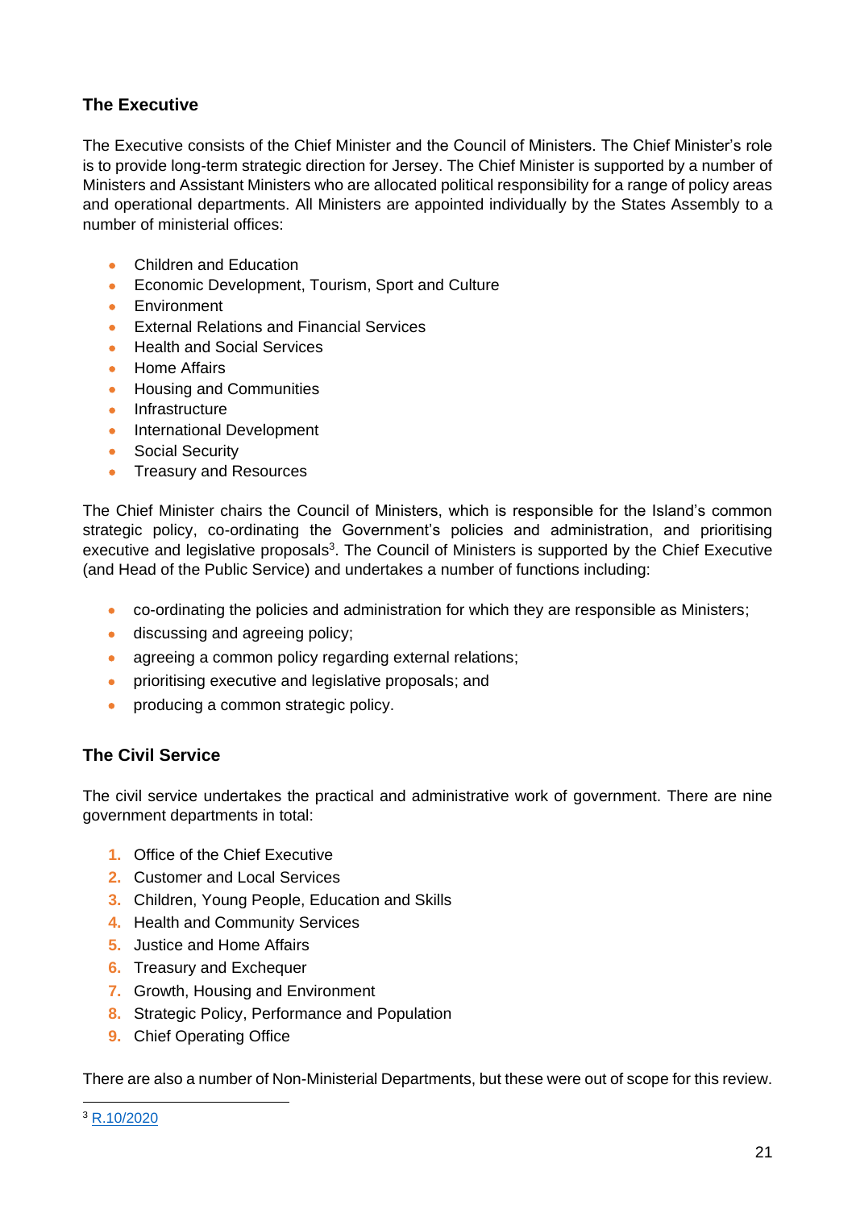## The Executive

The Executive consists of the Chief Minister and the Council of Ministers. The Chief Minister's role is to provide long-term strategic direction for Jersey. The Chief Minister is supported by a number of Ministers and Assistant Ministers who are allocated political responsibility for a range of policy areas and operational departments. All Ministers are appointed individually by the States Assembly to a number of ministerial offices:

- Children and Education
- Economic Development, Tourism, Sport and Culture
- Environment
- External Relations and Financial Services
- Health and Social Services
- Home Affairs
- Housing and Communities
- Infrastructure
- International Development
- Social Security
- Treasury and Resources

The Chief Minister chairs the Council of Ministers, which is responsible for the Island's common strategic policy, co-ordinating the Government's policies and administration, and prioritising executive and legislative proposals[3]. The Council of Ministers is supported by the Chief Executive (and Head of the Public Service) and undertakes a number of functions including:

- co-ordinating the policies and administration for which they are responsible as Ministers;
- discussing and agreeing policy;
- agreeing a common policy regarding external relations;
- prioritising executive and legislative proposals; and
- producing a common strategic policy.

## The Civil Service

The civil service undertakes the practical and administrative work of government. There are nine government departments in total:

1. Office of the Chief Executive
2. Customer and Local Services
3. Children, Young People, Education and Skills
4. Health and Community Services
5. Justice and Home Affairs
6. Treasury and Exchequer
7. Growth, Housing and Environment
8. Strategic Policy, Performance and Population
9. Chief Operating Office

There are also a number of Non-Ministerial Departments, but these were out of scope for this review.

[3] R.10/2020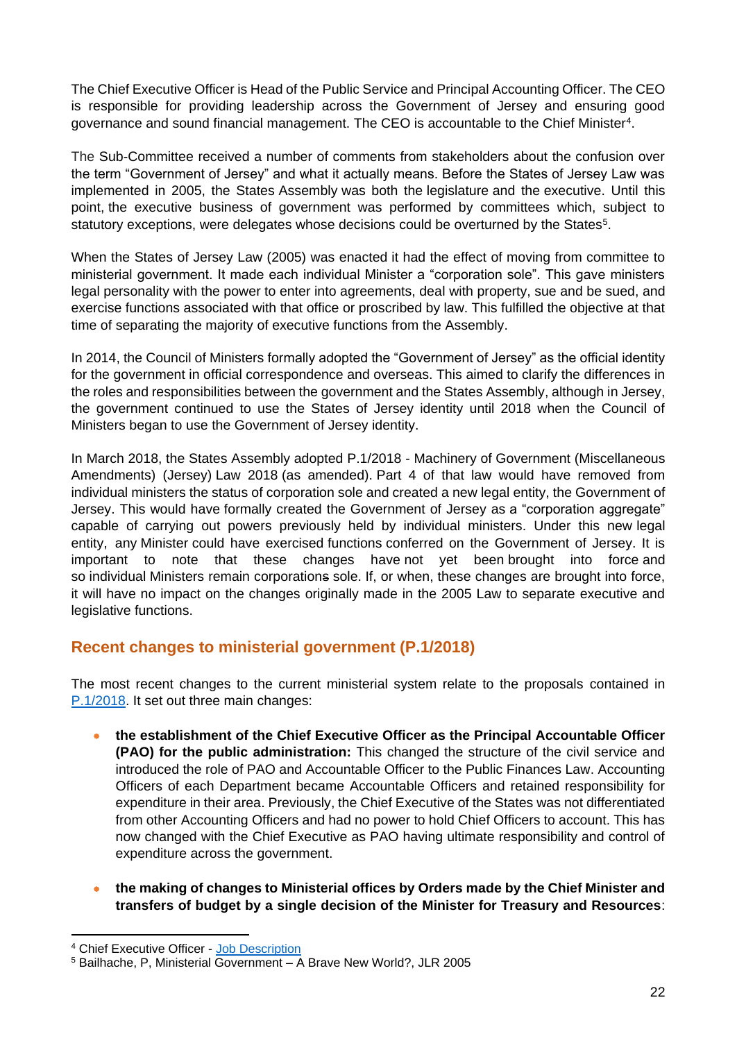The Chief Executive Officer is Head of the Public Service and Principal Accounting Officer. The CEO is responsible for providing leadership across the Government of Jersey and ensuring good governance and sound financial management. The CEO is accountable to the Chief Minister[4].

The Sub-Committee received a number of comments from stakeholders about the confusion over the term "Government of Jersey" and what it actually means. Before the States of Jersey Law was implemented in 2005, the States Assembly was both the legislature and the executive. Until this point, the executive business of government was performed by committees which, subject to statutory exceptions, were delegates whose decisions could be overturned by the States[5].

When the States of Jersey Law (2005) was enacted it had the effect of moving from committee to ministerial government. It made each individual Minister a "corporation sole". This gave ministers legal personality with the power to enter into agreements, deal with property, sue and be sued, and exercise functions associated with that office or proscribed by law. This fulfilled the objective at that time of separating the majority of executive functions from the Assembly.

In 2014, the Council of Ministers formally adopted the "Government of Jersey" as the official identity for the government in official correspondence and overseas. This aimed to clarify the differences in the roles and responsibilities between the government and the States Assembly, although in Jersey, the government continued to use the States of Jersey identity until 2018 when the Council of Ministers began to use the Government of Jersey identity.

In March 2018, the States Assembly adopted P.1/2018 - Machinery of Government (Miscellaneous Amendments) (Jersey) Law 2018 (as amended). Part 4 of that law would have removed from individual ministers the status of corporation sole and created a new legal entity, the Government of Jersey. This would have formally created the Government of Jersey as a "corporation aggregate" capable of carrying out powers previously held by individual ministers. Under this new legal entity, any Minister could have exercised functions conferred on the Government of Jersey. It is important to note that these changes have not yet been brought into force and so individual Ministers remain corporations sole. If, or when, these changes are brought into force, it will have no impact on the changes originally made in the 2005 Law to separate executive and legislative functions.

## Recent changes to ministerial government (P.1/2018)

The most recent changes to the current ministerial system relate to the proposals contained in P.1/2018. It set out three main changes:

- **the establishment of the Chief Executive Officer as the Principal Accountable Officer (PAO) for the public administration:** This changed the structure of the civil service and introduced the role of PAO and Accountable Officer to the Public Finances Law. Accounting Officers of each Department became Accountable Officers and retained responsibility for expenditure in their area. Previously, the Chief Executive of the States was not differentiated from other Accounting Officers and had no power to hold Chief Officers to account. This has now changed with the Chief Executive as PAO having ultimate responsibility and control of expenditure across the government.

- **the making of changes to Ministerial offices by Orders made by the Chief Minister and transfers of budget by a single decision of the Minister for Treasury and Resources**:

[4] Chief Executive Officer - Job Description

[5] Bailhache, P, Ministerial Government – A Brave New World?, JLR 2005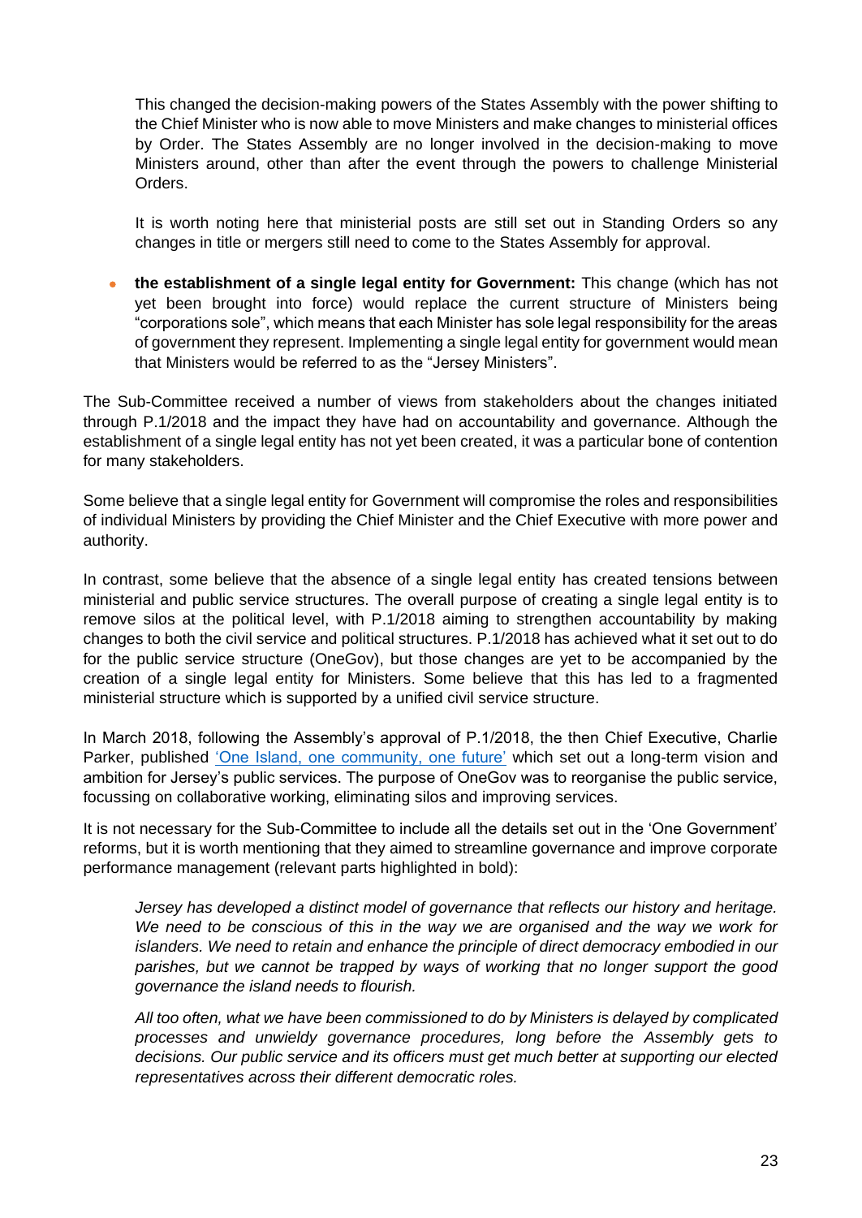This changed the decision-making powers of the States Assembly with the power shifting to the Chief Minister who is now able to move Ministers and make changes to ministerial offices by Order. The States Assembly are no longer involved in the decision-making to move Ministers around, other than after the event through the powers to challenge Ministerial Orders.

It is worth noting here that ministerial posts are still set out in Standing Orders so any changes in title or mergers still need to come to the States Assembly for approval.

- **the establishment of a single legal entity for Government:** This change (which has not yet been brought into force) would replace the current structure of Ministers being "corporations sole", which means that each Minister has sole legal responsibility for the areas of government they represent. Implementing a single legal entity for government would mean that Ministers would be referred to as the "Jersey Ministers".

The Sub-Committee received a number of views from stakeholders about the changes initiated through P.1/2018 and the impact they have had on accountability and governance. Although the establishment of a single legal entity has not yet been created, it was a particular bone of contention for many stakeholders.

Some believe that a single legal entity for Government will compromise the roles and responsibilities of individual Ministers by providing the Chief Minister and the Chief Executive with more power and authority.

In contrast, some believe that the absence of a single legal entity has created tensions between ministerial and public service structures. The overall purpose of creating a single legal entity is to remove silos at the political level, with P.1/2018 aiming to strengthen accountability by making changes to both the civil service and political structures. P.1/2018 has achieved what it set out to do for the public service structure (OneGov), but those changes are yet to be accompanied by the creation of a single legal entity for Ministers. Some believe that this has led to a fragmented ministerial structure which is supported by a unified civil service structure.

In March 2018, following the Assembly's approval of P.1/2018, the then Chief Executive, Charlie Parker, published 'One Island, one community, one future' which set out a long-term vision and ambition for Jersey's public services. The purpose of OneGov was to reorganise the public service, focussing on collaborative working, eliminating silos and improving services.

It is not necessary for the Sub-Committee to include all the details set out in the 'One Government' reforms, but it is worth mentioning that they aimed to streamline governance and improve corporate performance management (relevant parts highlighted in bold):

> *Jersey has developed a distinct model of governance that reflects our history and heritage. We need to be conscious of this in the way we are organised and the way we work for islanders. We need to retain and enhance the principle of direct democracy embodied in our parishes, but we cannot be trapped by ways of working that no longer support the good governance the island needs to flourish.*
>
> *All too often, what we have been commissioned to do by Ministers is delayed by complicated processes and unwieldy governance procedures, long before the Assembly gets to decisions. Our public service and its officers must get much better at supporting our elected representatives across their different democratic roles.*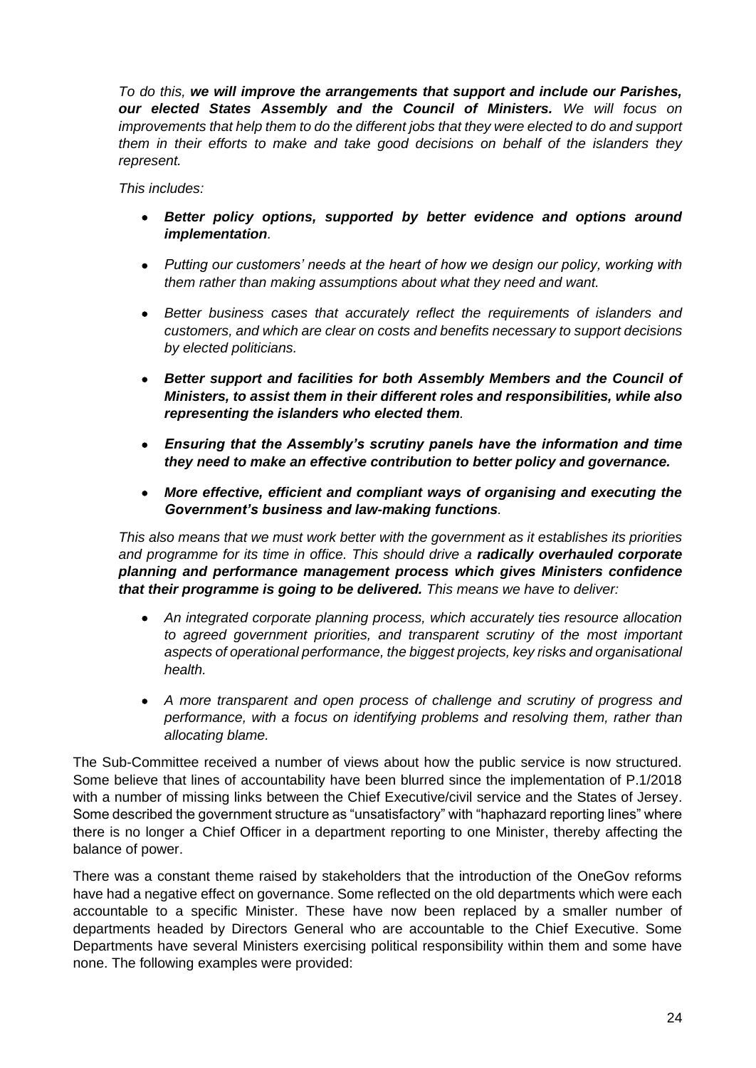*To do this, **we will improve the arrangements that support and include our Parishes, our elected States Assembly and the Council of Ministers.** We will focus on improvements that help them to do the different jobs that they were elected to do and support them in their efforts to make and take good decisions on behalf of the islanders they represent.*

*This includes:*

- ***Better policy options, supported by better evidence and options around implementation**.*
- *Putting our customers' needs at the heart of how we design our policy, working with them rather than making assumptions about what they need and want.*
- *Better business cases that accurately reflect the requirements of islanders and customers, and which are clear on costs and benefits necessary to support decisions by elected politicians.*
- ***Better support and facilities for both Assembly Members and the Council of Ministers, to assist them in their different roles and responsibilities, while also representing the islanders who elected them**.*
- ***Ensuring that the Assembly's scrutiny panels have the information and time they need to make an effective contribution to better policy and governance.***
- ***More effective, efficient and compliant ways of organising and executing the Government's business and law-making functions**.*

*This also means that we must work better with the government as it establishes its priorities and programme for its time in office. This should drive a **radically overhauled corporate planning and performance management process which gives Ministers confidence that their programme is going to be delivered.** This means we have to deliver:*

- *An integrated corporate planning process, which accurately ties resource allocation to agreed government priorities, and transparent scrutiny of the most important aspects of operational performance, the biggest projects, key risks and organisational health.*
- *A more transparent and open process of challenge and scrutiny of progress and performance, with a focus on identifying problems and resolving them, rather than allocating blame.*

The Sub-Committee received a number of views about how the public service is now structured. Some believe that lines of accountability have been blurred since the implementation of P.1/2018 with a number of missing links between the Chief Executive/civil service and the States of Jersey. Some described the government structure as "unsatisfactory" with "haphazard reporting lines" where there is no longer a Chief Officer in a department reporting to one Minister, thereby affecting the balance of power.

There was a constant theme raised by stakeholders that the introduction of the OneGov reforms have had a negative effect on governance. Some reflected on the old departments which were each accountable to a specific Minister. These have now been replaced by a smaller number of departments headed by Directors General who are accountable to the Chief Executive. Some Departments have several Ministers exercising political responsibility within them and some have none. The following examples were provided: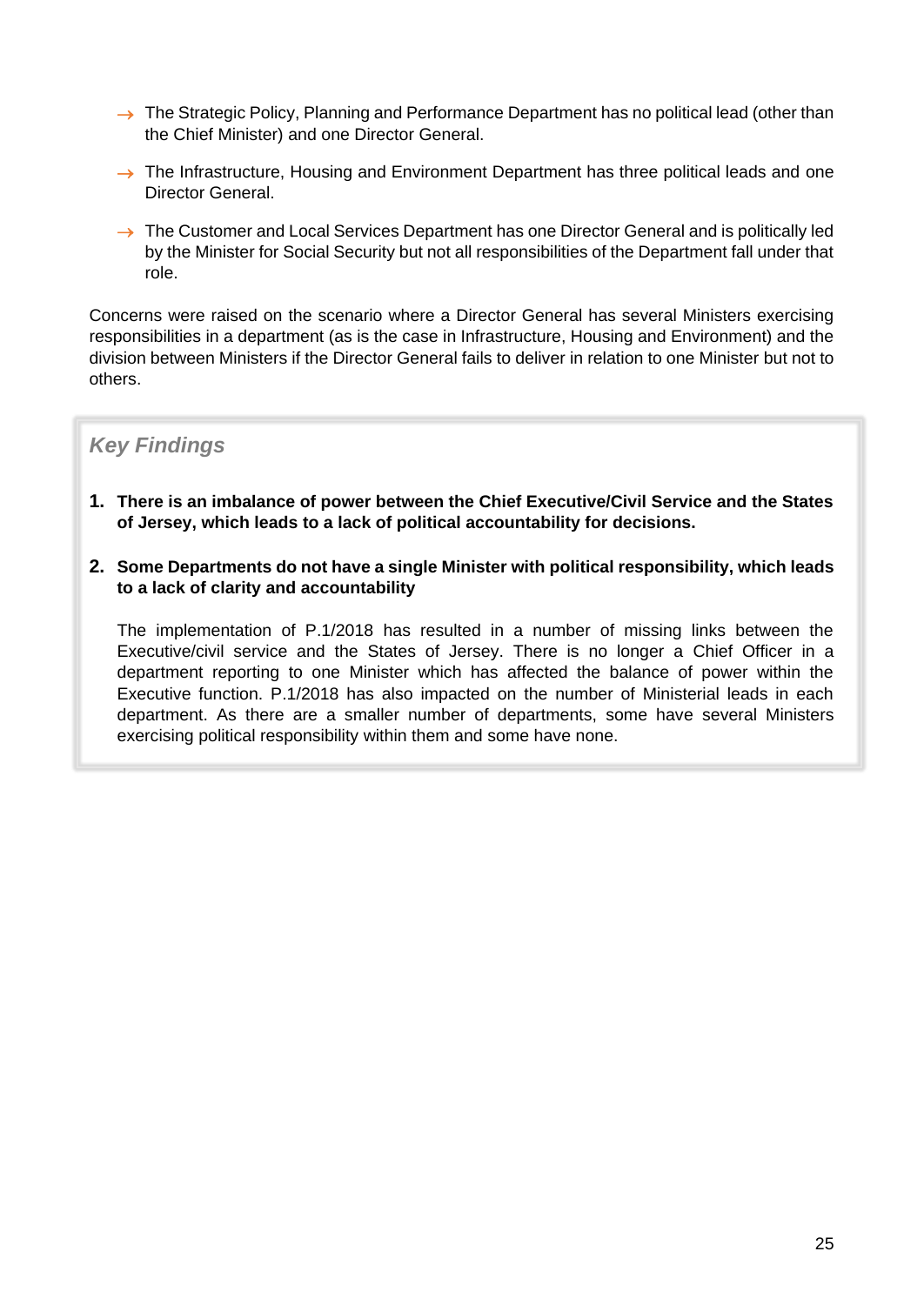- The Strategic Policy, Planning and Performance Department has no political lead (other than the Chief Minister) and one Director General.
- The Infrastructure, Housing and Environment Department has three political leads and one Director General.
- The Customer and Local Services Department has one Director General and is politically led by the Minister for Social Security but not all responsibilities of the Department fall under that role.

Concerns were raised on the scenario where a Director General has several Ministers exercising responsibilities in a department (as is the case in Infrastructure, Housing and Environment) and the division between Ministers if the Director General fails to deliver in relation to one Minister but not to others.

### *Key Findings*

1. **There is an imbalance of power between the Chief Executive/Civil Service and the States of Jersey, which leads to a lack of political accountability for decisions.**

2. **Some Departments do not have a single Minister with political responsibility, which leads to a lack of clarity and accountability**

   The implementation of P.1/2018 has resulted in a number of missing links between the Executive/civil service and the States of Jersey. There is no longer a Chief Officer in a department reporting to one Minister which has affected the balance of power within the Executive function. P.1/2018 has also impacted on the number of Ministerial leads in each department. As there are a smaller number of departments, some have several Ministers exercising political responsibility within them and some have none.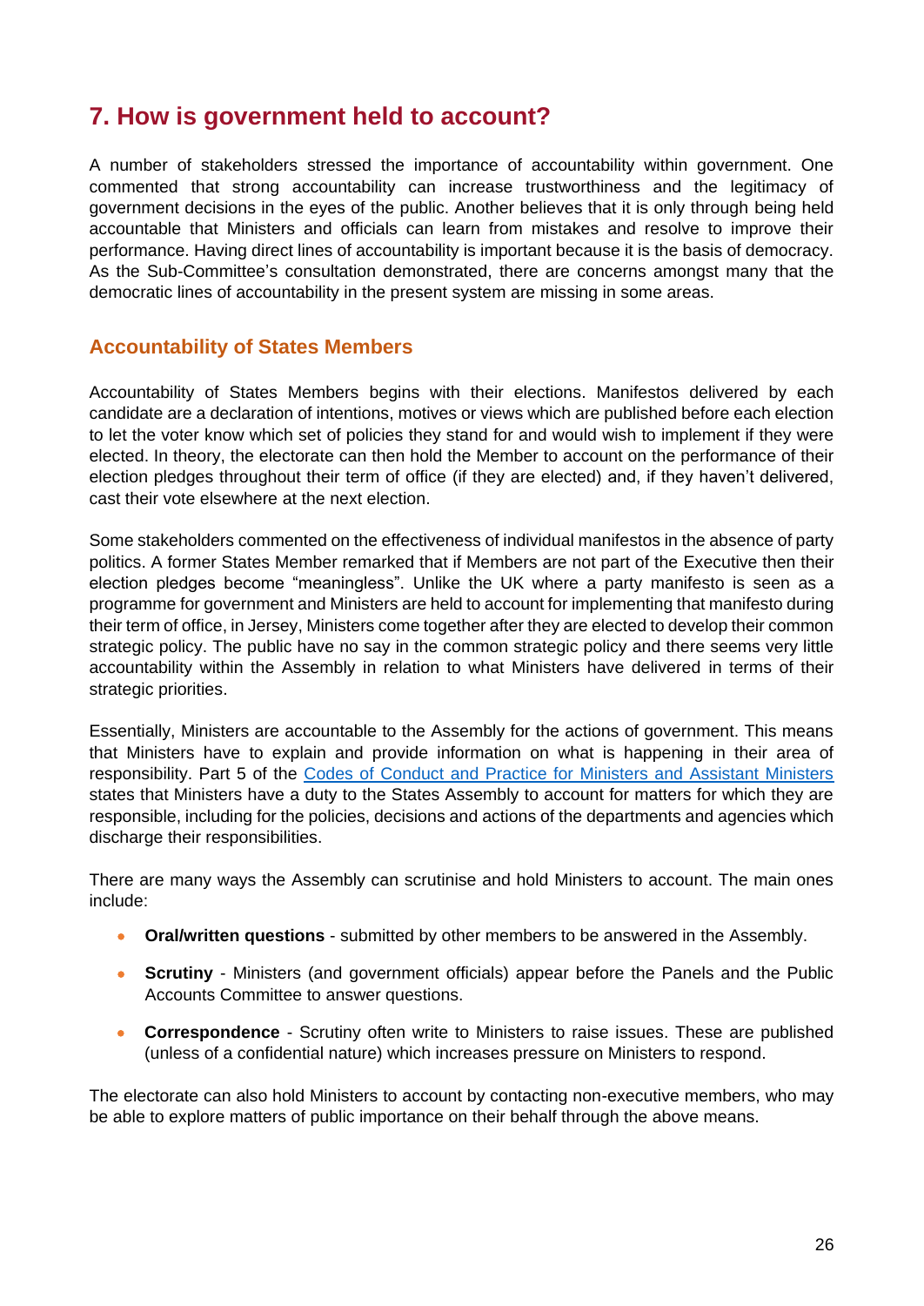## 7. How is government held to account?

A number of stakeholders stressed the importance of accountability within government. One commented that strong accountability can increase trustworthiness and the legitimacy of government decisions in the eyes of the public. Another believes that it is only through being held accountable that Ministers and officials can learn from mistakes and resolve to improve their performance. Having direct lines of accountability is important because it is the basis of democracy. As the Sub-Committee's consultation demonstrated, there are concerns amongst many that the democratic lines of accountability in the present system are missing in some areas.

### Accountability of States Members

Accountability of States Members begins with their elections. Manifestos delivered by each candidate are a declaration of intentions, motives or views which are published before each election to let the voter know which set of policies they stand for and would wish to implement if they were elected. In theory, the electorate can then hold the Member to account on the performance of their election pledges throughout their term of office (if they are elected) and, if they haven't delivered, cast their vote elsewhere at the next election.

Some stakeholders commented on the effectiveness of individual manifestos in the absence of party politics. A former States Member remarked that if Members are not part of the Executive then their election pledges become "meaningless". Unlike the UK where a party manifesto is seen as a programme for government and Ministers are held to account for implementing that manifesto during their term of office, in Jersey, Ministers come together after they are elected to develop their common strategic policy. The public have no say in the common strategic policy and there seems very little accountability within the Assembly in relation to what Ministers have delivered in terms of their strategic priorities.

Essentially, Ministers are accountable to the Assembly for the actions of government. This means that Ministers have to explain and provide information on what is happening in their area of responsibility. Part 5 of the Codes of Conduct and Practice for Ministers and Assistant Ministers states that Ministers have a duty to the States Assembly to account for matters for which they are responsible, including for the policies, decisions and actions of the departments and agencies which discharge their responsibilities.

There are many ways the Assembly can scrutinise and hold Ministers to account. The main ones include:

- **Oral/written questions** - submitted by other members to be answered in the Assembly.
- **Scrutiny** - Ministers (and government officials) appear before the Panels and the Public Accounts Committee to answer questions.
- **Correspondence** - Scrutiny often write to Ministers to raise issues. These are published (unless of a confidential nature) which increases pressure on Ministers to respond.

The electorate can also hold Ministers to account by contacting non-executive members, who may be able to explore matters of public importance on their behalf through the above means.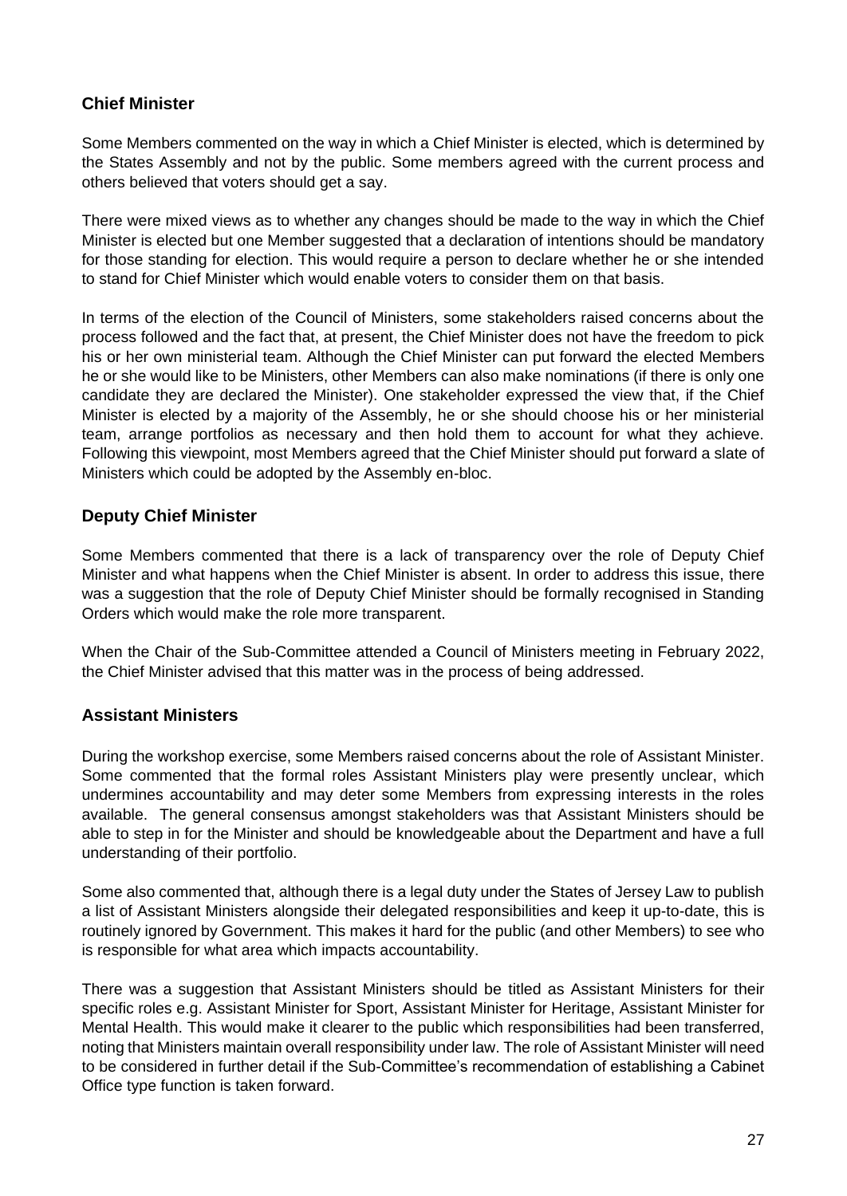## Chief Minister

Some Members commented on the way in which a Chief Minister is elected, which is determined by the States Assembly and not by the public. Some members agreed with the current process and others believed that voters should get a say.

There were mixed views as to whether any changes should be made to the way in which the Chief Minister is elected but one Member suggested that a declaration of intentions should be mandatory for those standing for election. This would require a person to declare whether he or she intended to stand for Chief Minister which would enable voters to consider them on that basis.

In terms of the election of the Council of Ministers, some stakeholders raised concerns about the process followed and the fact that, at present, the Chief Minister does not have the freedom to pick his or her own ministerial team. Although the Chief Minister can put forward the elected Members he or she would like to be Ministers, other Members can also make nominations (if there is only one candidate they are declared the Minister). One stakeholder expressed the view that, if the Chief Minister is elected by a majority of the Assembly, he or she should choose his or her ministerial team, arrange portfolios as necessary and then hold them to account for what they achieve. Following this viewpoint, most Members agreed that the Chief Minister should put forward a slate of Ministers which could be adopted by the Assembly en-bloc.

## Deputy Chief Minister

Some Members commented that there is a lack of transparency over the role of Deputy Chief Minister and what happens when the Chief Minister is absent. In order to address this issue, there was a suggestion that the role of Deputy Chief Minister should be formally recognised in Standing Orders which would make the role more transparent.

When the Chair of the Sub-Committee attended a Council of Ministers meeting in February 2022, the Chief Minister advised that this matter was in the process of being addressed.

## Assistant Ministers

During the workshop exercise, some Members raised concerns about the role of Assistant Minister. Some commented that the formal roles Assistant Ministers play were presently unclear, which undermines accountability and may deter some Members from expressing interests in the roles available. The general consensus amongst stakeholders was that Assistant Ministers should be able to step in for the Minister and should be knowledgeable about the Department and have a full understanding of their portfolio.

Some also commented that, although there is a legal duty under the States of Jersey Law to publish a list of Assistant Ministers alongside their delegated responsibilities and keep it up-to-date, this is routinely ignored by Government. This makes it hard for the public (and other Members) to see who is responsible for what area which impacts accountability.

There was a suggestion that Assistant Ministers should be titled as Assistant Ministers for their specific roles e.g. Assistant Minister for Sport, Assistant Minister for Heritage, Assistant Minister for Mental Health. This would make it clearer to the public which responsibilities had been transferred, noting that Ministers maintain overall responsibility under law. The role of Assistant Minister will need to be considered in further detail if the Sub-Committee's recommendation of establishing a Cabinet Office type function is taken forward.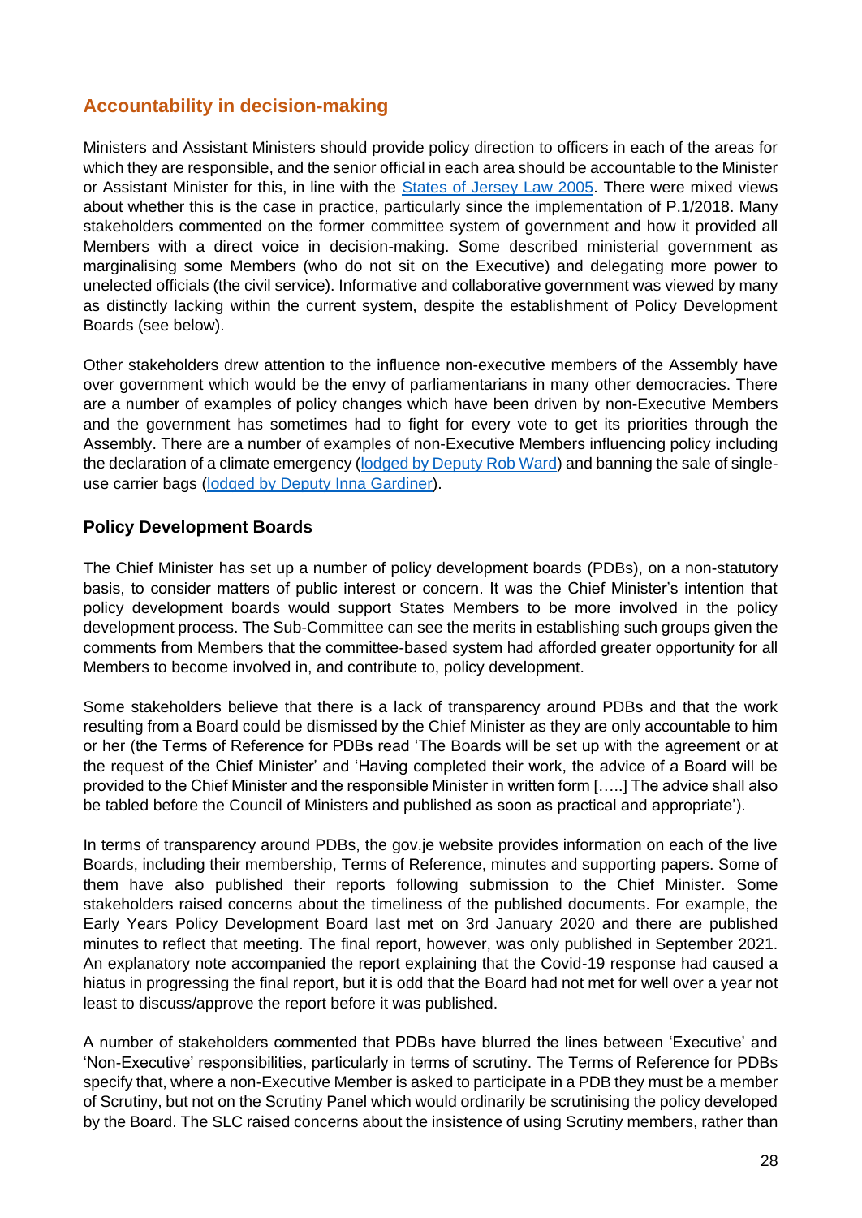## Accountability in decision-making

Ministers and Assistant Ministers should provide policy direction to officers in each of the areas for which they are responsible, and the senior official in each area should be accountable to the Minister or Assistant Minister for this, in line with the [States of Jersey Law 2005](). There were mixed views about whether this is the case in practice, particularly since the implementation of P.1/2018. Many stakeholders commented on the former committee system of government and how it provided all Members with a direct voice in decision-making. Some described ministerial government as marginalising some Members (who do not sit on the Executive) and delegating more power to unelected officials (the civil service). Informative and collaborative government was viewed by many as distinctly lacking within the current system, despite the establishment of Policy Development Boards (see below).

Other stakeholders drew attention to the influence non-executive members of the Assembly have over government which would be the envy of parliamentarians in many other democracies. There are a number of examples of policy changes which have been driven by non-Executive Members and the government has sometimes had to fight for every vote to get its priorities through the Assembly. There are a number of examples of non-Executive Members influencing policy including the declaration of a climate emergency ([lodged by Deputy Rob Ward]()) and banning the sale of single-use carrier bags ([lodged by Deputy Inna Gardiner]()).

### Policy Development Boards

The Chief Minister has set up a number of policy development boards (PDBs), on a non-statutory basis, to consider matters of public interest or concern. It was the Chief Minister's intention that policy development boards would support States Members to be more involved in the policy development process. The Sub-Committee can see the merits in establishing such groups given the comments from Members that the committee-based system had afforded greater opportunity for all Members to become involved in, and contribute to, policy development.

Some stakeholders believe that there is a lack of transparency around PDBs and that the work resulting from a Board could be dismissed by the Chief Minister as they are only accountable to him or her (the Terms of Reference for PDBs read 'The Boards will be set up with the agreement or at the request of the Chief Minister' and 'Having completed their work, the advice of a Board will be provided to the Chief Minister and the responsible Minister in written form [.....] The advice shall also be tabled before the Council of Ministers and published as soon as practical and appropriate').

In terms of transparency around PDBs, the gov.je website provides information on each of the live Boards, including their membership, Terms of Reference, minutes and supporting papers. Some of them have also published their reports following submission to the Chief Minister. Some stakeholders raised concerns about the timeliness of the published documents. For example, the Early Years Policy Development Board last met on 3rd January 2020 and there are published minutes to reflect that meeting. The final report, however, was only published in September 2021. An explanatory note accompanied the report explaining that the Covid-19 response had caused a hiatus in progressing the final report, but it is odd that the Board had not met for well over a year not least to discuss/approve the report before it was published.

A number of stakeholders commented that PDBs have blurred the lines between 'Executive' and 'Non-Executive' responsibilities, particularly in terms of scrutiny. The Terms of Reference for PDBs specify that, where a non-Executive Member is asked to participate in a PDB they must be a member of Scrutiny, but not on the Scrutiny Panel which would ordinarily be scrutinising the policy developed by the Board. The SLC raised concerns about the insistence of using Scrutiny members, rather than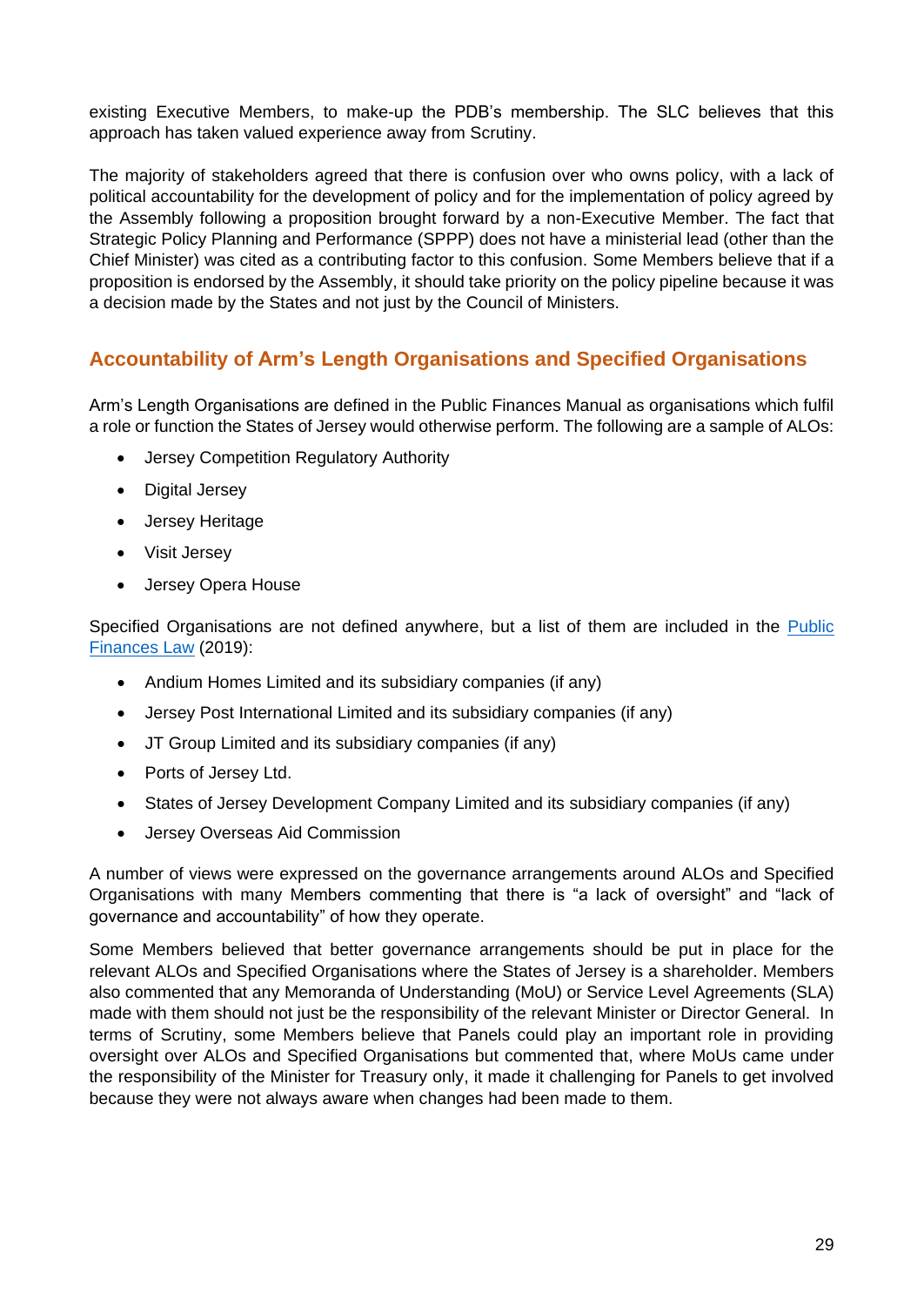existing Executive Members, to make-up the PDB's membership. The SLC believes that this approach has taken valued experience away from Scrutiny.

The majority of stakeholders agreed that there is confusion over who owns policy, with a lack of political accountability for the development of policy and for the implementation of policy agreed by the Assembly following a proposition brought forward by a non-Executive Member. The fact that Strategic Policy Planning and Performance (SPPP) does not have a ministerial lead (other than the Chief Minister) was cited as a contributing factor to this confusion. Some Members believe that if a proposition is endorsed by the Assembly, it should take priority on the policy pipeline because it was a decision made by the States and not just by the Council of Ministers.

## Accountability of Arm's Length Organisations and Specified Organisations

Arm's Length Organisations are defined in the Public Finances Manual as organisations which fulfil a role or function the States of Jersey would otherwise perform. The following are a sample of ALOs:

- Jersey Competition Regulatory Authority
- Digital Jersey
- Jersey Heritage
- Visit Jersey
- Jersey Opera House

Specified Organisations are not defined anywhere, but a list of them are included in the Public Finances Law (2019):

- Andium Homes Limited and its subsidiary companies (if any)
- Jersey Post International Limited and its subsidiary companies (if any)
- JT Group Limited and its subsidiary companies (if any)
- Ports of Jersey Ltd.
- States of Jersey Development Company Limited and its subsidiary companies (if any)
- Jersey Overseas Aid Commission

A number of views were expressed on the governance arrangements around ALOs and Specified Organisations with many Members commenting that there is "a lack of oversight" and "lack of governance and accountability" of how they operate.

Some Members believed that better governance arrangements should be put in place for the relevant ALOs and Specified Organisations where the States of Jersey is a shareholder. Members also commented that any Memoranda of Understanding (MoU) or Service Level Agreements (SLA) made with them should not just be the responsibility of the relevant Minister or Director General. In terms of Scrutiny, some Members believe that Panels could play an important role in providing oversight over ALOs and Specified Organisations but commented that, where MoUs came under the responsibility of the Minister for Treasury only, it made it challenging for Panels to get involved because they were not always aware when changes had been made to them.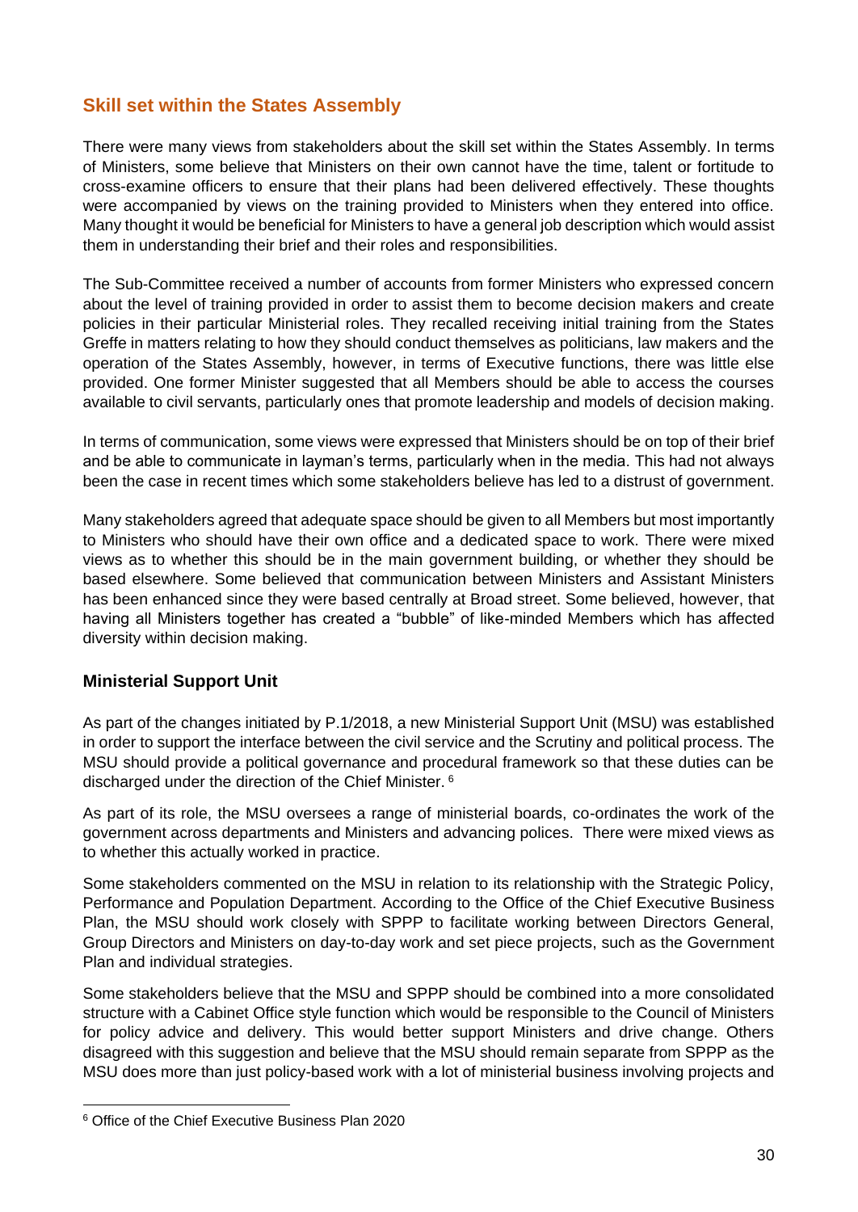## Skill set within the States Assembly

There were many views from stakeholders about the skill set within the States Assembly. In terms of Ministers, some believe that Ministers on their own cannot have the time, talent or fortitude to cross-examine officers to ensure that their plans had been delivered effectively. These thoughts were accompanied by views on the training provided to Ministers when they entered into office. Many thought it would be beneficial for Ministers to have a general job description which would assist them in understanding their brief and their roles and responsibilities.

The Sub-Committee received a number of accounts from former Ministers who expressed concern about the level of training provided in order to assist them to become decision makers and create policies in their particular Ministerial roles. They recalled receiving initial training from the States Greffe in matters relating to how they should conduct themselves as politicians, law makers and the operation of the States Assembly, however, in terms of Executive functions, there was little else provided. One former Minister suggested that all Members should be able to access the courses available to civil servants, particularly ones that promote leadership and models of decision making.

In terms of communication, some views were expressed that Ministers should be on top of their brief and be able to communicate in layman's terms, particularly when in the media. This had not always been the case in recent times which some stakeholders believe has led to a distrust of government.

Many stakeholders agreed that adequate space should be given to all Members but most importantly to Ministers who should have their own office and a dedicated space to work. There were mixed views as to whether this should be in the main government building, or whether they should be based elsewhere. Some believed that communication between Ministers and Assistant Ministers has been enhanced since they were based centrally at Broad street. Some believed, however, that having all Ministers together has created a "bubble" of like-minded Members which has affected diversity within decision making.

### Ministerial Support Unit

As part of the changes initiated by P.1/2018, a new Ministerial Support Unit (MSU) was established in order to support the interface between the civil service and the Scrutiny and political process. The MSU should provide a political governance and procedural framework so that these duties can be discharged under the direction of the Chief Minister. [6]

As part of its role, the MSU oversees a range of ministerial boards, co-ordinates the work of the government across departments and Ministers and advancing polices. There were mixed views as to whether this actually worked in practice.

Some stakeholders commented on the MSU in relation to its relationship with the Strategic Policy, Performance and Population Department. According to the Office of the Chief Executive Business Plan, the MSU should work closely with SPPP to facilitate working between Directors General, Group Directors and Ministers on day-to-day work and set piece projects, such as the Government Plan and individual strategies.

Some stakeholders believe that the MSU and SPPP should be combined into a more consolidated structure with a Cabinet Office style function which would be responsible to the Council of Ministers for policy advice and delivery. This would better support Ministers and drive change. Others disagreed with this suggestion and believe that the MSU should remain separate from SPPP as the MSU does more than just policy-based work with a lot of ministerial business involving projects and

[6] Office of the Chief Executive Business Plan 2020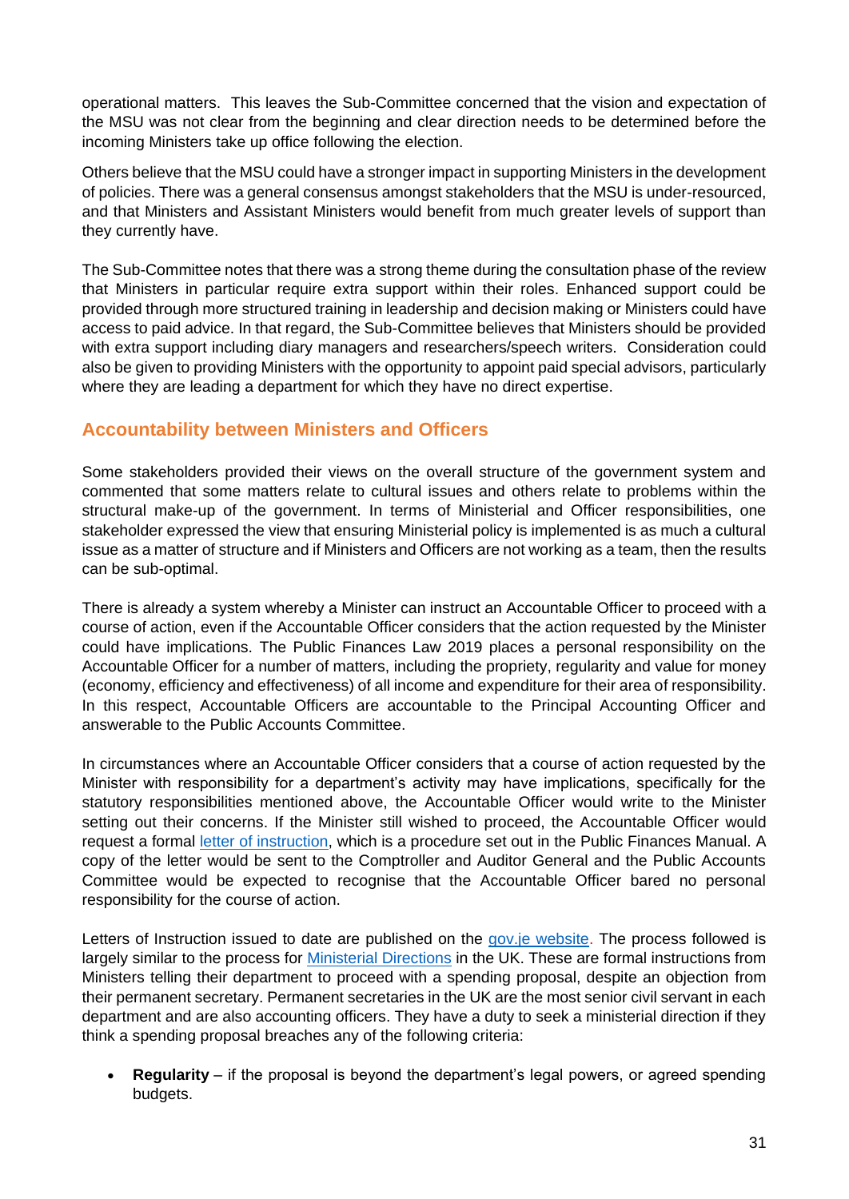operational matters. This leaves the Sub-Committee concerned that the vision and expectation of the MSU was not clear from the beginning and clear direction needs to be determined before the incoming Ministers take up office following the election.

Others believe that the MSU could have a stronger impact in supporting Ministers in the development of policies. There was a general consensus amongst stakeholders that the MSU is under-resourced, and that Ministers and Assistant Ministers would benefit from much greater levels of support than they currently have.

The Sub-Committee notes that there was a strong theme during the consultation phase of the review that Ministers in particular require extra support within their roles. Enhanced support could be provided through more structured training in leadership and decision making or Ministers could have access to paid advice. In that regard, the Sub-Committee believes that Ministers should be provided with extra support including diary managers and researchers/speech writers. Consideration could also be given to providing Ministers with the opportunity to appoint paid special advisors, particularly where they are leading a department for which they have no direct expertise.

## Accountability between Ministers and Officers

Some stakeholders provided their views on the overall structure of the government system and commented that some matters relate to cultural issues and others relate to problems within the structural make-up of the government. In terms of Ministerial and Officer responsibilities, one stakeholder expressed the view that ensuring Ministerial policy is implemented is as much a cultural issue as a matter of structure and if Ministers and Officers are not working as a team, then the results can be sub-optimal.

There is already a system whereby a Minister can instruct an Accountable Officer to proceed with a course of action, even if the Accountable Officer considers that the action requested by the Minister could have implications. The Public Finances Law 2019 places a personal responsibility on the Accountable Officer for a number of matters, including the propriety, regularity and value for money (economy, efficiency and effectiveness) of all income and expenditure for their area of responsibility. In this respect, Accountable Officers are accountable to the Principal Accounting Officer and answerable to the Public Accounts Committee.

In circumstances where an Accountable Officer considers that a course of action requested by the Minister with responsibility for a department's activity may have implications, specifically for the statutory responsibilities mentioned above, the Accountable Officer would write to the Minister setting out their concerns. If the Minister still wished to proceed, the Accountable Officer would request a formal letter of instruction, which is a procedure set out in the Public Finances Manual. A copy of the letter would be sent to the Comptroller and Auditor General and the Public Accounts Committee would be expected to recognise that the Accountable Officer bared no personal responsibility for the course of action.

Letters of Instruction issued to date are published on the gov.je website. The process followed is largely similar to the process for Ministerial Directions in the UK. These are formal instructions from Ministers telling their department to proceed with a spending proposal, despite an objection from their permanent secretary. Permanent secretaries in the UK are the most senior civil servant in each department and are also accounting officers. They have a duty to seek a ministerial direction if they think a spending proposal breaches any of the following criteria:

- **Regularity** – if the proposal is beyond the department's legal powers, or agreed spending budgets.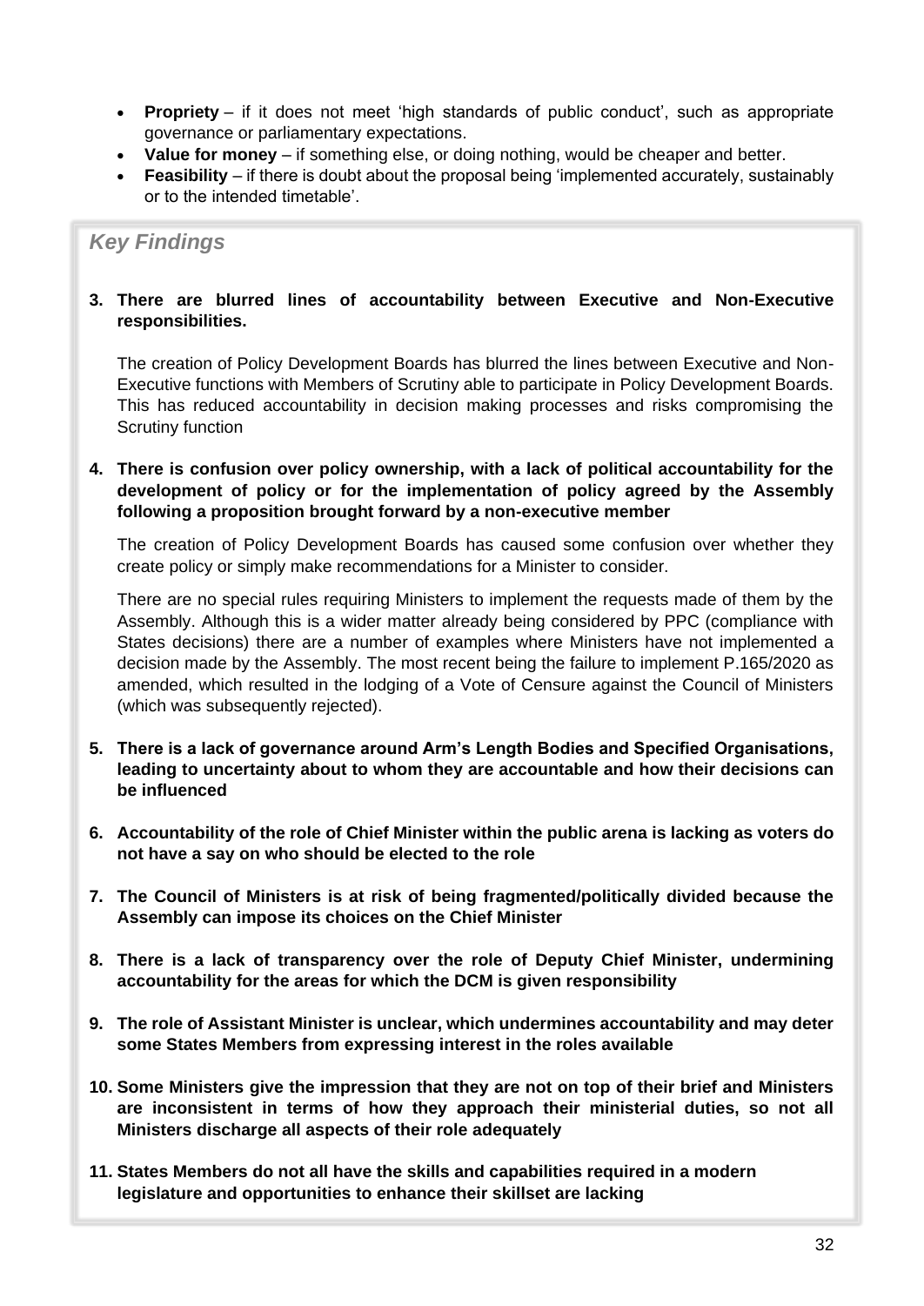- **Propriety** – if it does not meet 'high standards of public conduct', such as appropriate governance or parliamentary expectations.
- **Value for money** – if something else, or doing nothing, would be cheaper and better.
- **Feasibility** – if there is doubt about the proposal being 'implemented accurately, sustainably or to the intended timetable'.

## *Key Findings*

**3. There are blurred lines of accountability between Executive and Non-Executive responsibilities.**

The creation of Policy Development Boards has blurred the lines between Executive and Non-Executive functions with Members of Scrutiny able to participate in Policy Development Boards. This has reduced accountability in decision making processes and risks compromising the Scrutiny function

**4. There is confusion over policy ownership, with a lack of political accountability for the development of policy or for the implementation of policy agreed by the Assembly following a proposition brought forward by a non-executive member**

The creation of Policy Development Boards has caused some confusion over whether they create policy or simply make recommendations for a Minister to consider.

There are no special rules requiring Ministers to implement the requests made of them by the Assembly. Although this is a wider matter already being considered by PPC (compliance with States decisions) there are a number of examples where Ministers have not implemented a decision made by the Assembly. The most recent being the failure to implement P.165/2020 as amended, which resulted in the lodging of a Vote of Censure against the Council of Ministers (which was subsequently rejected).

**5. There is a lack of governance around Arm's Length Bodies and Specified Organisations, leading to uncertainty about to whom they are accountable and how their decisions can be influenced**

**6. Accountability of the role of Chief Minister within the public arena is lacking as voters do not have a say on who should be elected to the role**

**7. The Council of Ministers is at risk of being fragmented/politically divided because the Assembly can impose its choices on the Chief Minister**

**8. There is a lack of transparency over the role of Deputy Chief Minister, undermining accountability for the areas for which the DCM is given responsibility**

**9. The role of Assistant Minister is unclear, which undermines accountability and may deter some States Members from expressing interest in the roles available**

**10. Some Ministers give the impression that they are not on top of their brief and Ministers are inconsistent in terms of how they approach their ministerial duties, so not all Ministers discharge all aspects of their role adequately**

**11. States Members do not all have the skills and capabilities required in a modern legislature and opportunities to enhance their skillset are lacking**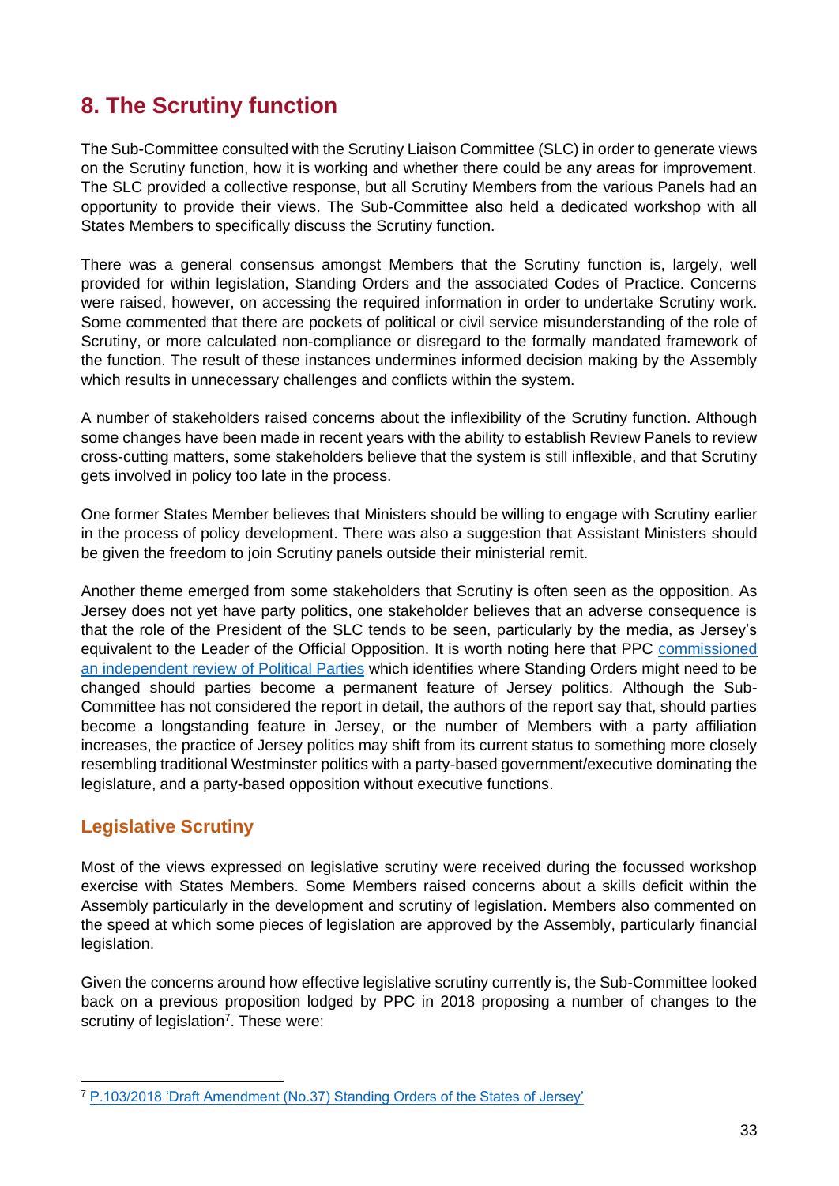## 8. The Scrutiny function

The Sub-Committee consulted with the Scrutiny Liaison Committee (SLC) in order to generate views on the Scrutiny function, how it is working and whether there could be any areas for improvement. The SLC provided a collective response, but all Scrutiny Members from the various Panels had an opportunity to provide their views. The Sub-Committee also held a dedicated workshop with all States Members to specifically discuss the Scrutiny function.

There was a general consensus amongst Members that the Scrutiny function is, largely, well provided for within legislation, Standing Orders and the associated Codes of Practice. Concerns were raised, however, on accessing the required information in order to undertake Scrutiny work. Some commented that there are pockets of political or civil service misunderstanding of the role of Scrutiny, or more calculated non-compliance or disregard to the formally mandated framework of the function. The result of these instances undermines informed decision making by the Assembly which results in unnecessary challenges and conflicts within the system.

A number of stakeholders raised concerns about the inflexibility of the Scrutiny function. Although some changes have been made in recent years with the ability to establish Review Panels to review cross-cutting matters, some stakeholders believe that the system is still inflexible, and that Scrutiny gets involved in policy too late in the process.

One former States Member believes that Ministers should be willing to engage with Scrutiny earlier in the process of policy development. There was also a suggestion that Assistant Ministers should be given the freedom to join Scrutiny panels outside their ministerial remit.

Another theme emerged from some stakeholders that Scrutiny is often seen as the opposition. As Jersey does not yet have party politics, one stakeholder believes that an adverse consequence is that the role of the President of the SLC tends to be seen, particularly by the media, as Jersey's equivalent to the Leader of the Official Opposition. It is worth noting here that PPC commissioned an independent review of Political Parties which identifies where Standing Orders might need to be changed should parties become a permanent feature of Jersey politics. Although the Sub-Committee has not considered the report in detail, the authors of the report say that, should parties become a longstanding feature in Jersey, or the number of Members with a party affiliation increases, the practice of Jersey politics may shift from its current status to something more closely resembling traditional Westminster politics with a party-based government/executive dominating the legislature, and a party-based opposition without executive functions.

### Legislative Scrutiny

Most of the views expressed on legislative scrutiny were received during the focussed workshop exercise with States Members. Some Members raised concerns about a skills deficit within the Assembly particularly in the development and scrutiny of legislation. Members also commented on the speed at which some pieces of legislation are approved by the Assembly, particularly financial legislation.

Given the concerns around how effective legislative scrutiny currently is, the Sub-Committee looked back on a previous proposition lodged by PPC in 2018 proposing a number of changes to the scrutiny of legislation[7]. These were:

[7] P.103/2018 'Draft Amendment (No.37) Standing Orders of the States of Jersey'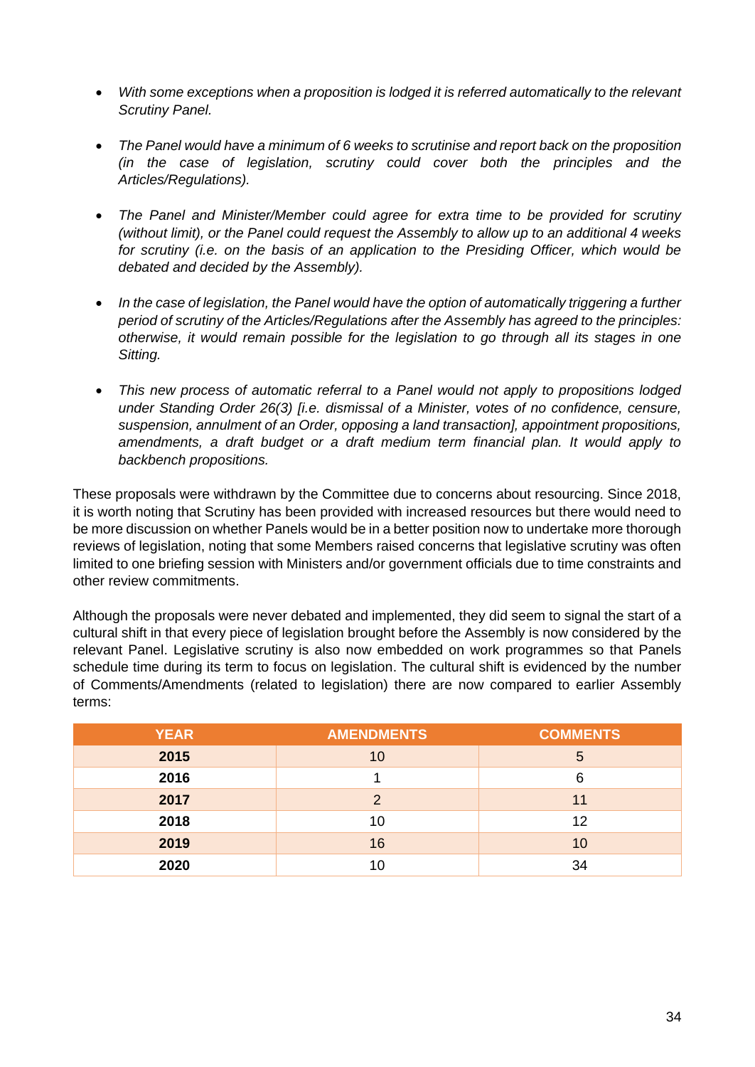- *With some exceptions when a proposition is lodged it is referred automatically to the relevant Scrutiny Panel.*

- *The Panel would have a minimum of 6 weeks to scrutinise and report back on the proposition (in the case of legislation, scrutiny could cover both the principles and the Articles/Regulations).*

- *The Panel and Minister/Member could agree for extra time to be provided for scrutiny (without limit), or the Panel could request the Assembly to allow up to an additional 4 weeks for scrutiny (i.e. on the basis of an application to the Presiding Officer, which would be debated and decided by the Assembly).*

- *In the case of legislation, the Panel would have the option of automatically triggering a further period of scrutiny of the Articles/Regulations after the Assembly has agreed to the principles: otherwise, it would remain possible for the legislation to go through all its stages in one Sitting.*

- *This new process of automatic referral to a Panel would not apply to propositions lodged under Standing Order 26(3) [i.e. dismissal of a Minister, votes of no confidence, censure, suspension, annulment of an Order, opposing a land transaction], appointment propositions, amendments, a draft budget or a draft medium term financial plan. It would apply to backbench propositions.*

These proposals were withdrawn by the Committee due to concerns about resourcing. Since 2018, it is worth noting that Scrutiny has been provided with increased resources but there would need to be more discussion on whether Panels would be in a better position now to undertake more thorough reviews of legislation, noting that some Members raised concerns that legislative scrutiny was often limited to one briefing session with Ministers and/or government officials due to time constraints and other review commitments.

Although the proposals were never debated and implemented, they did seem to signal the start of a cultural shift in that every piece of legislation brought before the Assembly is now considered by the relevant Panel. Legislative scrutiny is also now embedded on work programmes so that Panels schedule time during its term to focus on legislation. The cultural shift is evidenced by the number of Comments/Amendments (related to legislation) there are now compared to earlier Assembly terms:

| YEAR | AMENDMENTS | COMMENTS |
|---|---|---|
| **2015** | 10 | 5 |
| **2016** | 1 | 6 |
| **2017** | 2 | 11 |
| **2018** | 10 | 12 |
| **2019** | 16 | 10 |
| **2020** | 10 | 34 |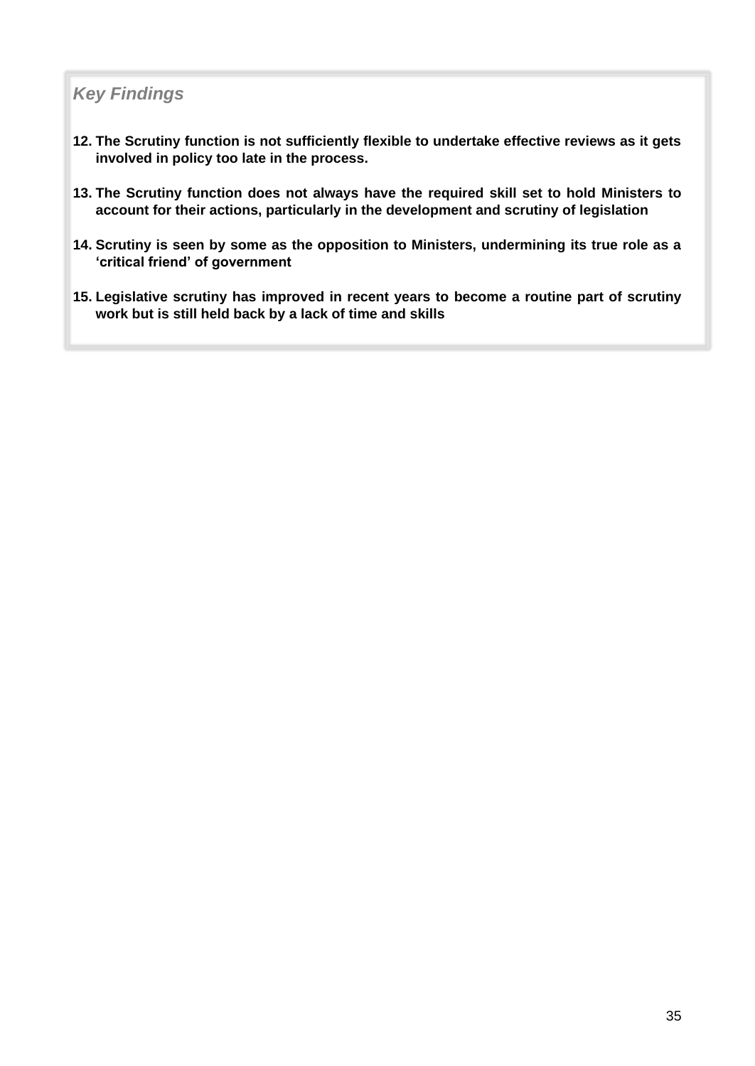***Key Findings***

12. **The Scrutiny function is not sufficiently flexible to undertake effective reviews as it gets involved in policy too late in the process.**

13. **The Scrutiny function does not always have the required skill set to hold Ministers to account for their actions, particularly in the development and scrutiny of legislation**

14. **Scrutiny is seen by some as the opposition to Ministers, undermining its true role as a 'critical friend' of government**

15. **Legislative scrutiny has improved in recent years to become a routine part of scrutiny work but is still held back by a lack of time and skills**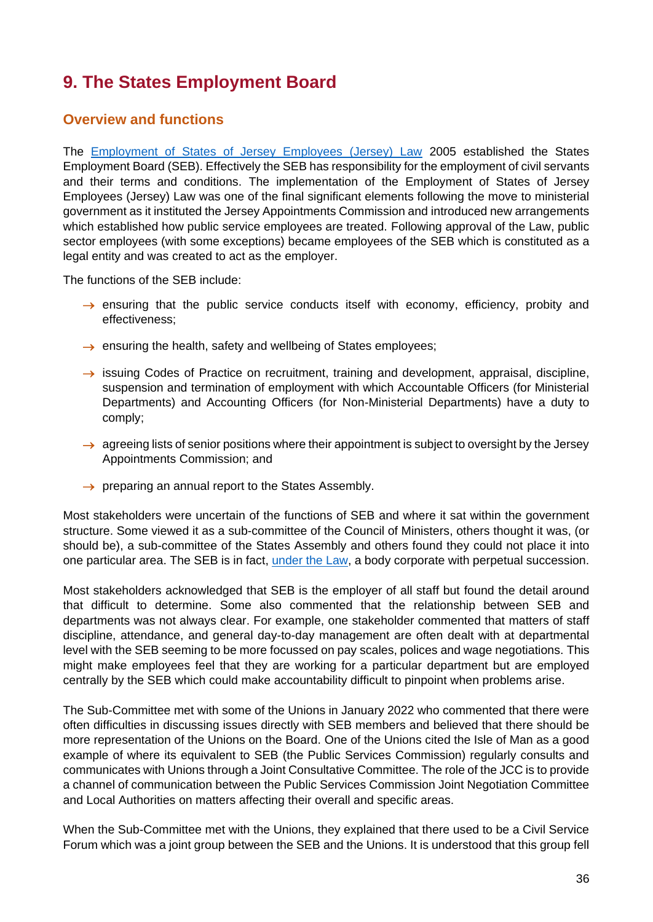## 9. The States Employment Board

### Overview and functions

The [Employment of States of Jersey Employees (Jersey) Law](#) 2005 established the States Employment Board (SEB). Effectively the SEB has responsibility for the employment of civil servants and their terms and conditions. The implementation of the Employment of States of Jersey Employees (Jersey) Law was one of the final significant elements following the move to ministerial government as it instituted the Jersey Appointments Commission and introduced new arrangements which established how public service employees are treated. Following approval of the Law, public sector employees (with some exceptions) became employees of the SEB which is constituted as a legal entity and was created to act as the employer.

The functions of the SEB include:

- ensuring that the public service conducts itself with economy, efficiency, probity and effectiveness;
- ensuring the health, safety and wellbeing of States employees;
- issuing Codes of Practice on recruitment, training and development, appraisal, discipline, suspension and termination of employment with which Accountable Officers (for Ministerial Departments) and Accounting Officers (for Non-Ministerial Departments) have a duty to comply;
- agreeing lists of senior positions where their appointment is subject to oversight by the Jersey Appointments Commission; and
- preparing an annual report to the States Assembly.

Most stakeholders were uncertain of the functions of SEB and where it sat within the government structure. Some viewed it as a sub-committee of the Council of Ministers, others thought it was, (or should be), a sub-committee of the States Assembly and others found they could not place it into one particular area. The SEB is in fact, [under the Law](#), a body corporate with perpetual succession.

Most stakeholders acknowledged that SEB is the employer of all staff but found the detail around that difficult to determine. Some also commented that the relationship between SEB and departments was not always clear. For example, one stakeholder commented that matters of staff discipline, attendance, and general day-to-day management are often dealt with at departmental level with the SEB seeming to be more focussed on pay scales, polices and wage negotiations. This might make employees feel that they are working for a particular department but are employed centrally by the SEB which could make accountability difficult to pinpoint when problems arise.

The Sub-Committee met with some of the Unions in January 2022 who commented that there were often difficulties in discussing issues directly with SEB members and believed that there should be more representation of the Unions on the Board. One of the Unions cited the Isle of Man as a good example of where its equivalent to SEB (the Public Services Commission) regularly consults and communicates with Unions through a Joint Consultative Committee. The role of the JCC is to provide a channel of communication between the Public Services Commission Joint Negotiation Committee and Local Authorities on matters affecting their overall and specific areas.

When the Sub-Committee met with the Unions, they explained that there used to be a Civil Service Forum which was a joint group between the SEB and the Unions. It is understood that this group fell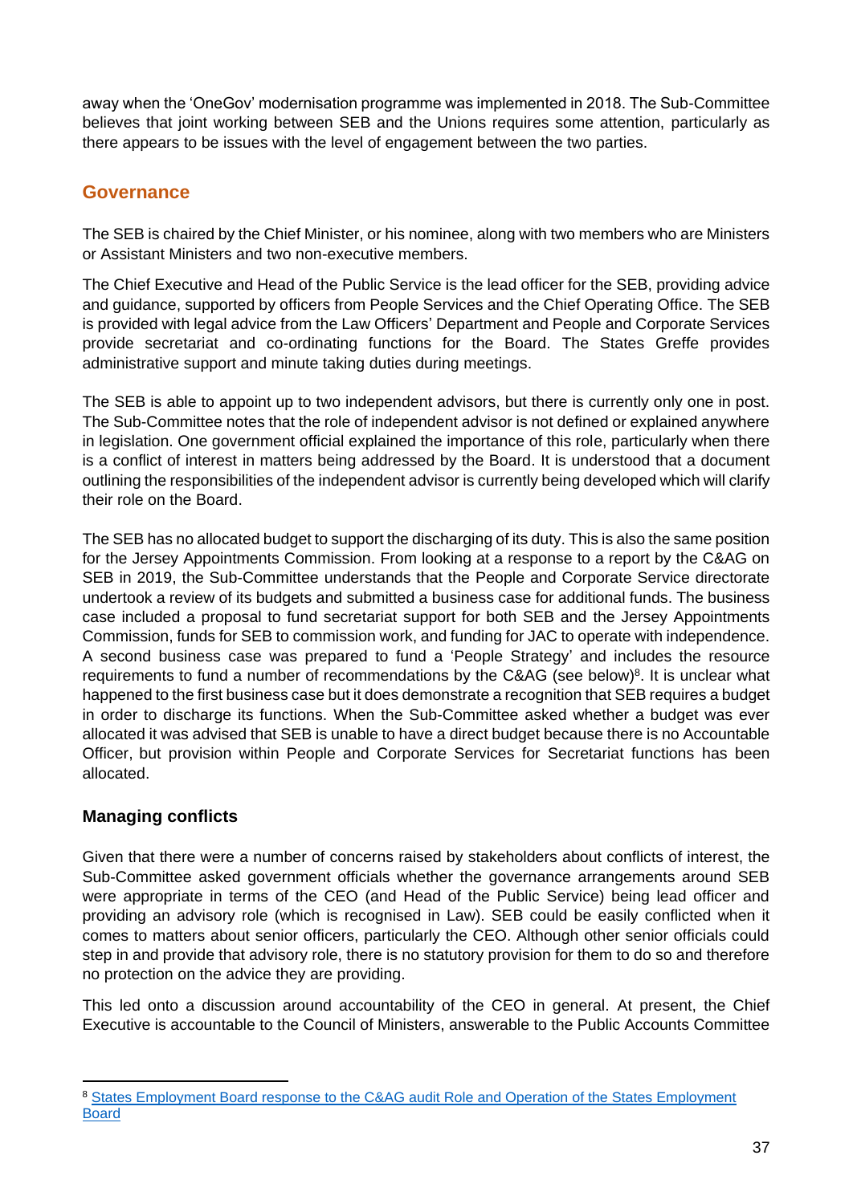away when the 'OneGov' modernisation programme was implemented in 2018. The Sub-Committee believes that joint working between SEB and the Unions requires some attention, particularly as there appears to be issues with the level of engagement between the two parties.

## Governance

The SEB is chaired by the Chief Minister, or his nominee, along with two members who are Ministers or Assistant Ministers and two non-executive members.

The Chief Executive and Head of the Public Service is the lead officer for the SEB, providing advice and guidance, supported by officers from People Services and the Chief Operating Office. The SEB is provided with legal advice from the Law Officers' Department and People and Corporate Services provide secretariat and co-ordinating functions for the Board. The States Greffe provides administrative support and minute taking duties during meetings.

The SEB is able to appoint up to two independent advisors, but there is currently only one in post. The Sub-Committee notes that the role of independent advisor is not defined or explained anywhere in legislation. One government official explained the importance of this role, particularly when there is a conflict of interest in matters being addressed by the Board. It is understood that a document outlining the responsibilities of the independent advisor is currently being developed which will clarify their role on the Board.

The SEB has no allocated budget to support the discharging of its duty. This is also the same position for the Jersey Appointments Commission. From looking at a response to a report by the C&AG on SEB in 2019, the Sub-Committee understands that the People and Corporate Service directorate undertook a review of its budgets and submitted a business case for additional funds. The business case included a proposal to fund secretariat support for both SEB and the Jersey Appointments Commission, funds for SEB to commission work, and funding for JAC to operate with independence. A second business case was prepared to fund a 'People Strategy' and includes the resource requirements to fund a number of recommendations by the C&AG (see below)[8]. It is unclear what happened to the first business case but it does demonstrate a recognition that SEB requires a budget in order to discharge its functions. When the Sub-Committee asked whether a budget was ever allocated it was advised that SEB is unable to have a direct budget because there is no Accountable Officer, but provision within People and Corporate Services for Secretariat functions has been allocated.

### Managing conflicts

Given that there were a number of concerns raised by stakeholders about conflicts of interest, the Sub-Committee asked government officials whether the governance arrangements around SEB were appropriate in terms of the CEO (and Head of the Public Service) being lead officer and providing an advisory role (which is recognised in Law). SEB could be easily conflicted when it comes to matters about senior officers, particularly the CEO. Although other senior officials could step in and provide that advisory role, there is no statutory provision for them to do so and therefore no protection on the advice they are providing.

This led onto a discussion around accountability of the CEO in general. At present, the Chief Executive is accountable to the Council of Ministers, answerable to the Public Accounts Committee

---

[8] States Employment Board response to the C&AG audit Role and Operation of the States Employment Board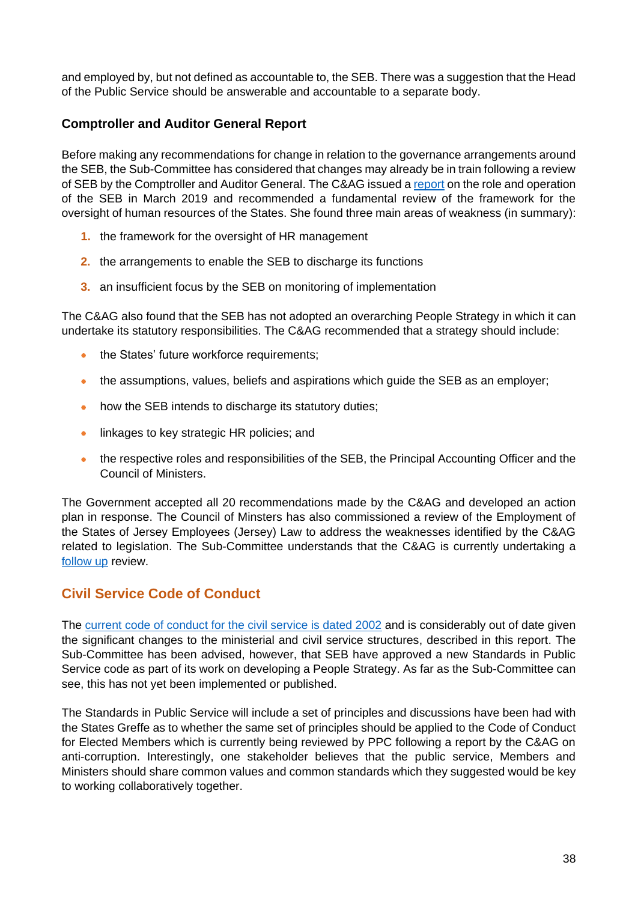and employed by, but not defined as accountable to, the SEB. There was a suggestion that the Head of the Public Service should be answerable and accountable to a separate body.

### Comptroller and Auditor General Report

Before making any recommendations for change in relation to the governance arrangements around the SEB, the Sub-Committee has considered that changes may already be in train following a review of SEB by the Comptroller and Auditor General. The C&AG issued a report on the role and operation of the SEB in March 2019 and recommended a fundamental review of the framework for the oversight of human resources of the States. She found three main areas of weakness (in summary):

1. the framework for the oversight of HR management
2. the arrangements to enable the SEB to discharge its functions
3. an insufficient focus by the SEB on monitoring of implementation

The C&AG also found that the SEB has not adopted an overarching People Strategy in which it can undertake its statutory responsibilities. The C&AG recommended that a strategy should include:

- the States' future workforce requirements;
- the assumptions, values, beliefs and aspirations which guide the SEB as an employer;
- how the SEB intends to discharge its statutory duties;
- linkages to key strategic HR policies; and
- the respective roles and responsibilities of the SEB, the Principal Accounting Officer and the Council of Ministers.

The Government accepted all 20 recommendations made by the C&AG and developed an action plan in response. The Council of Minsters has also commissioned a review of the Employment of the States of Jersey Employees (Jersey) Law to address the weaknesses identified by the C&AG related to legislation. The Sub-Committee understands that the C&AG is currently undertaking a follow up review.

## Civil Service Code of Conduct

The current code of conduct for the civil service is dated 2002 and is considerably out of date given the significant changes to the ministerial and civil service structures, described in this report. The Sub-Committee has been advised, however, that SEB have approved a new Standards in Public Service code as part of its work on developing a People Strategy. As far as the Sub-Committee can see, this has not yet been implemented or published.

The Standards in Public Service will include a set of principles and discussions have been had with the States Greffe as to whether the same set of principles should be applied to the Code of Conduct for Elected Members which is currently being reviewed by PPC following a report by the C&AG on anti-corruption. Interestingly, one stakeholder believes that the public service, Members and Ministers should share common values and common standards which they suggested would be key to working collaboratively together.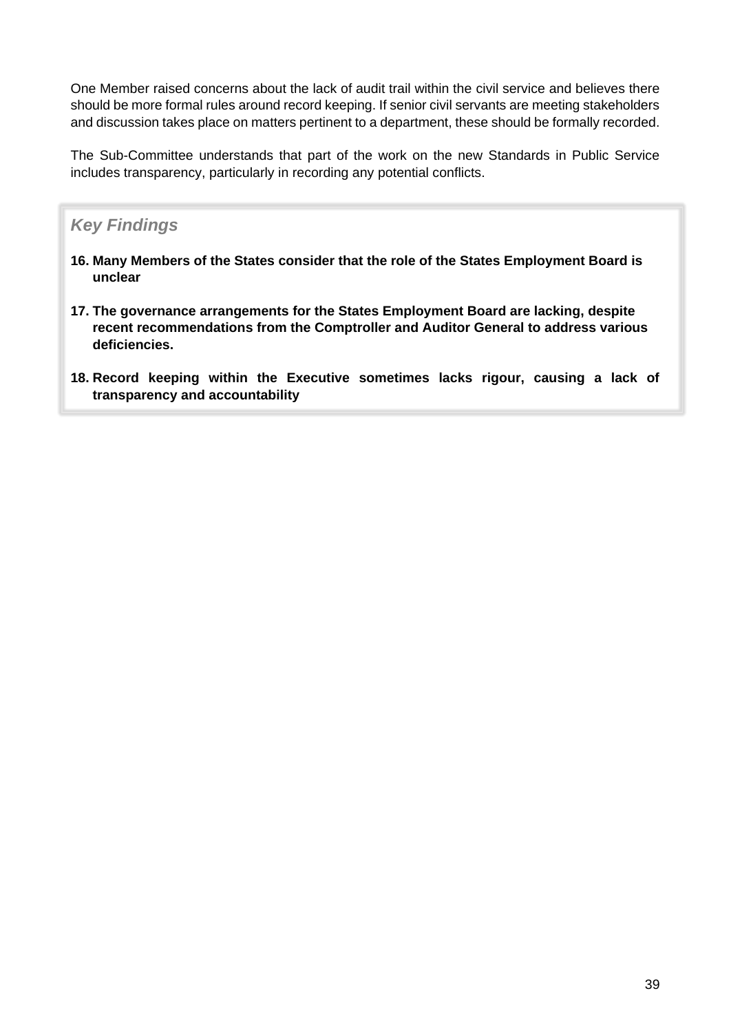One Member raised concerns about the lack of audit trail within the civil service and believes there should be more formal rules around record keeping. If senior civil servants are meeting stakeholders and discussion takes place on matters pertinent to a department, these should be formally recorded.

The Sub-Committee understands that part of the work on the new Standards in Public Service includes transparency, particularly in recording any potential conflicts.

### *Key Findings*

16. **Many Members of the States consider that the role of the States Employment Board is unclear**

17. **The governance arrangements for the States Employment Board are lacking, despite recent recommendations from the Comptroller and Auditor General to address various deficiencies.**

18. **Record keeping within the Executive sometimes lacks rigour, causing a lack of transparency and accountability**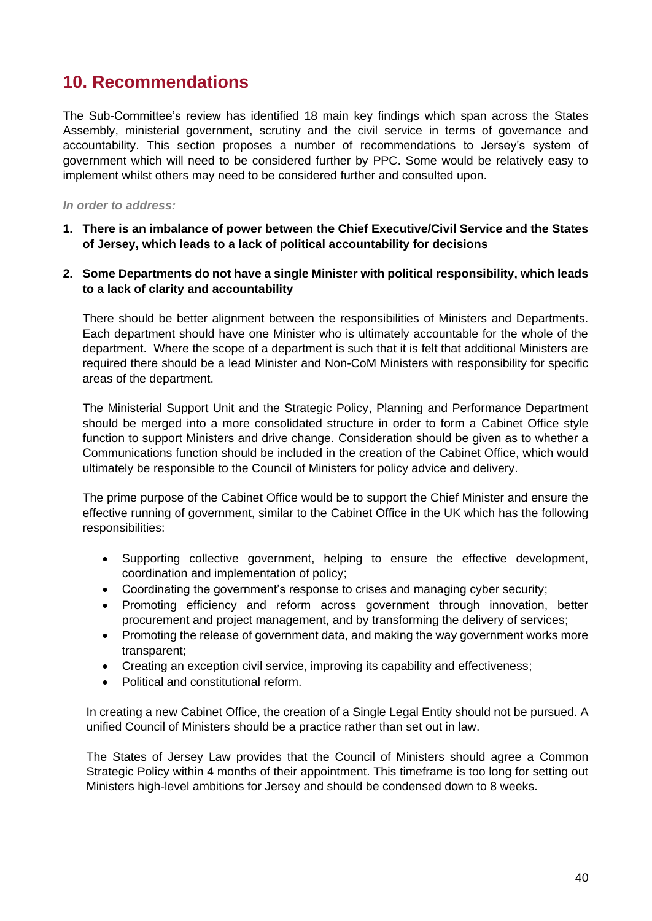## 10. Recommendations

The Sub-Committee's review has identified 18 main key findings which span across the States Assembly, ministerial government, scrutiny and the civil service in terms of governance and accountability. This section proposes a number of recommendations to Jersey's system of government which will need to be considered further by PPC. Some would be relatively easy to implement whilst others may need to be considered further and consulted upon.

***In order to address:***

1. **There is an imbalance of power between the Chief Executive/Civil Service and the States of Jersey, which leads to a lack of political accountability for decisions**

2. **Some Departments do not have a single Minister with political responsibility, which leads to a lack of clarity and accountability**

   There should be better alignment between the responsibilities of Ministers and Departments. Each department should have one Minister who is ultimately accountable for the whole of the department. Where the scope of a department is such that it is felt that additional Ministers are required there should be a lead Minister and Non-CoM Ministers with responsibility for specific areas of the department.

   The Ministerial Support Unit and the Strategic Policy, Planning and Performance Department should be merged into a more consolidated structure in order to form a Cabinet Office style function to support Ministers and drive change. Consideration should be given as to whether a Communications function should be included in the creation of the Cabinet Office, which would ultimately be responsible to the Council of Ministers for policy advice and delivery.

   The prime purpose of the Cabinet Office would be to support the Chief Minister and ensure the effective running of government, similar to the Cabinet Office in the UK which has the following responsibilities:

   - Supporting collective government, helping to ensure the effective development, coordination and implementation of policy;
   - Coordinating the government's response to crises and managing cyber security;
   - Promoting efficiency and reform across government through innovation, better procurement and project management, and by transforming the delivery of services;
   - Promoting the release of government data, and making the way government works more transparent;
   - Creating an exception civil service, improving its capability and effectiveness;
   - Political and constitutional reform.

   In creating a new Cabinet Office, the creation of a Single Legal Entity should not be pursued. A unified Council of Ministers should be a practice rather than set out in law.

   The States of Jersey Law provides that the Council of Ministers should agree a Common Strategic Policy within 4 months of their appointment. This timeframe is too long for setting out Ministers high-level ambitions for Jersey and should be condensed down to 8 weeks.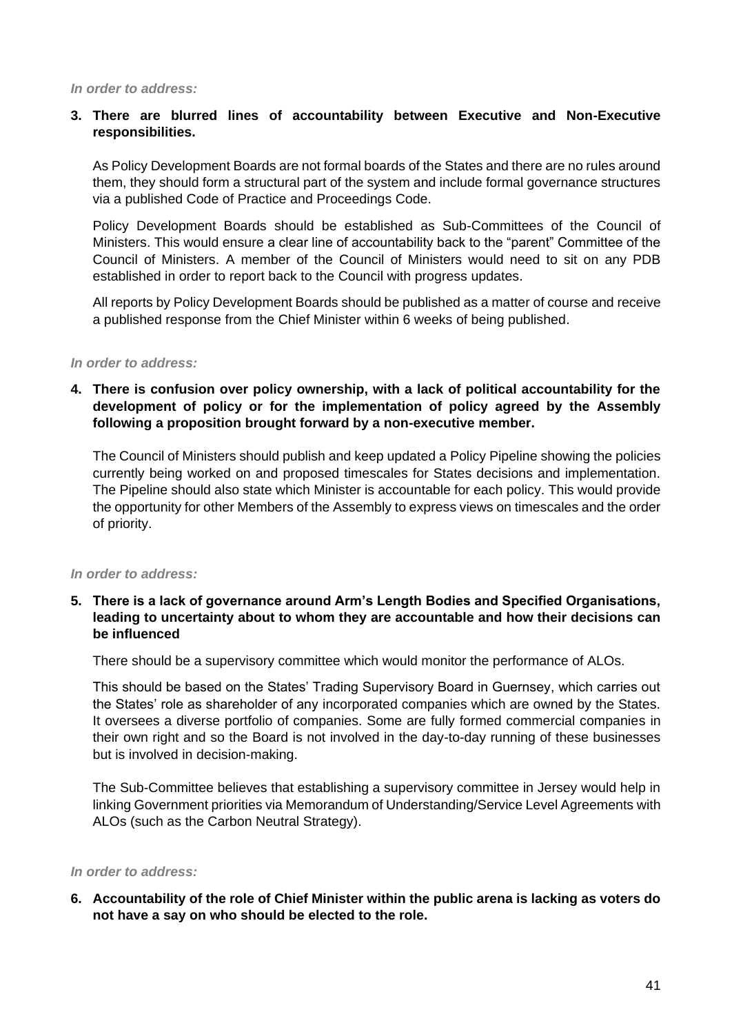*In order to address:*

**3. There are blurred lines of accountability between Executive and Non-Executive responsibilities.**

As Policy Development Boards are not formal boards of the States and there are no rules around them, they should form a structural part of the system and include formal governance structures via a published Code of Practice and Proceedings Code.

Policy Development Boards should be established as Sub-Committees of the Council of Ministers. This would ensure a clear line of accountability back to the "parent" Committee of the Council of Ministers. A member of the Council of Ministers would need to sit on any PDB established in order to report back to the Council with progress updates.

All reports by Policy Development Boards should be published as a matter of course and receive a published response from the Chief Minister within 6 weeks of being published.

*In order to address:*

**4. There is confusion over policy ownership, with a lack of political accountability for the development of policy or for the implementation of policy agreed by the Assembly following a proposition brought forward by a non-executive member.**

The Council of Ministers should publish and keep updated a Policy Pipeline showing the policies currently being worked on and proposed timescales for States decisions and implementation. The Pipeline should also state which Minister is accountable for each policy. This would provide the opportunity for other Members of the Assembly to express views on timescales and the order of priority.

*In order to address:*

**5. There is a lack of governance around Arm's Length Bodies and Specified Organisations, leading to uncertainty about to whom they are accountable and how their decisions can be influenced**

There should be a supervisory committee which would monitor the performance of ALOs.

This should be based on the States' Trading Supervisory Board in Guernsey, which carries out the States' role as shareholder of any incorporated companies which are owned by the States. It oversees a diverse portfolio of companies. Some are fully formed commercial companies in their own right and so the Board is not involved in the day-to-day running of these businesses but is involved in decision-making.

The Sub-Committee believes that establishing a supervisory committee in Jersey would help in linking Government priorities via Memorandum of Understanding/Service Level Agreements with ALOs (such as the Carbon Neutral Strategy).

*In order to address:*

**6. Accountability of the role of Chief Minister within the public arena is lacking as voters do not have a say on who should be elected to the role.**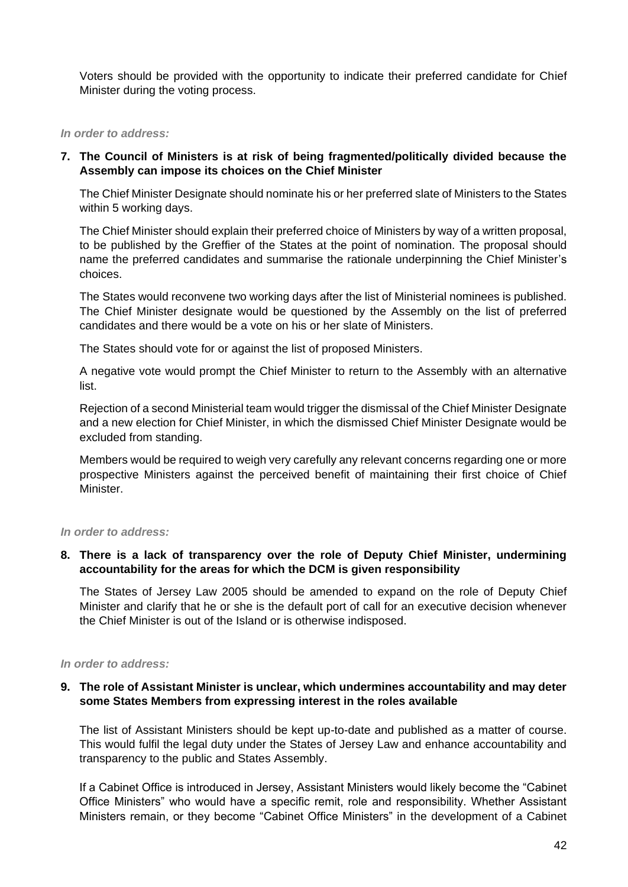Voters should be provided with the opportunity to indicate their preferred candidate for Chief Minister during the voting process.

***In order to address:***

**7. The Council of Ministers is at risk of being fragmented/politically divided because the Assembly can impose its choices on the Chief Minister**

The Chief Minister Designate should nominate his or her preferred slate of Ministers to the States within 5 working days.

The Chief Minister should explain their preferred choice of Ministers by way of a written proposal, to be published by the Greffier of the States at the point of nomination. The proposal should name the preferred candidates and summarise the rationale underpinning the Chief Minister's choices.

The States would reconvene two working days after the list of Ministerial nominees is published. The Chief Minister designate would be questioned by the Assembly on the list of preferred candidates and there would be a vote on his or her slate of Ministers.

The States should vote for or against the list of proposed Ministers.

A negative vote would prompt the Chief Minister to return to the Assembly with an alternative list.

Rejection of a second Ministerial team would trigger the dismissal of the Chief Minister Designate and a new election for Chief Minister, in which the dismissed Chief Minister Designate would be excluded from standing.

Members would be required to weigh very carefully any relevant concerns regarding one or more prospective Ministers against the perceived benefit of maintaining their first choice of Chief Minister.

***In order to address:***

**8. There is a lack of transparency over the role of Deputy Chief Minister, undermining accountability for the areas for which the DCM is given responsibility**

The States of Jersey Law 2005 should be amended to expand on the role of Deputy Chief Minister and clarify that he or she is the default port of call for an executive decision whenever the Chief Minister is out of the Island or is otherwise indisposed.

***In order to address:***

**9. The role of Assistant Minister is unclear, which undermines accountability and may deter some States Members from expressing interest in the roles available**

The list of Assistant Ministers should be kept up-to-date and published as a matter of course. This would fulfil the legal duty under the States of Jersey Law and enhance accountability and transparency to the public and States Assembly.

If a Cabinet Office is introduced in Jersey, Assistant Ministers would likely become the "Cabinet Office Ministers" who would have a specific remit, role and responsibility. Whether Assistant Ministers remain, or they become "Cabinet Office Ministers" in the development of a Cabinet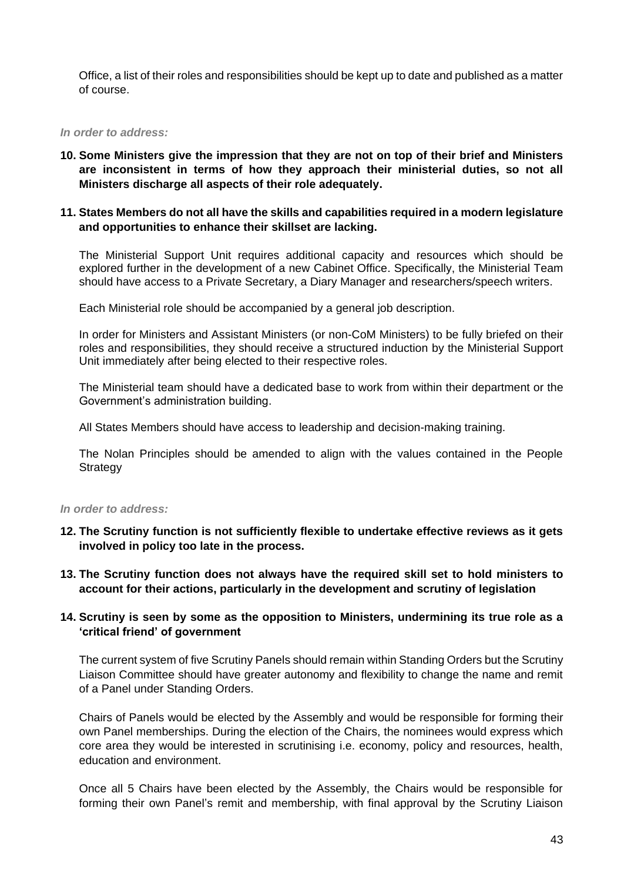Office, a list of their roles and responsibilities should be kept up to date and published as a matter of course.

*In order to address:*

**10. Some Ministers give the impression that they are not on top of their brief and Ministers are inconsistent in terms of how they approach their ministerial duties, so not all Ministers discharge all aspects of their role adequately.**

**11. States Members do not all have the skills and capabilities required in a modern legislature and opportunities to enhance their skillset are lacking.**

The Ministerial Support Unit requires additional capacity and resources which should be explored further in the development of a new Cabinet Office. Specifically, the Ministerial Team should have access to a Private Secretary, a Diary Manager and researchers/speech writers.

Each Ministerial role should be accompanied by a general job description.

In order for Ministers and Assistant Ministers (or non-CoM Ministers) to be fully briefed on their roles and responsibilities, they should receive a structured induction by the Ministerial Support Unit immediately after being elected to their respective roles.

The Ministerial team should have a dedicated base to work from within their department or the Government's administration building.

All States Members should have access to leadership and decision-making training.

The Nolan Principles should be amended to align with the values contained in the People Strategy

*In order to address:*

**12. The Scrutiny function is not sufficiently flexible to undertake effective reviews as it gets involved in policy too late in the process.**

**13. The Scrutiny function does not always have the required skill set to hold ministers to account for their actions, particularly in the development and scrutiny of legislation**

**14. Scrutiny is seen by some as the opposition to Ministers, undermining its true role as a 'critical friend' of government**

The current system of five Scrutiny Panels should remain within Standing Orders but the Scrutiny Liaison Committee should have greater autonomy and flexibility to change the name and remit of a Panel under Standing Orders.

Chairs of Panels would be elected by the Assembly and would be responsible for forming their own Panel memberships. During the election of the Chairs, the nominees would express which core area they would be interested in scrutinising i.e. economy, policy and resources, health, education and environment.

Once all 5 Chairs have been elected by the Assembly, the Chairs would be responsible for forming their own Panel's remit and membership, with final approval by the Scrutiny Liaison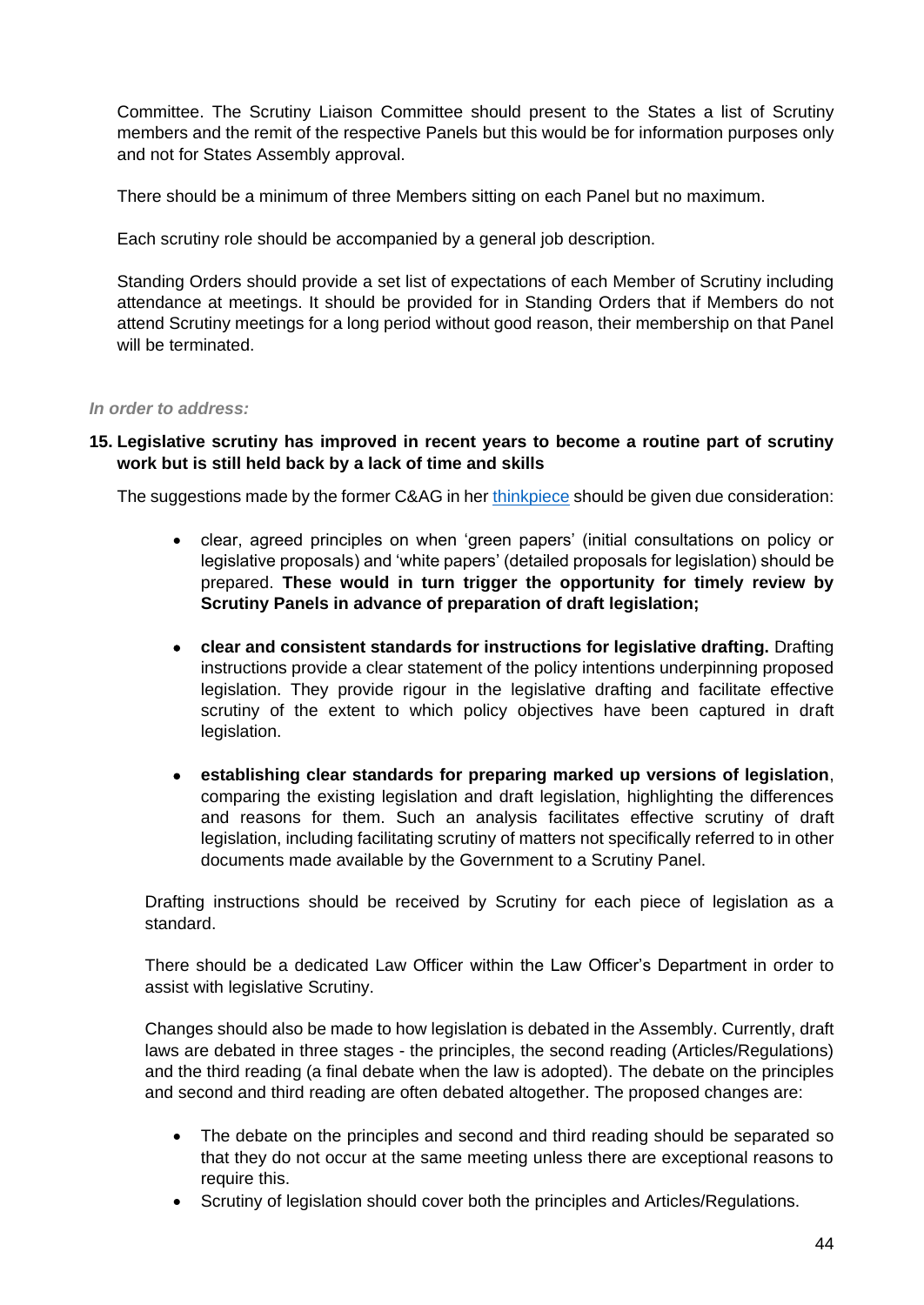Committee. The Scrutiny Liaison Committee should present to the States a list of Scrutiny members and the remit of the respective Panels but this would be for information purposes only and not for States Assembly approval.

There should be a minimum of three Members sitting on each Panel but no maximum.

Each scrutiny role should be accompanied by a general job description.

Standing Orders should provide a set list of expectations of each Member of Scrutiny including attendance at meetings. It should be provided for in Standing Orders that if Members do not attend Scrutiny meetings for a long period without good reason, their membership on that Panel will be terminated.

*In order to address:*

**15. Legislative scrutiny has improved in recent years to become a routine part of scrutiny work but is still held back by a lack of time and skills**

The suggestions made by the former C&AG in her thinkpiece should be given due consideration:

- clear, agreed principles on when 'green papers' (initial consultations on policy or legislative proposals) and 'white papers' (detailed proposals for legislation) should be prepared. **These would in turn trigger the opportunity for timely review by Scrutiny Panels in advance of preparation of draft legislation;**

- **clear and consistent standards for instructions for legislative drafting.** Drafting instructions provide a clear statement of the policy intentions underpinning proposed legislation. They provide rigour in the legislative drafting and facilitate effective scrutiny of the extent to which policy objectives have been captured in draft legislation.

- **establishing clear standards for preparing marked up versions of legislation**, comparing the existing legislation and draft legislation, highlighting the differences and reasons for them. Such an analysis facilitates effective scrutiny of draft legislation, including facilitating scrutiny of matters not specifically referred to in other documents made available by the Government to a Scrutiny Panel.

Drafting instructions should be received by Scrutiny for each piece of legislation as a standard.

There should be a dedicated Law Officer within the Law Officer's Department in order to assist with legislative Scrutiny.

Changes should also be made to how legislation is debated in the Assembly. Currently, draft laws are debated in three stages - the principles, the second reading (Articles/Regulations) and the third reading (a final debate when the law is adopted). The debate on the principles and second and third reading are often debated altogether. The proposed changes are:

- The debate on the principles and second and third reading should be separated so that they do not occur at the same meeting unless there are exceptional reasons to require this.
- Scrutiny of legislation should cover both the principles and Articles/Regulations.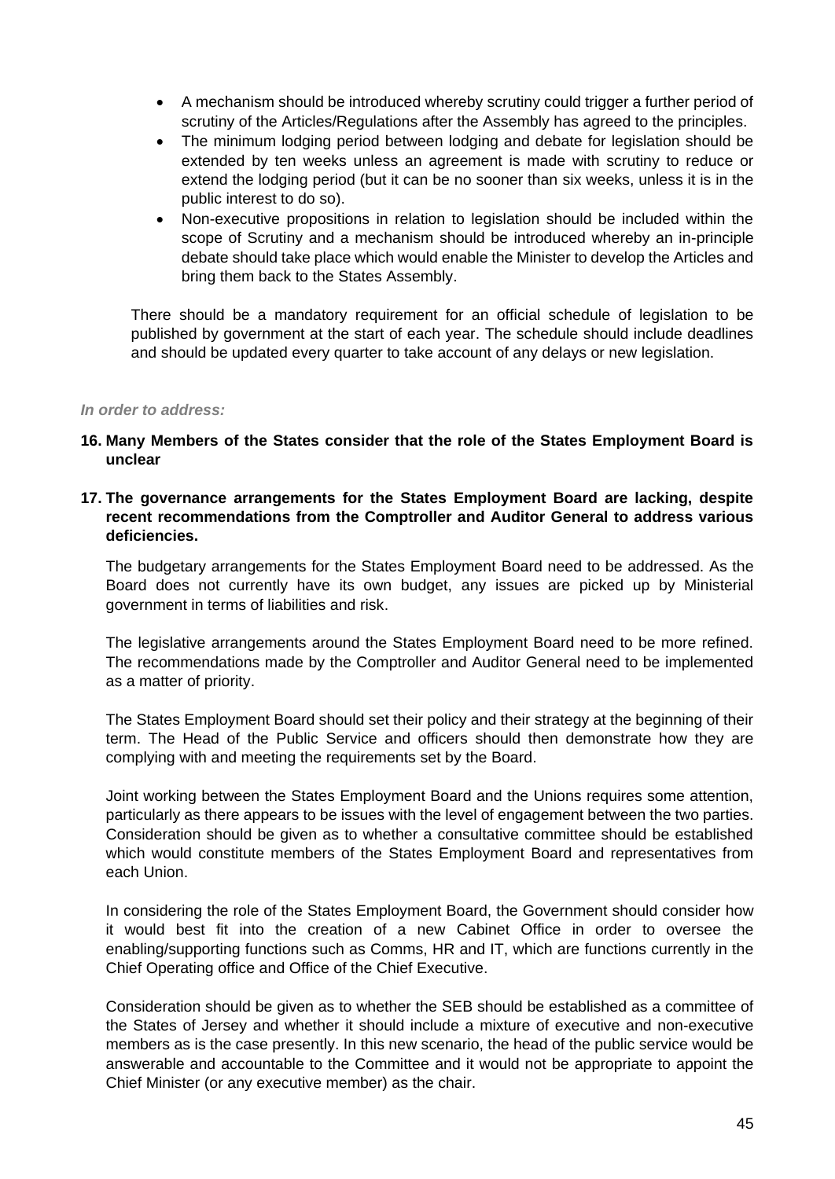- A mechanism should be introduced whereby scrutiny could trigger a further period of scrutiny of the Articles/Regulations after the Assembly has agreed to the principles.
- The minimum lodging period between lodging and debate for legislation should be extended by ten weeks unless an agreement is made with scrutiny to reduce or extend the lodging period (but it can be no sooner than six weeks, unless it is in the public interest to do so).
- Non-executive propositions in relation to legislation should be included within the scope of Scrutiny and a mechanism should be introduced whereby an in-principle debate should take place which would enable the Minister to develop the Articles and bring them back to the States Assembly.

There should be a mandatory requirement for an official schedule of legislation to be published by government at the start of each year. The schedule should include deadlines and should be updated every quarter to take account of any delays or new legislation.

***In order to address:***

**16. Many Members of the States consider that the role of the States Employment Board is unclear**

**17. The governance arrangements for the States Employment Board are lacking, despite recent recommendations from the Comptroller and Auditor General to address various deficiencies.**

The budgetary arrangements for the States Employment Board need to be addressed. As the Board does not currently have its own budget, any issues are picked up by Ministerial government in terms of liabilities and risk.

The legislative arrangements around the States Employment Board need to be more refined. The recommendations made by the Comptroller and Auditor General need to be implemented as a matter of priority.

The States Employment Board should set their policy and their strategy at the beginning of their term. The Head of the Public Service and officers should then demonstrate how they are complying with and meeting the requirements set by the Board.

Joint working between the States Employment Board and the Unions requires some attention, particularly as there appears to be issues with the level of engagement between the two parties. Consideration should be given as to whether a consultative committee should be established which would constitute members of the States Employment Board and representatives from each Union.

In considering the role of the States Employment Board, the Government should consider how it would best fit into the creation of a new Cabinet Office in order to oversee the enabling/supporting functions such as Comms, HR and IT, which are functions currently in the Chief Operating office and Office of the Chief Executive.

Consideration should be given as to whether the SEB should be established as a committee of the States of Jersey and whether it should include a mixture of executive and non-executive members as is the case presently. In this new scenario, the head of the public service would be answerable and accountable to the Committee and it would not be appropriate to appoint the Chief Minister (or any executive member) as the chair.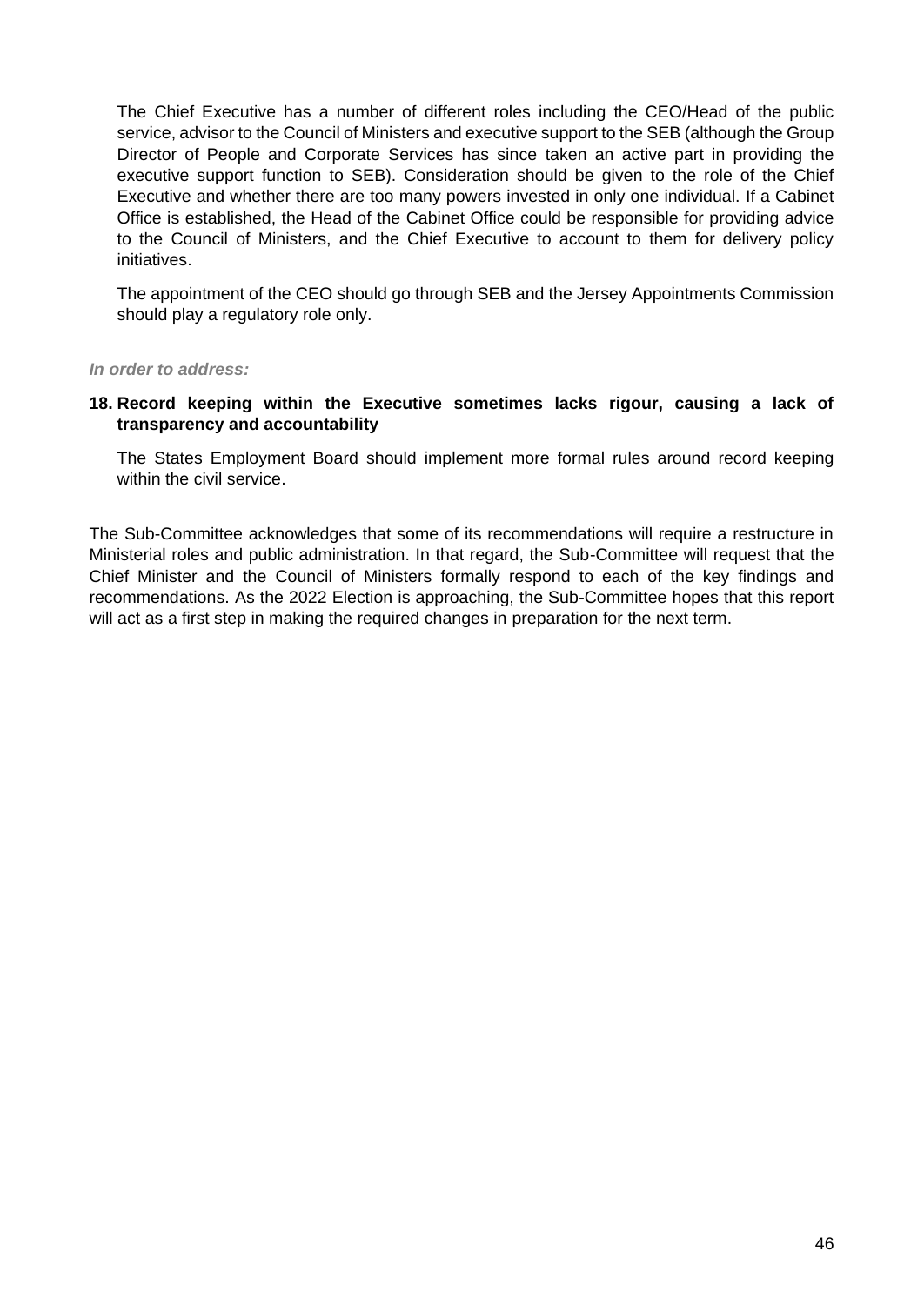The Chief Executive has a number of different roles including the CEO/Head of the public service, advisor to the Council of Ministers and executive support to the SEB (although the Group Director of People and Corporate Services has since taken an active part in providing the executive support function to SEB). Consideration should be given to the role of the Chief Executive and whether there are too many powers invested in only one individual. If a Cabinet Office is established, the Head of the Cabinet Office could be responsible for providing advice to the Council of Ministers, and the Chief Executive to account to them for delivery policy initiatives.

The appointment of the CEO should go through SEB and the Jersey Appointments Commission should play a regulatory role only.

***In order to address:***

**18. Record keeping within the Executive sometimes lacks rigour, causing a lack of transparency and accountability**

The States Employment Board should implement more formal rules around record keeping within the civil service.

The Sub-Committee acknowledges that some of its recommendations will require a restructure in Ministerial roles and public administration. In that regard, the Sub-Committee will request that the Chief Minister and the Council of Ministers formally respond to each of the key findings and recommendations. As the 2022 Election is approaching, the Sub-Committee hopes that this report will act as a first step in making the required changes in preparation for the next term.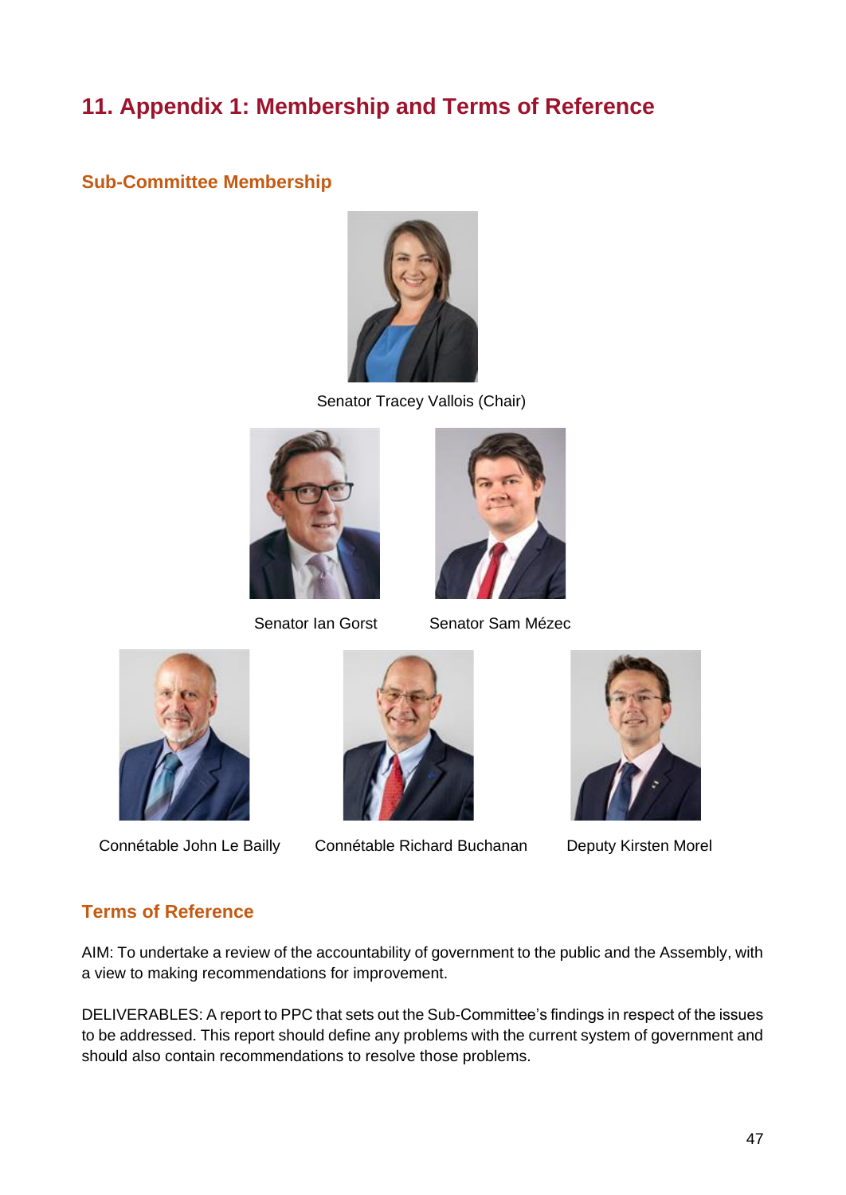# 11. Appendix 1: Membership and Terms of Reference

## Sub-Committee Membership

Senator Tracey Vallois (Chair)

Senator Ian Gorst

Senator Sam Mézec

Connétable John Le Bailly

Connétable Richard Buchanan

Deputy Kirsten Morel

## Terms of Reference

AIM: To undertake a review of the accountability of government to the public and the Assembly, with a view to making recommendations for improvement.

DELIVERABLES: A report to PPC that sets out the Sub-Committee's findings in respect of the issues to be addressed. This report should define any problems with the current system of government and should also contain recommendations to resolve those problems.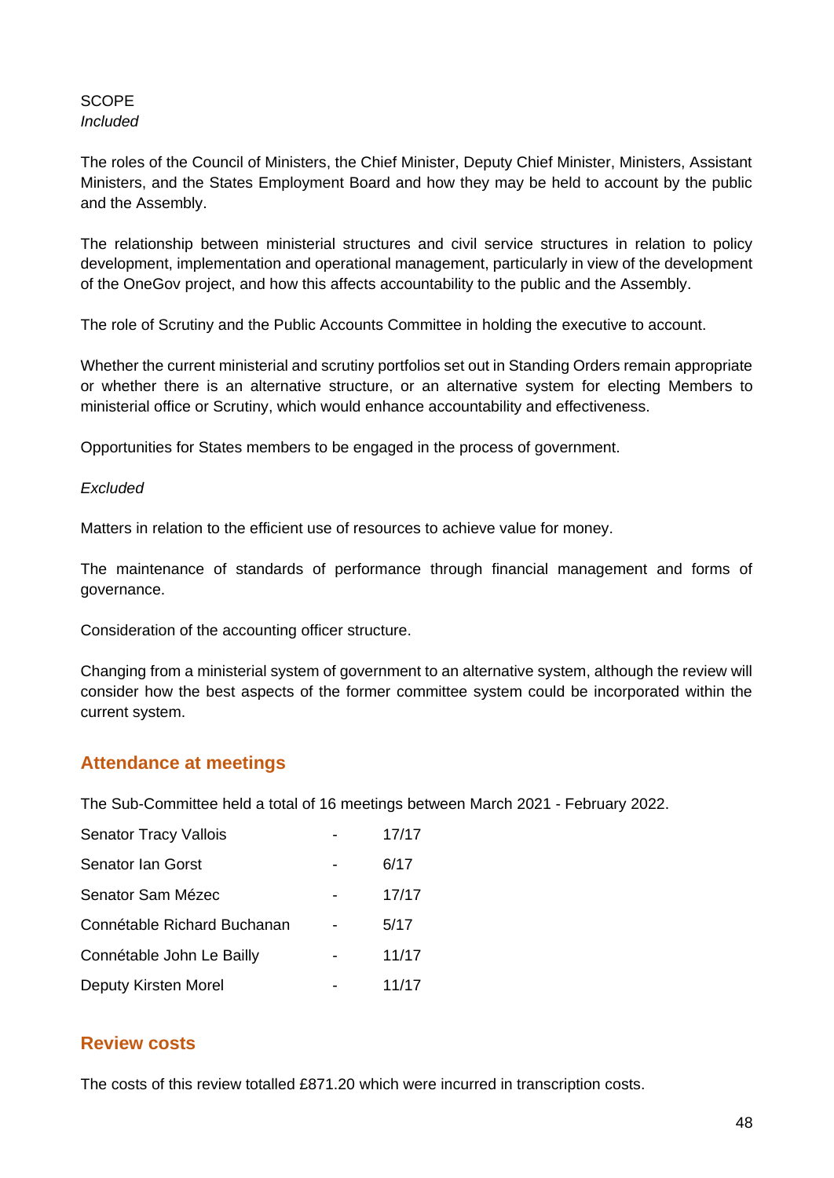SCOPE

*Included*

The roles of the Council of Ministers, the Chief Minister, Deputy Chief Minister, Ministers, Assistant Ministers, and the States Employment Board and how they may be held to account by the public and the Assembly.

The relationship between ministerial structures and civil service structures in relation to policy development, implementation and operational management, particularly in view of the development of the OneGov project, and how this affects accountability to the public and the Assembly.

The role of Scrutiny and the Public Accounts Committee in holding the executive to account.

Whether the current ministerial and scrutiny portfolios set out in Standing Orders remain appropriate or whether there is an alternative structure, or an alternative system for electing Members to ministerial office or Scrutiny, which would enhance accountability and effectiveness.

Opportunities for States members to be engaged in the process of government.

*Excluded*

Matters in relation to the efficient use of resources to achieve value for money.

The maintenance of standards of performance through financial management and forms of governance.

Consideration of the accounting officer structure.

Changing from a ministerial system of government to an alternative system, although the review will consider how the best aspects of the former committee system could be incorporated within the current system.

## Attendance at meetings

The Sub-Committee held a total of 16 meetings between March 2021 - February 2022.

| | | |
|---|---|---|
| Senator Tracy Vallois | - | 17/17 |
| Senator Ian Gorst | - | 6/17 |
| Senator Sam Mézec | - | 17/17 |
| Connétable Richard Buchanan | - | 5/17 |
| Connétable John Le Bailly | - | 11/17 |
| Deputy Kirsten Morel | - | 11/17 |

## Review costs

The costs of this review totalled £871.20 which were incurred in transcription costs.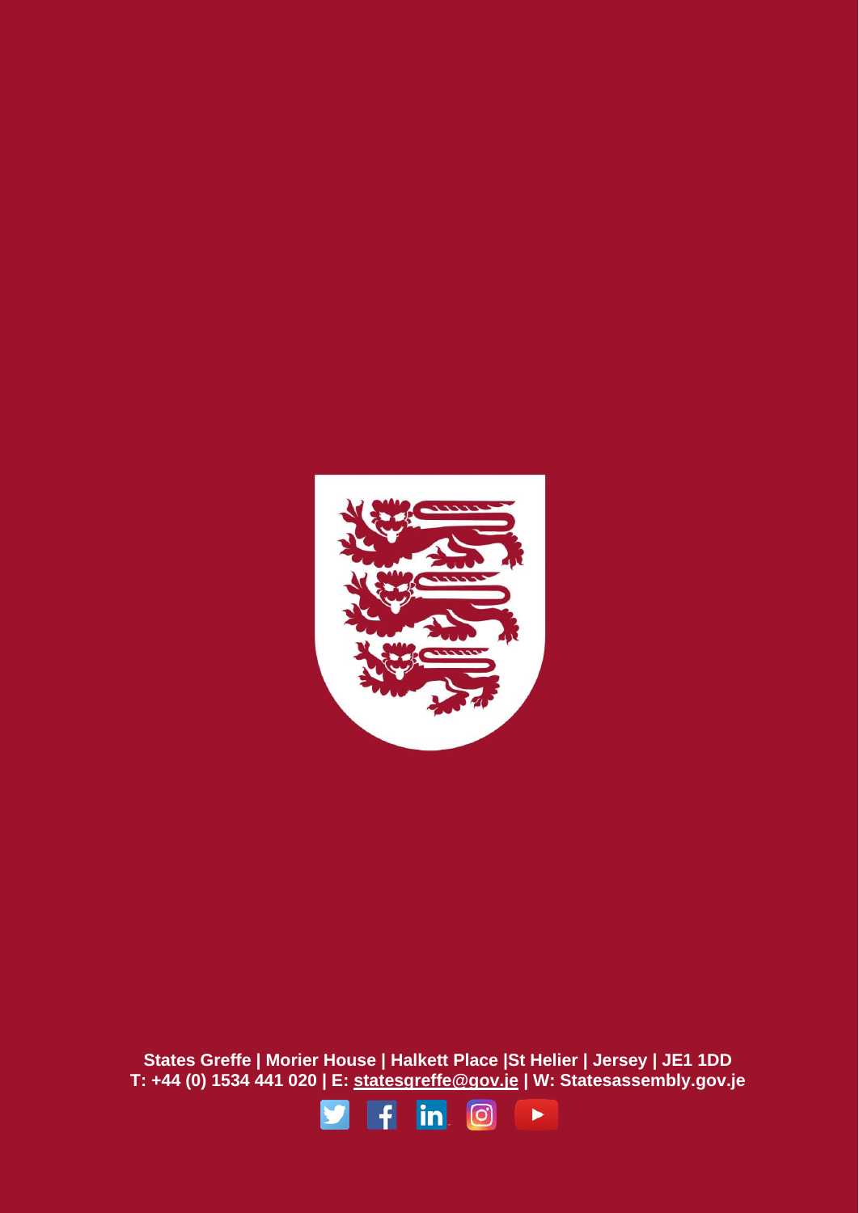**States Greffe | Morier House | Halkett Place |St Helier | Jersey | JE1 1DD**
**T: +44 (0) 1534 441 020 | E: statesgreffe@gov.je | W: Statesassembly.gov.je**